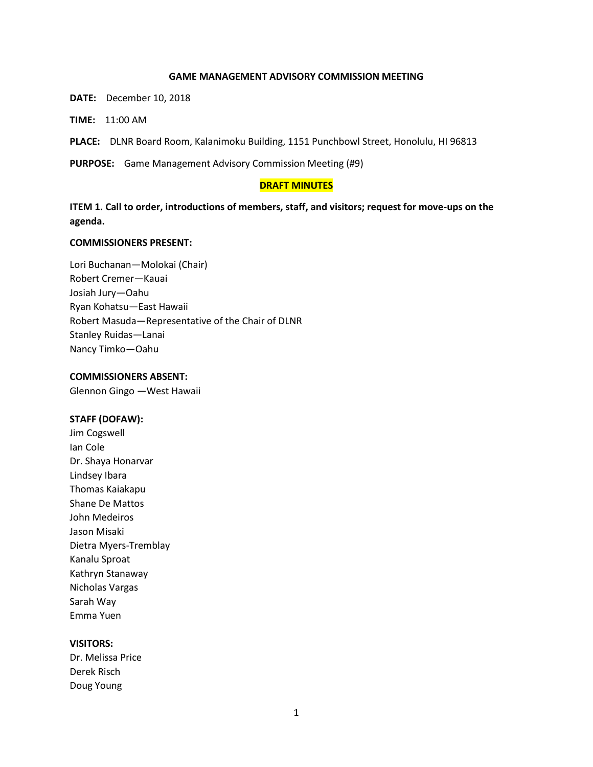# GAME MANAGEMENT ADVISORY COMMISSION MEETING

**DATE:** December 10, 2018

**TIME:** 11:00 AM

**PLACE:** DLNR Board Room, Kalanimoku Building, 1151 Punchbowl Street, Honolulu, HI 96813

**PURPOSE:** Game Management Advisory Commission Meeting (#9)

**DRAFT MINUTES**

## ITEM 1. Call to order, introductions of members, staff, and visitors; request for move-ups on the agenda.

**COMMISSIONERS PRESENT:**

Lori Buchanan—Molokai (Chair)
Robert Cremer—Kauai
Josiah Jury—Oahu
Ryan Kohatsu—East Hawaii
Robert Masuda—Representative of the Chair of DLNR
Stanley Ruidas—Lanai
Nancy Timko—Oahu

**COMMISSIONERS ABSENT:**
Glennon Gingo —West Hawaii

**STAFF (DOFAW):**
Jim Cogswell
Ian Cole
Dr. Shaya Honarvar
Lindsey Ibara
Thomas Kaiakapu
Shane De Mattos
John Medeiros
Jason Misaki
Dietra Myers-Tremblay
Kanalu Sproat
Kathryn Stanaway
Nicholas Vargas
Sarah Way
Emma Yuen

**VISITORS:**
Dr. Melissa Price
Derek Risch
Doug Young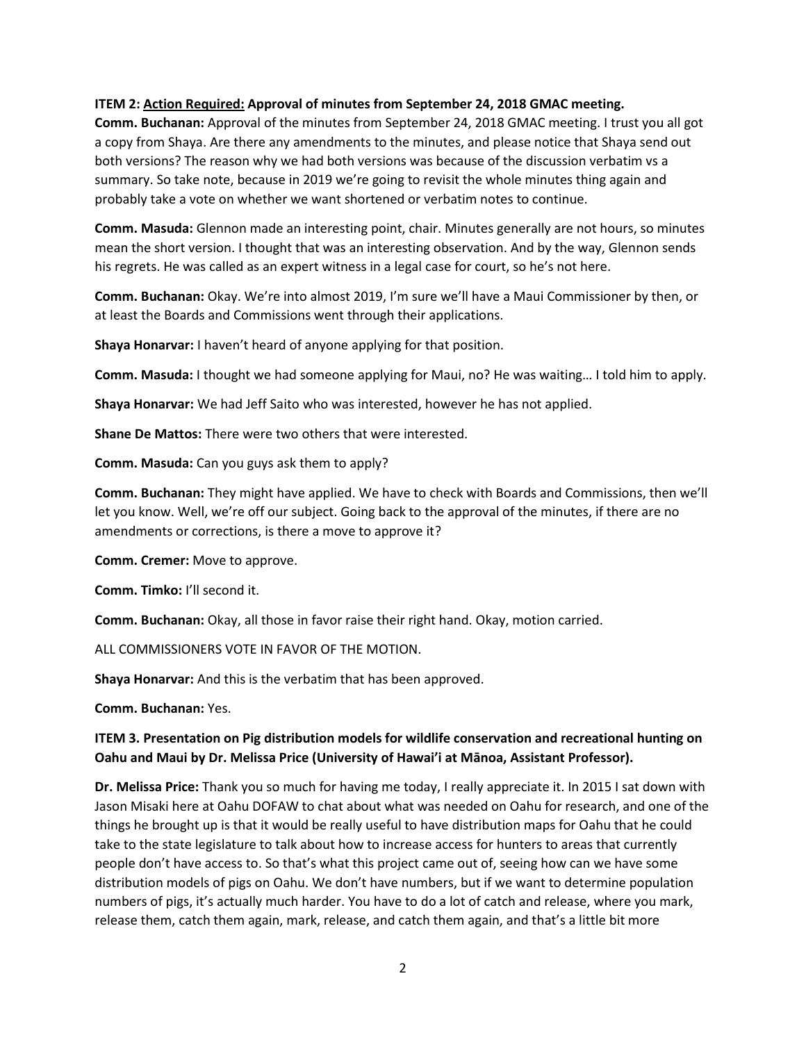**ITEM 2: Action Required: Approval of minutes from September 24, 2018 GMAC meeting.**

**Comm. Buchanan:** Approval of the minutes from September 24, 2018 GMAC meeting. I trust you all got a copy from Shaya. Are there any amendments to the minutes, and please notice that Shaya send out both versions? The reason why we had both versions was because of the discussion verbatim vs a summary. So take note, because in 2019 we're going to revisit the whole minutes thing again and probably take a vote on whether we want shortened or verbatim notes to continue.

**Comm. Masuda:** Glennon made an interesting point, chair. Minutes generally are not hours, so minutes mean the short version. I thought that was an interesting observation. And by the way, Glennon sends his regrets. He was called as an expert witness in a legal case for court, so he's not here.

**Comm. Buchanan:** Okay. We're into almost 2019, I'm sure we'll have a Maui Commissioner by then, or at least the Boards and Commissions went through their applications.

**Shaya Honarvar:** I haven't heard of anyone applying for that position.

**Comm. Masuda:** I thought we had someone applying for Maui, no? He was waiting… I told him to apply.

**Shaya Honarvar:** We had Jeff Saito who was interested, however he has not applied.

**Shane De Mattos:** There were two others that were interested.

**Comm. Masuda:** Can you guys ask them to apply?

**Comm. Buchanan:** They might have applied. We have to check with Boards and Commissions, then we'll let you know. Well, we're off our subject. Going back to the approval of the minutes, if there are no amendments or corrections, is there a move to approve it?

**Comm. Cremer:** Move to approve.

**Comm. Timko:** I'll second it.

**Comm. Buchanan:** Okay, all those in favor raise their right hand. Okay, motion carried.

ALL COMMISSIONERS VOTE IN FAVOR OF THE MOTION.

**Shaya Honarvar:** And this is the verbatim that has been approved.

**Comm. Buchanan:** Yes.

**ITEM 3. Presentation on Pig distribution models for wildlife conservation and recreational hunting on Oahu and Maui by Dr. Melissa Price (University of Hawai'i at Mānoa, Assistant Professor).**

**Dr. Melissa Price:** Thank you so much for having me today, I really appreciate it. In 2015 I sat down with Jason Misaki here at Oahu DOFAW to chat about what was needed on Oahu for research, and one of the things he brought up is that it would be really useful to have distribution maps for Oahu that he could take to the state legislature to talk about how to increase access for hunters to areas that currently people don't have access to. So that's what this project came out of, seeing how can we have some distribution models of pigs on Oahu. We don't have numbers, but if we want to determine population numbers of pigs, it's actually much harder. You have to do a lot of catch and release, where you mark, release them, catch them again, mark, release, and catch them again, and that's a little bit more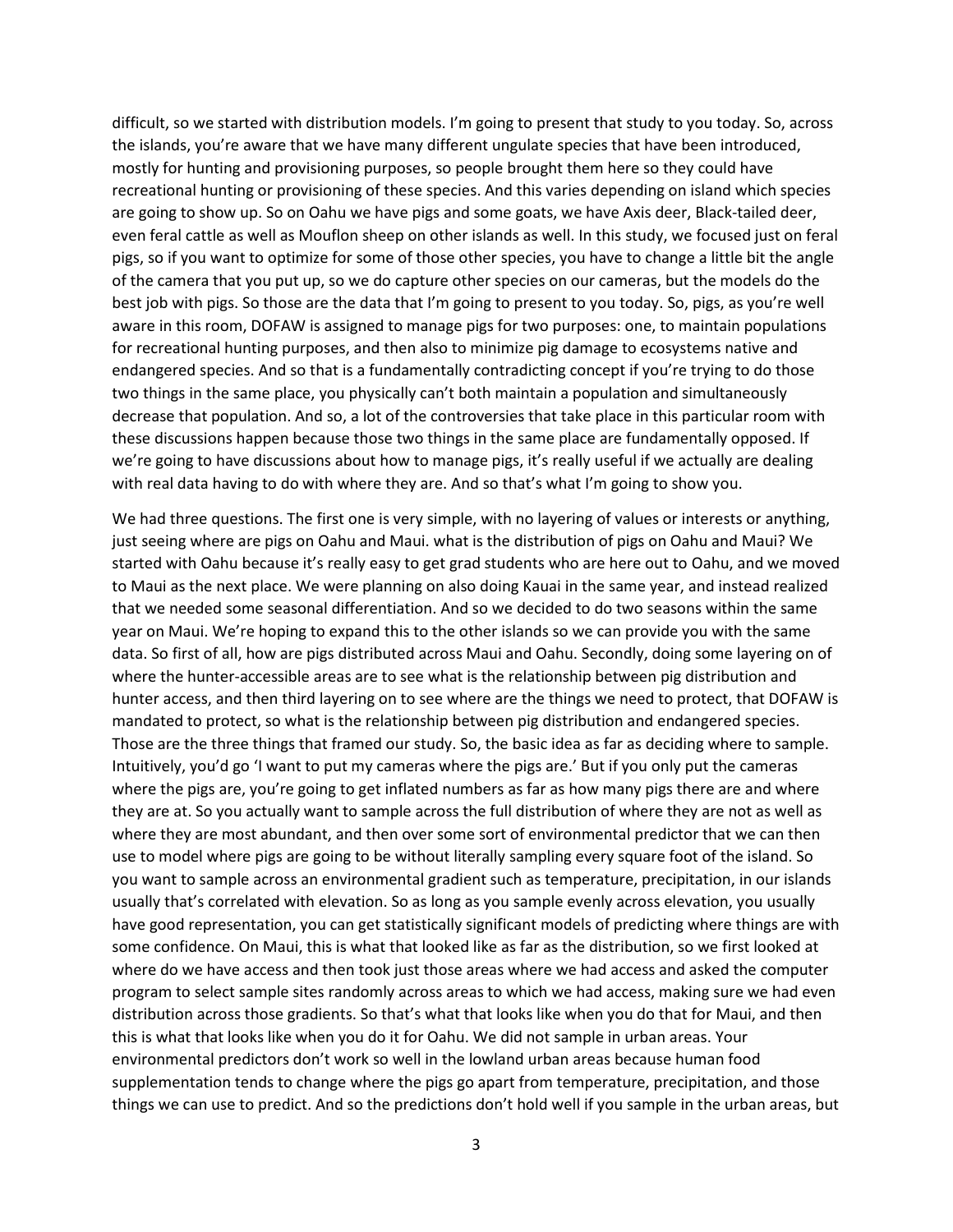difficult, so we started with distribution models. I'm going to present that study to you today. So, across the islands, you're aware that we have many different ungulate species that have been introduced, mostly for hunting and provisioning purposes, so people brought them here so they could have recreational hunting or provisioning of these species. And this varies depending on island which species are going to show up. So on Oahu we have pigs and some goats, we have Axis deer, Black-tailed deer, even feral cattle as well as Mouflon sheep on other islands as well. In this study, we focused just on feral pigs, so if you want to optimize for some of those other species, you have to change a little bit the angle of the camera that you put up, so we do capture other species on our cameras, but the models do the best job with pigs. So those are the data that I'm going to present to you today. So, pigs, as you're well aware in this room, DOFAW is assigned to manage pigs for two purposes: one, to maintain populations for recreational hunting purposes, and then also to minimize pig damage to ecosystems native and endangered species. And so that is a fundamentally contradicting concept if you're trying to do those two things in the same place, you physically can't both maintain a population and simultaneously decrease that population. And so, a lot of the controversies that take place in this particular room with these discussions happen because those two things in the same place are fundamentally opposed. If we're going to have discussions about how to manage pigs, it's really useful if we actually are dealing with real data having to do with where they are. And so that's what I'm going to show you.

We had three questions. The first one is very simple, with no layering of values or interests or anything, just seeing where are pigs on Oahu and Maui. what is the distribution of pigs on Oahu and Maui? We started with Oahu because it's really easy to get grad students who are here out to Oahu, and we moved to Maui as the next place. We were planning on also doing Kauai in the same year, and instead realized that we needed some seasonal differentiation. And so we decided to do two seasons within the same year on Maui. We're hoping to expand this to the other islands so we can provide you with the same data. So first of all, how are pigs distributed across Maui and Oahu. Secondly, doing some layering on of where the hunter-accessible areas are to see what is the relationship between pig distribution and hunter access, and then third layering on to see where are the things we need to protect, that DOFAW is mandated to protect, so what is the relationship between pig distribution and endangered species. Those are the three things that framed our study. So, the basic idea as far as deciding where to sample. Intuitively, you'd go 'I want to put my cameras where the pigs are.' But if you only put the cameras where the pigs are, you're going to get inflated numbers as far as how many pigs there are and where they are at. So you actually want to sample across the full distribution of where they are not as well as where they are most abundant, and then over some sort of environmental predictor that we can then use to model where pigs are going to be without literally sampling every square foot of the island. So you want to sample across an environmental gradient such as temperature, precipitation, in our islands usually that's correlated with elevation. So as long as you sample evenly across elevation, you usually have good representation, you can get statistically significant models of predicting where things are with some confidence. On Maui, this is what that looked like as far as the distribution, so we first looked at where do we have access and then took just those areas where we had access and asked the computer program to select sample sites randomly across areas to which we had access, making sure we had even distribution across those gradients. So that's what that looks like when you do that for Maui, and then this is what that looks like when you do it for Oahu. We did not sample in urban areas. Your environmental predictors don't work so well in the lowland urban areas because human food supplementation tends to change where the pigs go apart from temperature, precipitation, and those things we can use to predict. And so the predictions don't hold well if you sample in the urban areas, but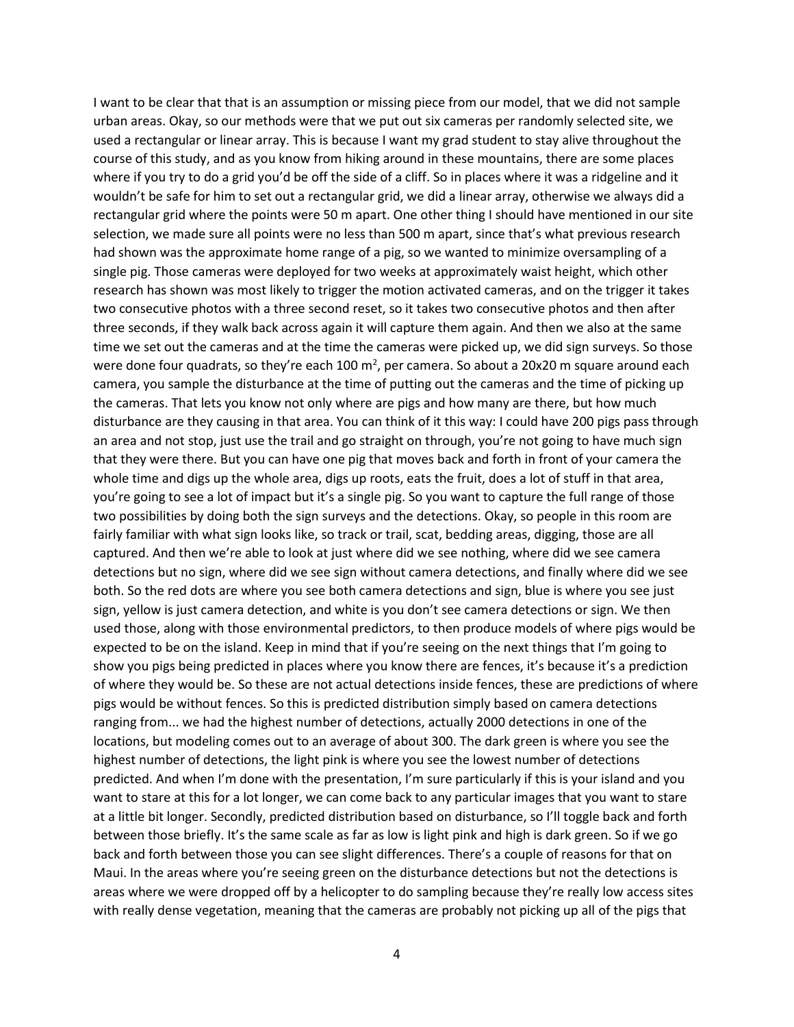I want to be clear that that is an assumption or missing piece from our model, that we did not sample urban areas. Okay, so our methods were that we put out six cameras per randomly selected site, we used a rectangular or linear array. This is because I want my grad student to stay alive throughout the course of this study, and as you know from hiking around in these mountains, there are some places where if you try to do a grid you'd be off the side of a cliff. So in places where it was a ridgeline and it wouldn't be safe for him to set out a rectangular grid, we did a linear array, otherwise we always did a rectangular grid where the points were 50 m apart. One other thing I should have mentioned in our site selection, we made sure all points were no less than 500 m apart, since that's what previous research had shown was the approximate home range of a pig, so we wanted to minimize oversampling of a single pig. Those cameras were deployed for two weeks at approximately waist height, which other research has shown was most likely to trigger the motion activated cameras, and on the trigger it takes two consecutive photos with a three second reset, so it takes two consecutive photos and then after three seconds, if they walk back across again it will capture them again. And then we also at the same time we set out the cameras and at the time the cameras were picked up, we did sign surveys. So those were done four quadrats, so they're each 100 m$^2$, per camera. So about a 20x20 m square around each camera, you sample the disturbance at the time of putting out the cameras and the time of picking up the cameras. That lets you know not only where are pigs and how many are there, but how much disturbance are they causing in that area. You can think of it this way: I could have 200 pigs pass through an area and not stop, just use the trail and go straight on through, you're not going to have much sign that they were there. But you can have one pig that moves back and forth in front of your camera the whole time and digs up the whole area, digs up roots, eats the fruit, does a lot of stuff in that area, you're going to see a lot of impact but it's a single pig. So you want to capture the full range of those two possibilities by doing both the sign surveys and the detections. Okay, so people in this room are fairly familiar with what sign looks like, so track or trail, scat, bedding areas, digging, those are all captured. And then we're able to look at just where did we see nothing, where did we see camera detections but no sign, where did we see sign without camera detections, and finally where did we see both. So the red dots are where you see both camera detections and sign, blue is where you see just sign, yellow is just camera detection, and white is you don't see camera detections or sign. We then used those, along with those environmental predictors, to then produce models of where pigs would be expected to be on the island. Keep in mind that if you're seeing on the next things that I'm going to show you pigs being predicted in places where you know there are fences, it's because it's a prediction of where they would be. So these are not actual detections inside fences, these are predictions of where pigs would be without fences. So this is predicted distribution simply based on camera detections ranging from... we had the highest number of detections, actually 2000 detections in one of the locations, but modeling comes out to an average of about 300. The dark green is where you see the highest number of detections, the light pink is where you see the lowest number of detections predicted. And when I'm done with the presentation, I'm sure particularly if this is your island and you want to stare at this for a lot longer, we can come back to any particular images that you want to stare at a little bit longer. Secondly, predicted distribution based on disturbance, so I'll toggle back and forth between those briefly. It's the same scale as far as low is light pink and high is dark green. So if we go back and forth between those you can see slight differences. There's a couple of reasons for that on Maui. In the areas where you're seeing green on the disturbance detections but not the detections is areas where we were dropped off by a helicopter to do sampling because they're really low access sites with really dense vegetation, meaning that the cameras are probably not picking up all of the pigs that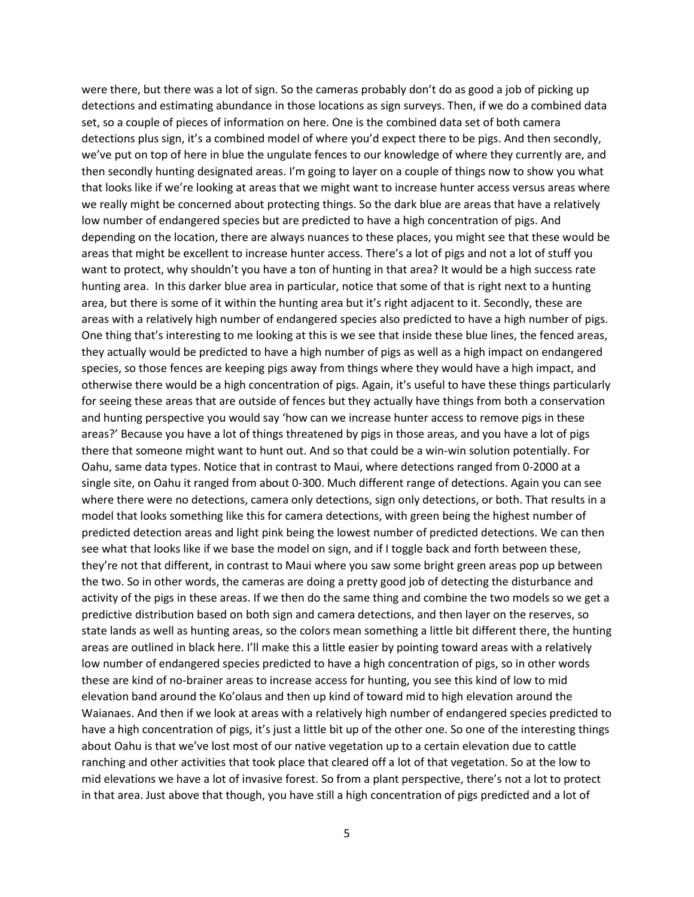were there, but there was a lot of sign. So the cameras probably don't do as good a job of picking up detections and estimating abundance in those locations as sign surveys. Then, if we do a combined data set, so a couple of pieces of information on here. One is the combined data set of both camera detections plus sign, it's a combined model of where you'd expect there to be pigs. And then secondly, we've put on top of here in blue the ungulate fences to our knowledge of where they currently are, and then secondly hunting designated areas. I'm going to layer on a couple of things now to show you what that looks like if we're looking at areas that we might want to increase hunter access versus areas where we really might be concerned about protecting things. So the dark blue are areas that have a relatively low number of endangered species but are predicted to have a high concentration of pigs. And depending on the location, there are always nuances to these places, you might see that these would be areas that might be excellent to increase hunter access. There's a lot of pigs and not a lot of stuff you want to protect, why shouldn't you have a ton of hunting in that area? It would be a high success rate hunting area. In this darker blue area in particular, notice that some of that is right next to a hunting area, but there is some of it within the hunting area but it's right adjacent to it. Secondly, these are areas with a relatively high number of endangered species also predicted to have a high number of pigs. One thing that's interesting to me looking at this is we see that inside these blue lines, the fenced areas, they actually would be predicted to have a high number of pigs as well as a high impact on endangered species, so those fences are keeping pigs away from things where they would have a high impact, and otherwise there would be a high concentration of pigs. Again, it's useful to have these things particularly for seeing these areas that are outside of fences but they actually have things from both a conservation and hunting perspective you would say 'how can we increase hunter access to remove pigs in these areas?' Because you have a lot of things threatened by pigs in those areas, and you have a lot of pigs there that someone might want to hunt out. And so that could be a win-win solution potentially. For Oahu, same data types. Notice that in contrast to Maui, where detections ranged from 0-2000 at a single site, on Oahu it ranged from about 0-300. Much different range of detections. Again you can see where there were no detections, camera only detections, sign only detections, or both. That results in a model that looks something like this for camera detections, with green being the highest number of predicted detection areas and light pink being the lowest number of predicted detections. We can then see what that looks like if we base the model on sign, and if I toggle back and forth between these, they're not that different, in contrast to Maui where you saw some bright green areas pop up between the two. So in other words, the cameras are doing a pretty good job of detecting the disturbance and activity of the pigs in these areas. If we then do the same thing and combine the two models so we get a predictive distribution based on both sign and camera detections, and then layer on the reserves, so state lands as well as hunting areas, so the colors mean something a little bit different there, the hunting areas are outlined in black here. I'll make this a little easier by pointing toward areas with a relatively low number of endangered species predicted to have a high concentration of pigs, so in other words these are kind of no-brainer areas to increase access for hunting, you see this kind of low to mid elevation band around the Ko'olaus and then up kind of toward mid to high elevation around the Waianaes. And then if we look at areas with a relatively high number of endangered species predicted to have a high concentration of pigs, it's just a little bit up of the other one. So one of the interesting things about Oahu is that we've lost most of our native vegetation up to a certain elevation due to cattle ranching and other activities that took place that cleared off a lot of that vegetation. So at the low to mid elevations we have a lot of invasive forest. So from a plant perspective, there's not a lot to protect in that area. Just above that though, you have still a high concentration of pigs predicted and a lot of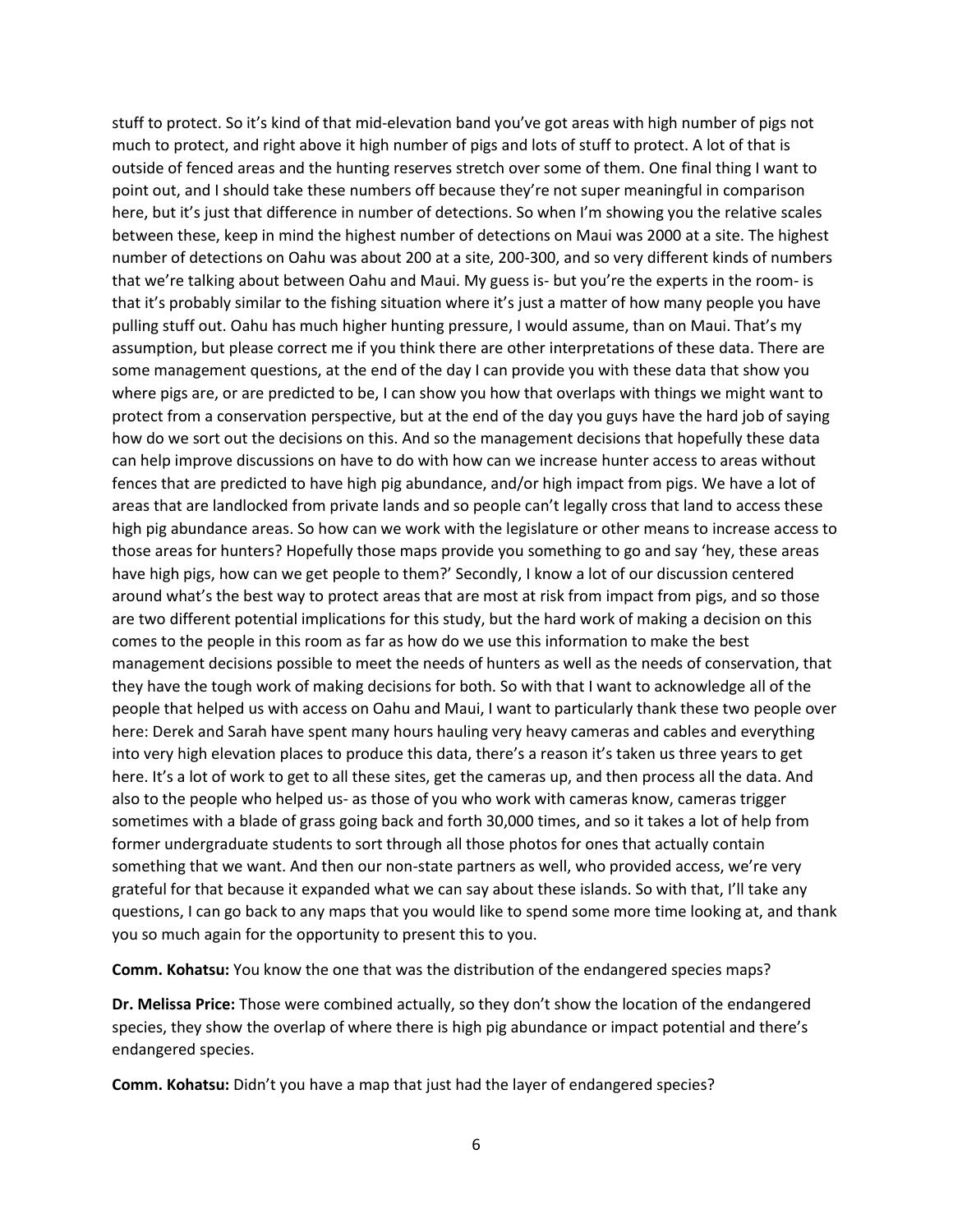stuff to protect. So it's kind of that mid-elevation band you've got areas with high number of pigs not much to protect, and right above it high number of pigs and lots of stuff to protect. A lot of that is outside of fenced areas and the hunting reserves stretch over some of them. One final thing I want to point out, and I should take these numbers off because they're not super meaningful in comparison here, but it's just that difference in number of detections. So when I'm showing you the relative scales between these, keep in mind the highest number of detections on Maui was 2000 at a site. The highest number of detections on Oahu was about 200 at a site, 200-300, and so very different kinds of numbers that we're talking about between Oahu and Maui. My guess is- but you're the experts in the room- is that it's probably similar to the fishing situation where it's just a matter of how many people you have pulling stuff out. Oahu has much higher hunting pressure, I would assume, than on Maui. That's my assumption, but please correct me if you think there are other interpretations of these data. There are some management questions, at the end of the day I can provide you with these data that show you where pigs are, or are predicted to be, I can show you how that overlaps with things we might want to protect from a conservation perspective, but at the end of the day you guys have the hard job of saying how do we sort out the decisions on this. And so the management decisions that hopefully these data can help improve discussions on have to do with how can we increase hunter access to areas without fences that are predicted to have high pig abundance, and/or high impact from pigs. We have a lot of areas that are landlocked from private lands and so people can't legally cross that land to access these high pig abundance areas. So how can we work with the legislature or other means to increase access to those areas for hunters? Hopefully those maps provide you something to go and say 'hey, these areas have high pigs, how can we get people to them?' Secondly, I know a lot of our discussion centered around what's the best way to protect areas that are most at risk from impact from pigs, and so those are two different potential implications for this study, but the hard work of making a decision on this comes to the people in this room as far as how do we use this information to make the best management decisions possible to meet the needs of hunters as well as the needs of conservation, that they have the tough work of making decisions for both. So with that I want to acknowledge all of the people that helped us with access on Oahu and Maui, I want to particularly thank these two people over here: Derek and Sarah have spent many hours hauling very heavy cameras and cables and everything into very high elevation places to produce this data, there's a reason it's taken us three years to get here. It's a lot of work to get to all these sites, get the cameras up, and then process all the data. And also to the people who helped us- as those of you who work with cameras know, cameras trigger sometimes with a blade of grass going back and forth 30,000 times, and so it takes a lot of help from former undergraduate students to sort through all those photos for ones that actually contain something that we want. And then our non-state partners as well, who provided access, we're very grateful for that because it expanded what we can say about these islands. So with that, I'll take any questions, I can go back to any maps that you would like to spend some more time looking at, and thank you so much again for the opportunity to present this to you.

**Comm. Kohatsu:** You know the one that was the distribution of the endangered species maps?

**Dr. Melissa Price:** Those were combined actually, so they don't show the location of the endangered species, they show the overlap of where there is high pig abundance or impact potential and there's endangered species.

**Comm. Kohatsu:** Didn't you have a map that just had the layer of endangered species?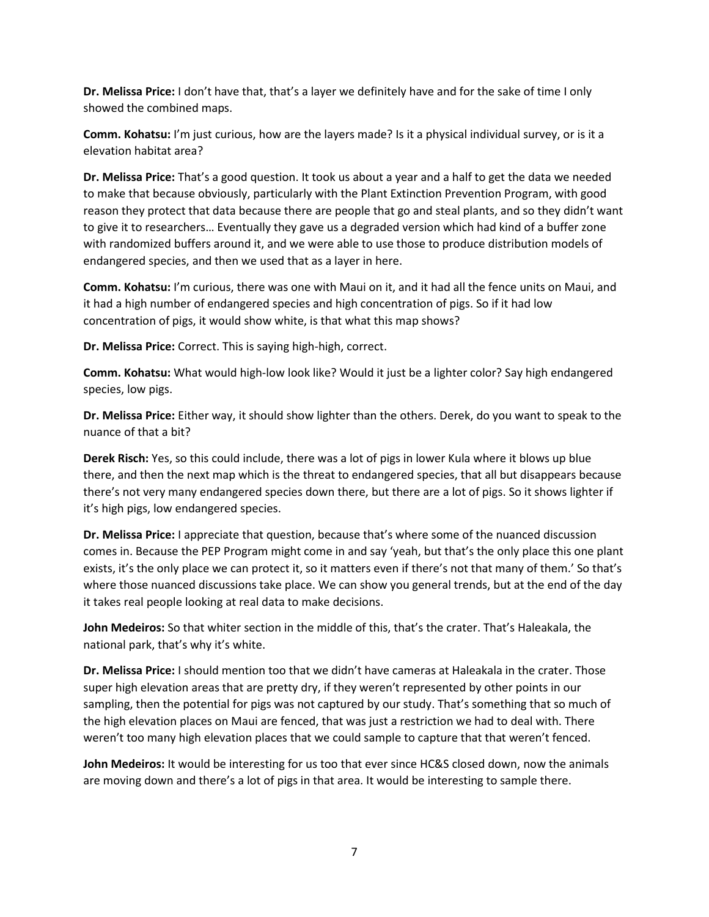**Dr. Melissa Price:** I don't have that, that's a layer we definitely have and for the sake of time I only showed the combined maps.

**Comm. Kohatsu:** I'm just curious, how are the layers made? Is it a physical individual survey, or is it a elevation habitat area?

**Dr. Melissa Price:** That's a good question. It took us about a year and a half to get the data we needed to make that because obviously, particularly with the Plant Extinction Prevention Program, with good reason they protect that data because there are people that go and steal plants, and so they didn't want to give it to researchers… Eventually they gave us a degraded version which had kind of a buffer zone with randomized buffers around it, and we were able to use those to produce distribution models of endangered species, and then we used that as a layer in here.

**Comm. Kohatsu:** I'm curious, there was one with Maui on it, and it had all the fence units on Maui, and it had a high number of endangered species and high concentration of pigs. So if it had low concentration of pigs, it would show white, is that what this map shows?

**Dr. Melissa Price:** Correct. This is saying high-high, correct.

**Comm. Kohatsu:** What would high-low look like? Would it just be a lighter color? Say high endangered species, low pigs.

**Dr. Melissa Price:** Either way, it should show lighter than the others. Derek, do you want to speak to the nuance of that a bit?

**Derek Risch:** Yes, so this could include, there was a lot of pigs in lower Kula where it blows up blue there, and then the next map which is the threat to endangered species, that all but disappears because there's not very many endangered species down there, but there are a lot of pigs. So it shows lighter if it's high pigs, low endangered species.

**Dr. Melissa Price:** I appreciate that question, because that's where some of the nuanced discussion comes in. Because the PEP Program might come in and say 'yeah, but that's the only place this one plant exists, it's the only place we can protect it, so it matters even if there's not that many of them.' So that's where those nuanced discussions take place. We can show you general trends, but at the end of the day it takes real people looking at real data to make decisions.

**John Medeiros:** So that whiter section in the middle of this, that's the crater. That's Haleakala, the national park, that's why it's white.

**Dr. Melissa Price:** I should mention too that we didn't have cameras at Haleakala in the crater. Those super high elevation areas that are pretty dry, if they weren't represented by other points in our sampling, then the potential for pigs was not captured by our study. That's something that so much of the high elevation places on Maui are fenced, that was just a restriction we had to deal with. There weren't too many high elevation places that we could sample to capture that that weren't fenced.

**John Medeiros:** It would be interesting for us too that ever since HC&S closed down, now the animals are moving down and there's a lot of pigs in that area. It would be interesting to sample there.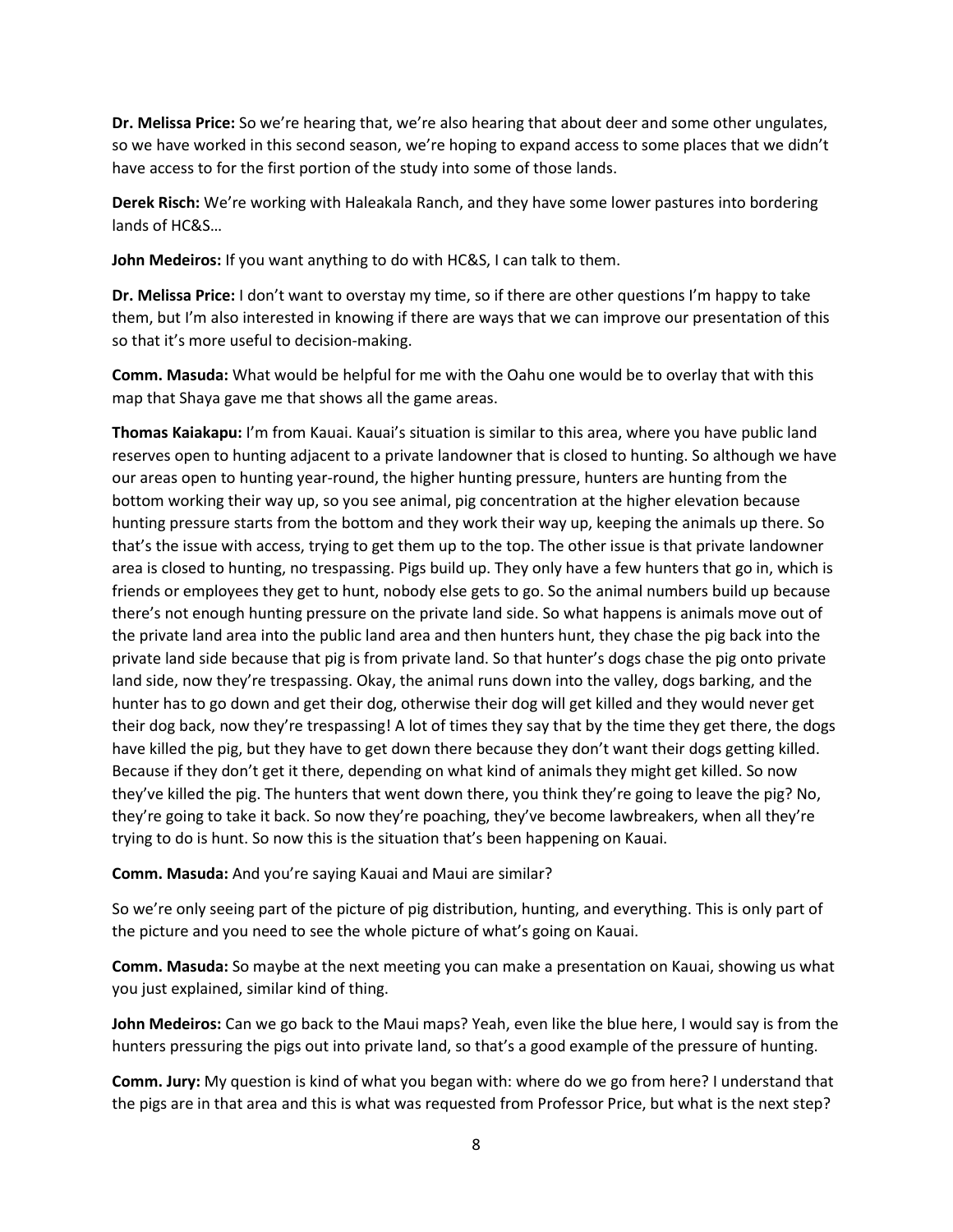**Dr. Melissa Price:** So we're hearing that, we're also hearing that about deer and some other ungulates, so we have worked in this second season, we're hoping to expand access to some places that we didn't have access to for the first portion of the study into some of those lands.

**Derek Risch:** We're working with Haleakala Ranch, and they have some lower pastures into bordering lands of HC&S…

**John Medeiros:** If you want anything to do with HC&S, I can talk to them.

**Dr. Melissa Price:** I don't want to overstay my time, so if there are other questions I'm happy to take them, but I'm also interested in knowing if there are ways that we can improve our presentation of this so that it's more useful to decision-making.

**Comm. Masuda:** What would be helpful for me with the Oahu one would be to overlay that with this map that Shaya gave me that shows all the game areas.

**Thomas Kaiakapu:** I'm from Kauai. Kauai's situation is similar to this area, where you have public land reserves open to hunting adjacent to a private landowner that is closed to hunting. So although we have our areas open to hunting year-round, the higher hunting pressure, hunters are hunting from the bottom working their way up, so you see animal, pig concentration at the higher elevation because hunting pressure starts from the bottom and they work their way up, keeping the animals up there. So that's the issue with access, trying to get them up to the top. The other issue is that private landowner area is closed to hunting, no trespassing. Pigs build up. They only have a few hunters that go in, which is friends or employees they get to hunt, nobody else gets to go. So the animal numbers build up because there's not enough hunting pressure on the private land side. So what happens is animals move out of the private land area into the public land area and then hunters hunt, they chase the pig back into the private land side because that pig is from private land. So that hunter's dogs chase the pig onto private land side, now they're trespassing. Okay, the animal runs down into the valley, dogs barking, and the hunter has to go down and get their dog, otherwise their dog will get killed and they would never get their dog back, now they're trespassing! A lot of times they say that by the time they get there, the dogs have killed the pig, but they have to get down there because they don't want their dogs getting killed. Because if they don't get it there, depending on what kind of animals they might get killed. So now they've killed the pig. The hunters that went down there, you think they're going to leave the pig? No, they're going to take it back. So now they're poaching, they've become lawbreakers, when all they're trying to do is hunt. So now this is the situation that's been happening on Kauai.

**Comm. Masuda:** And you're saying Kauai and Maui are similar?

So we're only seeing part of the picture of pig distribution, hunting, and everything. This is only part of the picture and you need to see the whole picture of what's going on Kauai.

**Comm. Masuda:** So maybe at the next meeting you can make a presentation on Kauai, showing us what you just explained, similar kind of thing.

**John Medeiros:** Can we go back to the Maui maps? Yeah, even like the blue here, I would say is from the hunters pressuring the pigs out into private land, so that's a good example of the pressure of hunting.

**Comm. Jury:** My question is kind of what you began with: where do we go from here? I understand that the pigs are in that area and this is what was requested from Professor Price, but what is the next step?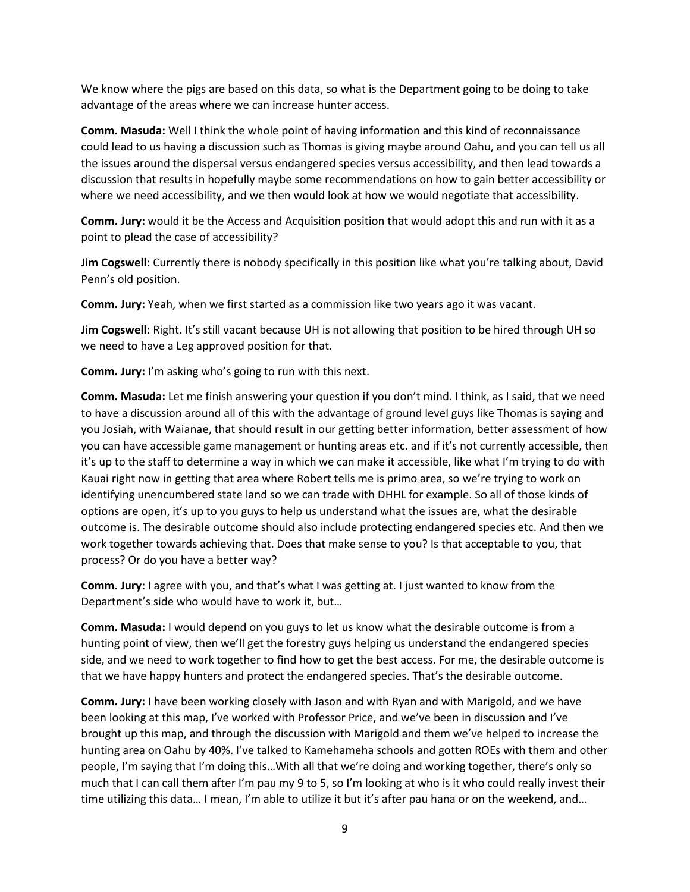We know where the pigs are based on this data, so what is the Department going to be doing to take advantage of the areas where we can increase hunter access.

**Comm. Masuda:** Well I think the whole point of having information and this kind of reconnaissance could lead to us having a discussion such as Thomas is giving maybe around Oahu, and you can tell us all the issues around the dispersal versus endangered species versus accessibility, and then lead towards a discussion that results in hopefully maybe some recommendations on how to gain better accessibility or where we need accessibility, and we then would look at how we would negotiate that accessibility.

**Comm. Jury:** would it be the Access and Acquisition position that would adopt this and run with it as a point to plead the case of accessibility?

**Jim Cogswell:** Currently there is nobody specifically in this position like what you're talking about, David Penn's old position.

**Comm. Jury:** Yeah, when we first started as a commission like two years ago it was vacant.

**Jim Cogswell:** Right. It's still vacant because UH is not allowing that position to be hired through UH so we need to have a Leg approved position for that.

**Comm. Jury:** I'm asking who's going to run with this next.

**Comm. Masuda:** Let me finish answering your question if you don't mind. I think, as I said, that we need to have a discussion around all of this with the advantage of ground level guys like Thomas is saying and you Josiah, with Waianae, that should result in our getting better information, better assessment of how you can have accessible game management or hunting areas etc. and if it's not currently accessible, then it's up to the staff to determine a way in which we can make it accessible, like what I'm trying to do with Kauai right now in getting that area where Robert tells me is primo area, so we're trying to work on identifying unencumbered state land so we can trade with DHHL for example. So all of those kinds of options are open, it's up to you guys to help us understand what the issues are, what the desirable outcome is. The desirable outcome should also include protecting endangered species etc. And then we work together towards achieving that. Does that make sense to you? Is that acceptable to you, that process? Or do you have a better way?

**Comm. Jury:** I agree with you, and that's what I was getting at. I just wanted to know from the Department's side who would have to work it, but…

**Comm. Masuda:** I would depend on you guys to let us know what the desirable outcome is from a hunting point of view, then we'll get the forestry guys helping us understand the endangered species side, and we need to work together to find how to get the best access. For me, the desirable outcome is that we have happy hunters and protect the endangered species. That's the desirable outcome.

**Comm. Jury:** I have been working closely with Jason and with Ryan and with Marigold, and we have been looking at this map, I've worked with Professor Price, and we've been in discussion and I've brought up this map, and through the discussion with Marigold and them we've helped to increase the hunting area on Oahu by 40%. I've talked to Kamehameha schools and gotten ROEs with them and other people, I'm saying that I'm doing this…With all that we're doing and working together, there's only so much that I can call them after I'm pau my 9 to 5, so I'm looking at who is it who could really invest their time utilizing this data… I mean, I'm able to utilize it but it's after pau hana or on the weekend, and…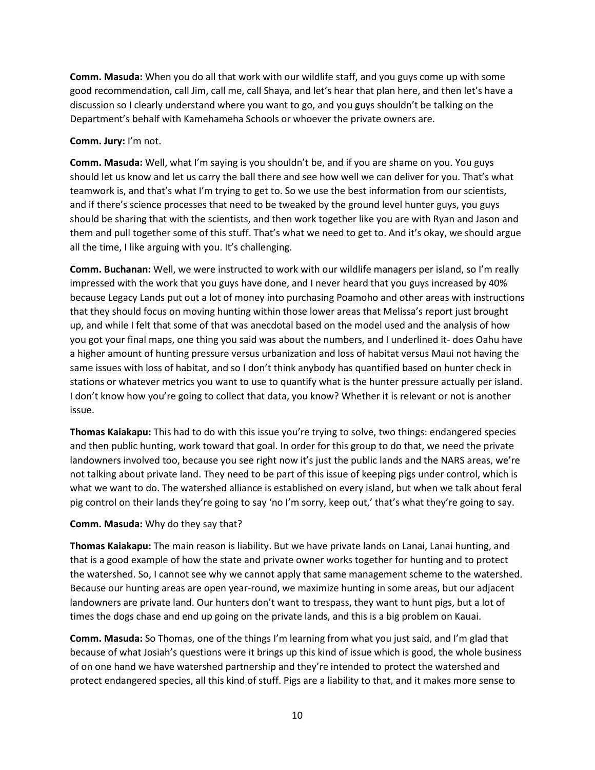**Comm. Masuda:** When you do all that work with our wildlife staff, and you guys come up with some good recommendation, call Jim, call me, call Shaya, and let's hear that plan here, and then let's have a discussion so I clearly understand where you want to go, and you guys shouldn't be talking on the Department's behalf with Kamehameha Schools or whoever the private owners are.

**Comm. Jury:** I'm not.

**Comm. Masuda:** Well, what I'm saying is you shouldn't be, and if you are shame on you. You guys should let us know and let us carry the ball there and see how well we can deliver for you. That's what teamwork is, and that's what I'm trying to get to. So we use the best information from our scientists, and if there's science processes that need to be tweaked by the ground level hunter guys, you guys should be sharing that with the scientists, and then work together like you are with Ryan and Jason and them and pull together some of this stuff. That's what we need to get to. And it's okay, we should argue all the time, I like arguing with you. It's challenging.

**Comm. Buchanan:** Well, we were instructed to work with our wildlife managers per island, so I'm really impressed with the work that you guys have done, and I never heard that you guys increased by 40% because Legacy Lands put out a lot of money into purchasing Poamoho and other areas with instructions that they should focus on moving hunting within those lower areas that Melissa's report just brought up, and while I felt that some of that was anecdotal based on the model used and the analysis of how you got your final maps, one thing you said was about the numbers, and I underlined it- does Oahu have a higher amount of hunting pressure versus urbanization and loss of habitat versus Maui not having the same issues with loss of habitat, and so I don't think anybody has quantified based on hunter check in stations or whatever metrics you want to use to quantify what is the hunter pressure actually per island. I don't know how you're going to collect that data, you know? Whether it is relevant or not is another issue.

**Thomas Kaiakapu:** This had to do with this issue you're trying to solve, two things: endangered species and then public hunting, work toward that goal. In order for this group to do that, we need the private landowners involved too, because you see right now it's just the public lands and the NARS areas, we're not talking about private land. They need to be part of this issue of keeping pigs under control, which is what we want to do. The watershed alliance is established on every island, but when we talk about feral pig control on their lands they're going to say 'no I'm sorry, keep out,' that's what they're going to say.

**Comm. Masuda:** Why do they say that?

**Thomas Kaiakapu:** The main reason is liability. But we have private lands on Lanai, Lanai hunting, and that is a good example of how the state and private owner works together for hunting and to protect the watershed. So, I cannot see why we cannot apply that same management scheme to the watershed. Because our hunting areas are open year-round, we maximize hunting in some areas, but our adjacent landowners are private land. Our hunters don't want to trespass, they want to hunt pigs, but a lot of times the dogs chase and end up going on the private lands, and this is a big problem on Kauai.

**Comm. Masuda:** So Thomas, one of the things I'm learning from what you just said, and I'm glad that because of what Josiah's questions were it brings up this kind of issue which is good, the whole business of on one hand we have watershed partnership and they're intended to protect the watershed and protect endangered species, all this kind of stuff. Pigs are a liability to that, and it makes more sense to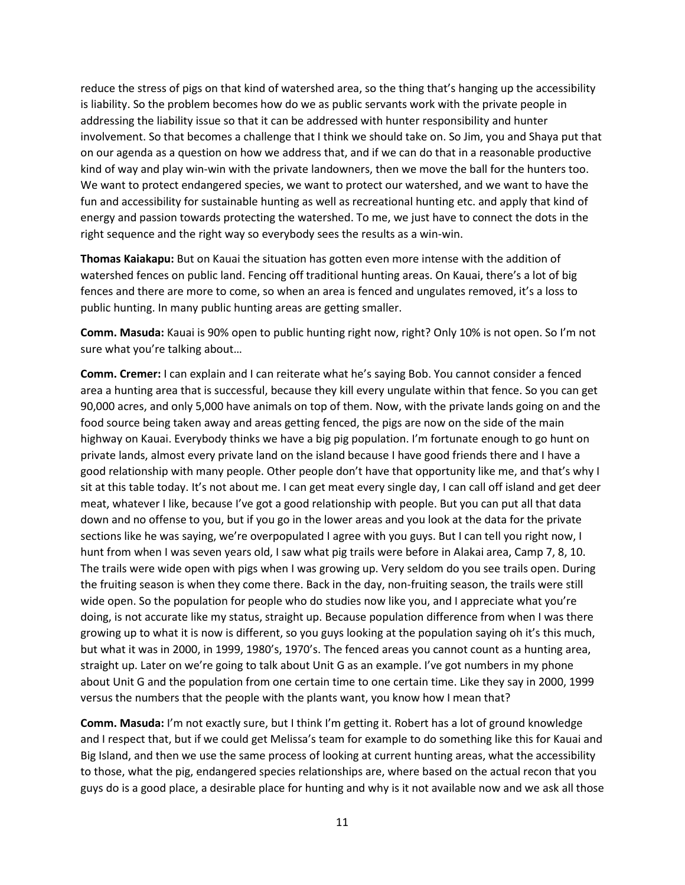reduce the stress of pigs on that kind of watershed area, so the thing that's hanging up the accessibility is liability. So the problem becomes how do we as public servants work with the private people in addressing the liability issue so that it can be addressed with hunter responsibility and hunter involvement. So that becomes a challenge that I think we should take on. So Jim, you and Shaya put that on our agenda as a question on how we address that, and if we can do that in a reasonable productive kind of way and play win-win with the private landowners, then we move the ball for the hunters too. We want to protect endangered species, we want to protect our watershed, and we want to have the fun and accessibility for sustainable hunting as well as recreational hunting etc. and apply that kind of energy and passion towards protecting the watershed. To me, we just have to connect the dots in the right sequence and the right way so everybody sees the results as a win-win.

**Thomas Kaiakapu:** But on Kauai the situation has gotten even more intense with the addition of watershed fences on public land. Fencing off traditional hunting areas. On Kauai, there's a lot of big fences and there are more to come, so when an area is fenced and ungulates removed, it's a loss to public hunting. In many public hunting areas are getting smaller.

**Comm. Masuda:** Kauai is 90% open to public hunting right now, right? Only 10% is not open. So I'm not sure what you're talking about…

**Comm. Cremer:** I can explain and I can reiterate what he's saying Bob. You cannot consider a fenced area a hunting area that is successful, because they kill every ungulate within that fence. So you can get 90,000 acres, and only 5,000 have animals on top of them. Now, with the private lands going on and the food source being taken away and areas getting fenced, the pigs are now on the side of the main highway on Kauai. Everybody thinks we have a big pig population. I'm fortunate enough to go hunt on private lands, almost every private land on the island because I have good friends there and I have a good relationship with many people. Other people don't have that opportunity like me, and that's why I sit at this table today. It's not about me. I can get meat every single day, I can call off island and get deer meat, whatever I like, because I've got a good relationship with people. But you can put all that data down and no offense to you, but if you go in the lower areas and you look at the data for the private sections like he was saying, we're overpopulated I agree with you guys. But I can tell you right now, I hunt from when I was seven years old, I saw what pig trails were before in Alakai area, Camp 7, 8, 10. The trails were wide open with pigs when I was growing up. Very seldom do you see trails open. During the fruiting season is when they come there. Back in the day, non-fruiting season, the trails were still wide open. So the population for people who do studies now like you, and I appreciate what you're doing, is not accurate like my status, straight up. Because population difference from when I was there growing up to what it is now is different, so you guys looking at the population saying oh it's this much, but what it was in 2000, in 1999, 1980's, 1970's. The fenced areas you cannot count as a hunting area, straight up. Later on we're going to talk about Unit G as an example. I've got numbers in my phone about Unit G and the population from one certain time to one certain time. Like they say in 2000, 1999 versus the numbers that the people with the plants want, you know how I mean that?

**Comm. Masuda:** I'm not exactly sure, but I think I'm getting it. Robert has a lot of ground knowledge and I respect that, but if we could get Melissa's team for example to do something like this for Kauai and Big Island, and then we use the same process of looking at current hunting areas, what the accessibility to those, what the pig, endangered species relationships are, where based on the actual recon that you guys do is a good place, a desirable place for hunting and why is it not available now and we ask all those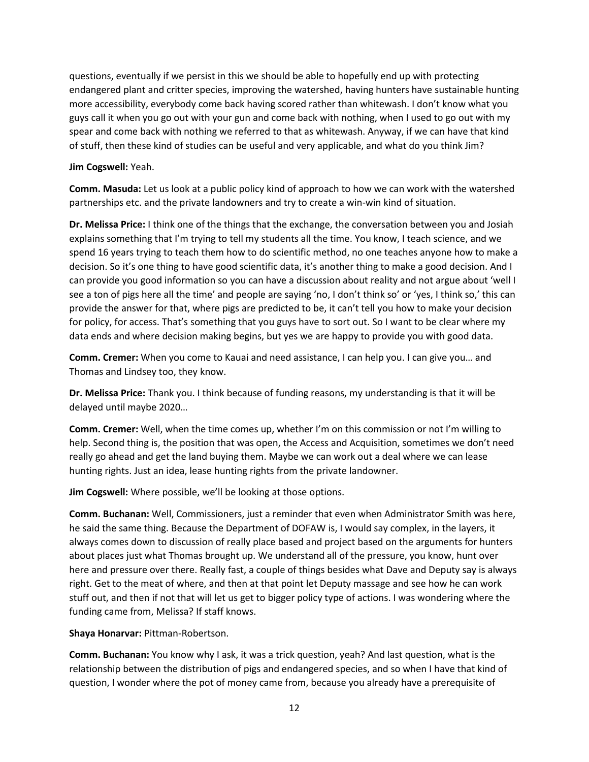questions, eventually if we persist in this we should be able to hopefully end up with protecting endangered plant and critter species, improving the watershed, having hunters have sustainable hunting more accessibility, everybody come back having scored rather than whitewash. I don't know what you guys call it when you go out with your gun and come back with nothing, when I used to go out with my spear and come back with nothing we referred to that as whitewash. Anyway, if we can have that kind of stuff, then these kind of studies can be useful and very applicable, and what do you think Jim?

**Jim Cogswell:** Yeah.

**Comm. Masuda:** Let us look at a public policy kind of approach to how we can work with the watershed partnerships etc. and the private landowners and try to create a win-win kind of situation.

**Dr. Melissa Price:** I think one of the things that the exchange, the conversation between you and Josiah explains something that I'm trying to tell my students all the time. You know, I teach science, and we spend 16 years trying to teach them how to do scientific method, no one teaches anyone how to make a decision. So it's one thing to have good scientific data, it's another thing to make a good decision. And I can provide you good information so you can have a discussion about reality and not argue about 'well I see a ton of pigs here all the time' and people are saying 'no, I don't think so' or 'yes, I think so,' this can provide the answer for that, where pigs are predicted to be, it can't tell you how to make your decision for policy, for access. That's something that you guys have to sort out. So I want to be clear where my data ends and where decision making begins, but yes we are happy to provide you with good data.

**Comm. Cremer:** When you come to Kauai and need assistance, I can help you. I can give you… and Thomas and Lindsey too, they know.

**Dr. Melissa Price:** Thank you. I think because of funding reasons, my understanding is that it will be delayed until maybe 2020…

**Comm. Cremer:** Well, when the time comes up, whether I'm on this commission or not I'm willing to help. Second thing is, the position that was open, the Access and Acquisition, sometimes we don't need really go ahead and get the land buying them. Maybe we can work out a deal where we can lease hunting rights. Just an idea, lease hunting rights from the private landowner.

**Jim Cogswell:** Where possible, we'll be looking at those options.

**Comm. Buchanan:** Well, Commissioners, just a reminder that even when Administrator Smith was here, he said the same thing. Because the Department of DOFAW is, I would say complex, in the layers, it always comes down to discussion of really place based and project based on the arguments for hunters about places just what Thomas brought up. We understand all of the pressure, you know, hunt over here and pressure over there. Really fast, a couple of things besides what Dave and Deputy say is always right. Get to the meat of where, and then at that point let Deputy massage and see how he can work stuff out, and then if not that will let us get to bigger policy type of actions. I was wondering where the funding came from, Melissa? If staff knows.

**Shaya Honarvar:** Pittman-Robertson.

**Comm. Buchanan:** You know why I ask, it was a trick question, yeah? And last question, what is the relationship between the distribution of pigs and endangered species, and so when I have that kind of question, I wonder where the pot of money came from, because you already have a prerequisite of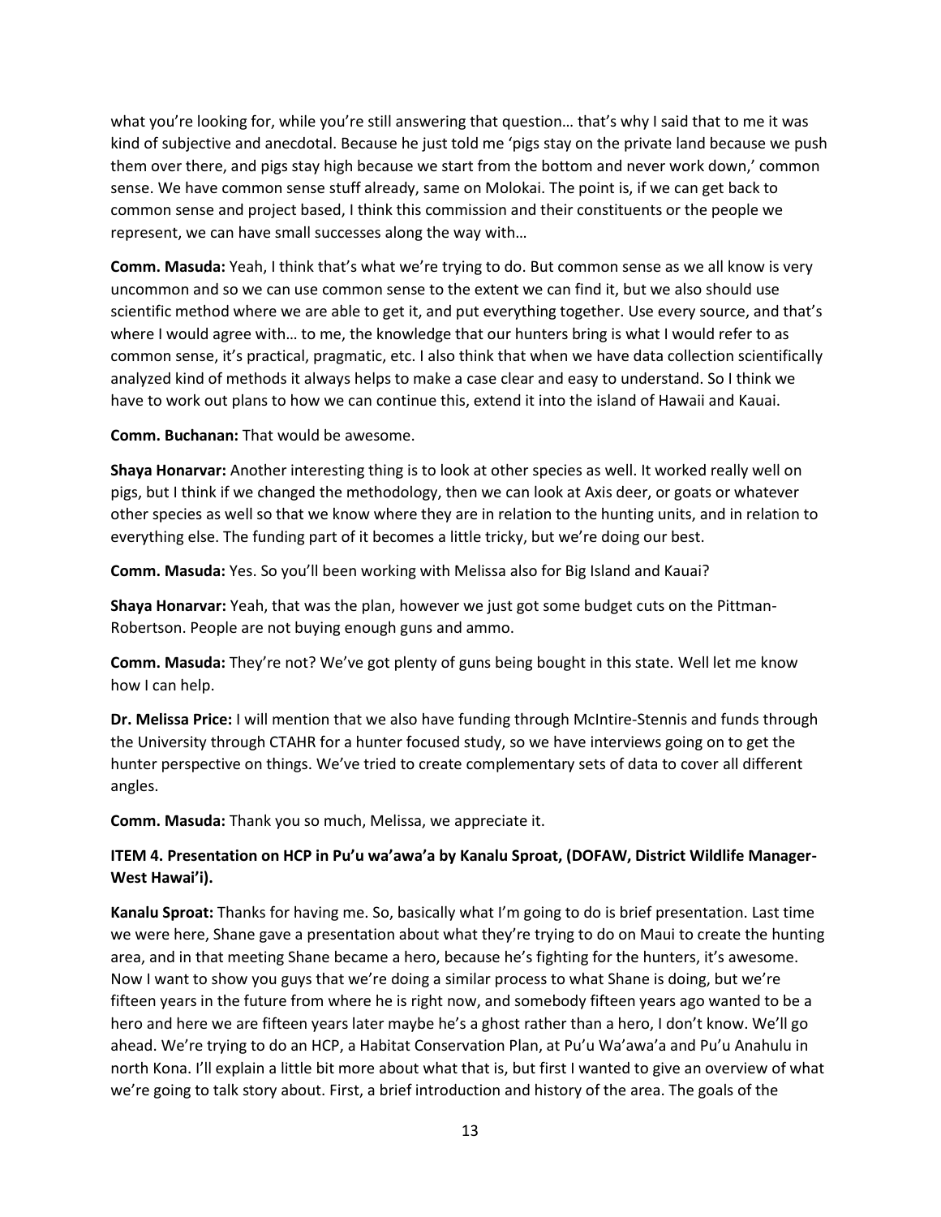what you're looking for, while you're still answering that question… that's why I said that to me it was kind of subjective and anecdotal. Because he just told me 'pigs stay on the private land because we push them over there, and pigs stay high because we start from the bottom and never work down,' common sense. We have common sense stuff already, same on Molokai. The point is, if we can get back to common sense and project based, I think this commission and their constituents or the people we represent, we can have small successes along the way with…

**Comm. Masuda:** Yeah, I think that's what we're trying to do. But common sense as we all know is very uncommon and so we can use common sense to the extent we can find it, but we also should use scientific method where we are able to get it, and put everything together. Use every source, and that's where I would agree with… to me, the knowledge that our hunters bring is what I would refer to as common sense, it's practical, pragmatic, etc. I also think that when we have data collection scientifically analyzed kind of methods it always helps to make a case clear and easy to understand. So I think we have to work out plans to how we can continue this, extend it into the island of Hawaii and Kauai.

**Comm. Buchanan:** That would be awesome.

**Shaya Honarvar:** Another interesting thing is to look at other species as well. It worked really well on pigs, but I think if we changed the methodology, then we can look at Axis deer, or goats or whatever other species as well so that we know where they are in relation to the hunting units, and in relation to everything else. The funding part of it becomes a little tricky, but we're doing our best.

**Comm. Masuda:** Yes. So you'll been working with Melissa also for Big Island and Kauai?

**Shaya Honarvar:** Yeah, that was the plan, however we just got some budget cuts on the Pittman-Robertson. People are not buying enough guns and ammo.

**Comm. Masuda:** They're not? We've got plenty of guns being bought in this state. Well let me know how I can help.

**Dr. Melissa Price:** I will mention that we also have funding through McIntire-Stennis and funds through the University through CTAHR for a hunter focused study, so we have interviews going on to get the hunter perspective on things. We've tried to create complementary sets of data to cover all different angles.

**Comm. Masuda:** Thank you so much, Melissa, we appreciate it.

**ITEM 4. Presentation on HCP in Pu'u wa'awa'a by Kanalu Sproat, (DOFAW, District Wildlife Manager-West Hawai'i).**

**Kanalu Sproat:** Thanks for having me. So, basically what I'm going to do is brief presentation. Last time we were here, Shane gave a presentation about what they're trying to do on Maui to create the hunting area, and in that meeting Shane became a hero, because he's fighting for the hunters, it's awesome. Now I want to show you guys that we're doing a similar process to what Shane is doing, but we're fifteen years in the future from where he is right now, and somebody fifteen years ago wanted to be a hero and here we are fifteen years later maybe he's a ghost rather than a hero, I don't know. We'll go ahead. We're trying to do an HCP, a Habitat Conservation Plan, at Pu'u Wa'awa'a and Pu'u Anahulu in north Kona. I'll explain a little bit more about what that is, but first I wanted to give an overview of what we're going to talk story about. First, a brief introduction and history of the area. The goals of the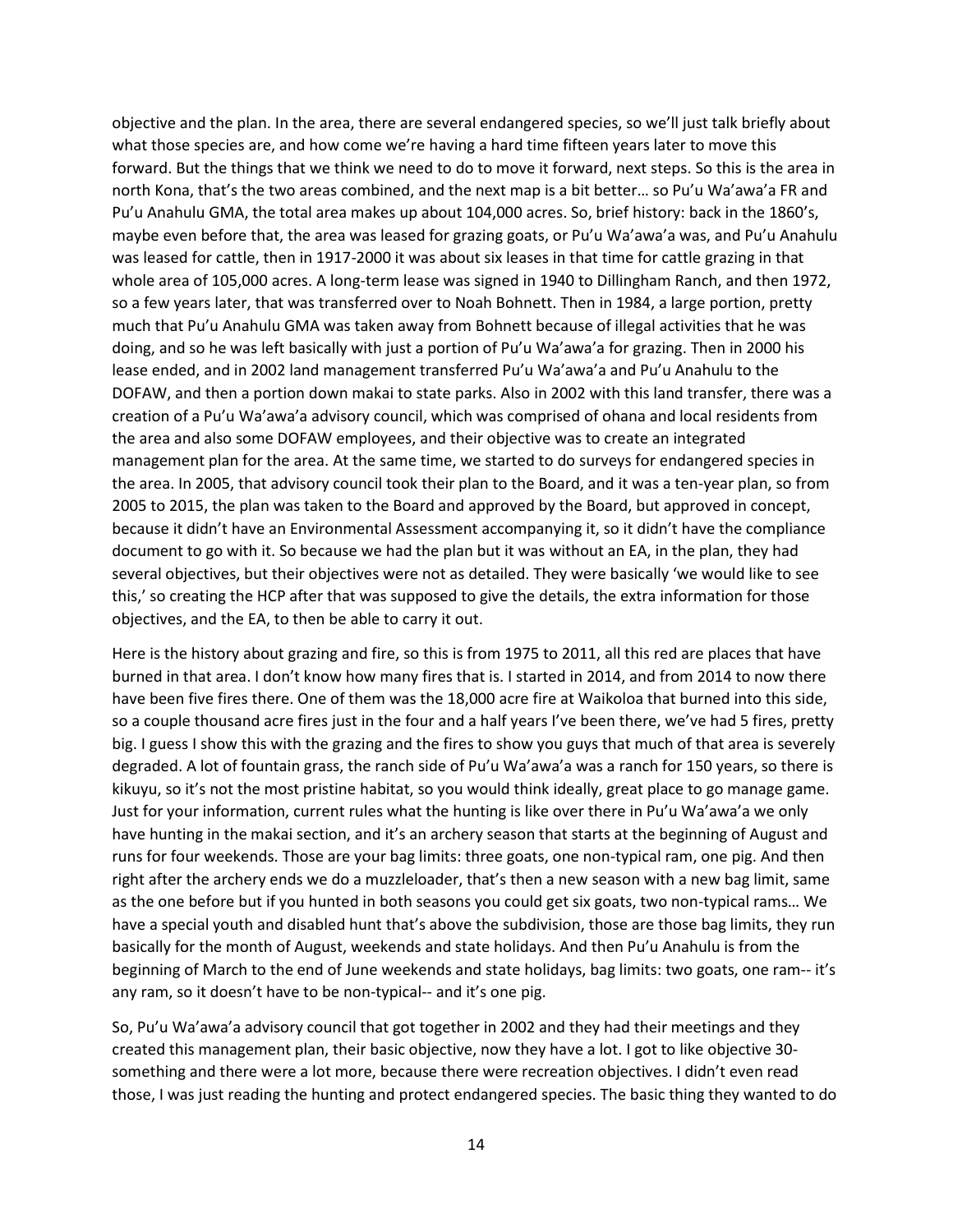objective and the plan. In the area, there are several endangered species, so we'll just talk briefly about what those species are, and how come we're having a hard time fifteen years later to move this forward. But the things that we think we need to do to move it forward, next steps. So this is the area in north Kona, that's the two areas combined, and the next map is a bit better… so Pu'u Wa'awa'a FR and Pu'u Anahulu GMA, the total area makes up about 104,000 acres. So, brief history: back in the 1860's, maybe even before that, the area was leased for grazing goats, or Pu'u Wa'awa'a was, and Pu'u Anahulu was leased for cattle, then in 1917-2000 it was about six leases in that time for cattle grazing in that whole area of 105,000 acres. A long-term lease was signed in 1940 to Dillingham Ranch, and then 1972, so a few years later, that was transferred over to Noah Bohnett. Then in 1984, a large portion, pretty much that Pu'u Anahulu GMA was taken away from Bohnett because of illegal activities that he was doing, and so he was left basically with just a portion of Pu'u Wa'awa'a for grazing. Then in 2000 his lease ended, and in 2002 land management transferred Pu'u Wa'awa'a and Pu'u Anahulu to the DOFAW, and then a portion down makai to state parks. Also in 2002 with this land transfer, there was a creation of a Pu'u Wa'awa'a advisory council, which was comprised of ohana and local residents from the area and also some DOFAW employees, and their objective was to create an integrated management plan for the area. At the same time, we started to do surveys for endangered species in the area. In 2005, that advisory council took their plan to the Board, and it was a ten-year plan, so from 2005 to 2015, the plan was taken to the Board and approved by the Board, but approved in concept, because it didn't have an Environmental Assessment accompanying it, so it didn't have the compliance document to go with it. So because we had the plan but it was without an EA, in the plan, they had several objectives, but their objectives were not as detailed. They were basically 'we would like to see this,' so creating the HCP after that was supposed to give the details, the extra information for those objectives, and the EA, to then be able to carry it out.

Here is the history about grazing and fire, so this is from 1975 to 2011, all this red are places that have burned in that area. I don't know how many fires that is. I started in 2014, and from 2014 to now there have been five fires there. One of them was the 18,000 acre fire at Waikoloa that burned into this side, so a couple thousand acre fires just in the four and a half years I've been there, we've had 5 fires, pretty big. I guess I show this with the grazing and the fires to show you guys that much of that area is severely degraded. A lot of fountain grass, the ranch side of Pu'u Wa'awa'a was a ranch for 150 years, so there is kikuyu, so it's not the most pristine habitat, so you would think ideally, great place to go manage game. Just for your information, current rules what the hunting is like over there in Pu'u Wa'awa'a we only have hunting in the makai section, and it's an archery season that starts at the beginning of August and runs for four weekends. Those are your bag limits: three goats, one non-typical ram, one pig. And then right after the archery ends we do a muzzleloader, that's then a new season with a new bag limit, same as the one before but if you hunted in both seasons you could get six goats, two non-typical rams… We have a special youth and disabled hunt that's above the subdivision, those are those bag limits, they run basically for the month of August, weekends and state holidays. And then Pu'u Anahulu is from the beginning of March to the end of June weekends and state holidays, bag limits: two goats, one ram-- it's any ram, so it doesn't have to be non-typical-- and it's one pig.

So, Pu'u Wa'awa'a advisory council that got together in 2002 and they had their meetings and they created this management plan, their basic objective, now they have a lot. I got to like objective 30-something and there were a lot more, because there were recreation objectives. I didn't even read those, I was just reading the hunting and protect endangered species. The basic thing they wanted to do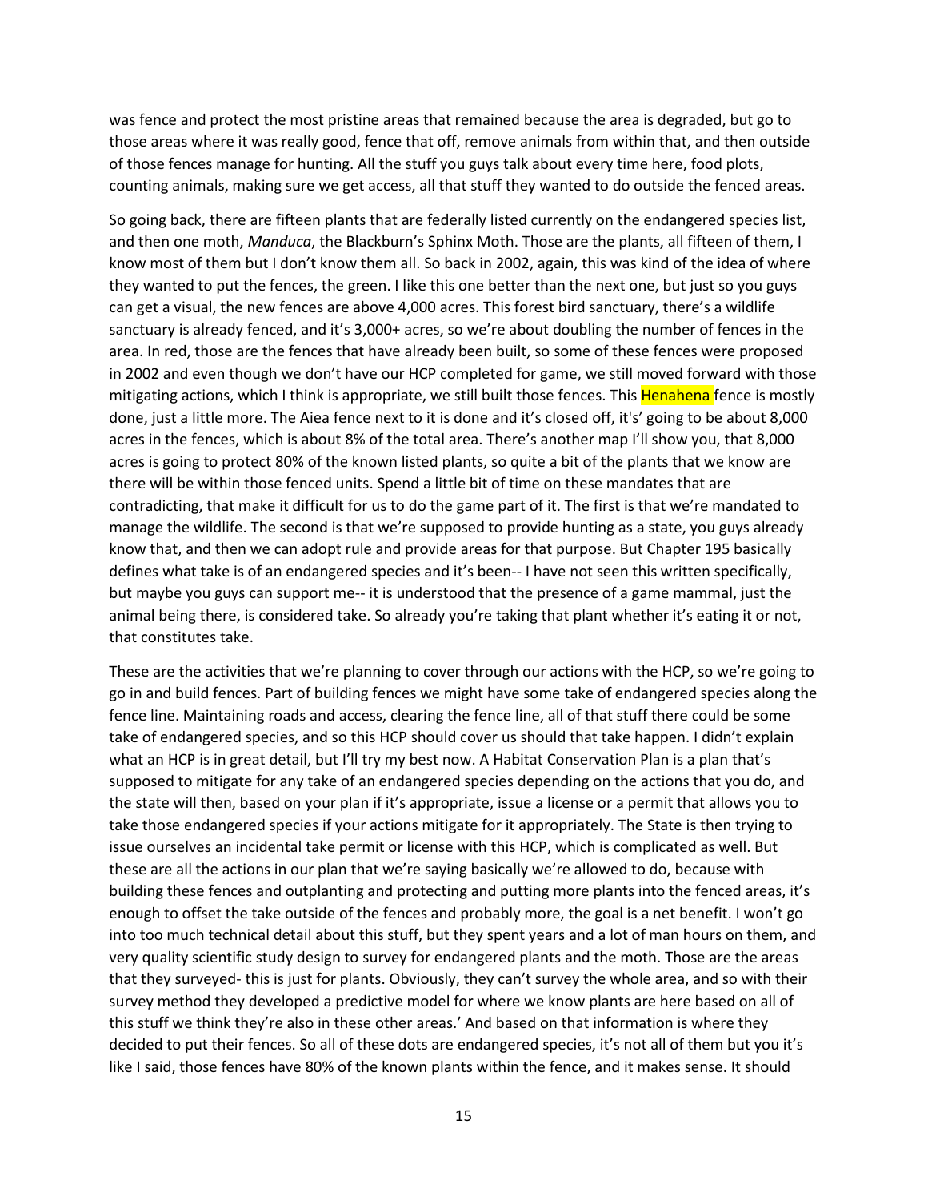was fence and protect the most pristine areas that remained because the area is degraded, but go to those areas where it was really good, fence that off, remove animals from within that, and then outside of those fences manage for hunting. All the stuff you guys talk about every time here, food plots, counting animals, making sure we get access, all that stuff they wanted to do outside the fenced areas.

So going back, there are fifteen plants that are federally listed currently on the endangered species list, and then one moth, *Manduca*, the Blackburn's Sphinx Moth. Those are the plants, all fifteen of them, I know most of them but I don't know them all. So back in 2002, again, this was kind of the idea of where they wanted to put the fences, the green. I like this one better than the next one, but just so you guys can get a visual, the new fences are above 4,000 acres. This forest bird sanctuary, there's a wildlife sanctuary is already fenced, and it's 3,000+ acres, so we're about doubling the number of fences in the area. In red, those are the fences that have already been built, so some of these fences were proposed in 2002 and even though we don't have our HCP completed for game, we still moved forward with those mitigating actions, which I think is appropriate, we still built those fences. This Henahena fence is mostly done, just a little more. The Aiea fence next to it is done and it's closed off, it's' going to be about 8,000 acres in the fences, which is about 8% of the total area. There's another map I'll show you, that 8,000 acres is going to protect 80% of the known listed plants, so quite a bit of the plants that we know are there will be within those fenced units. Spend a little bit of time on these mandates that are contradicting, that make it difficult for us to do the game part of it. The first is that we're mandated to manage the wildlife. The second is that we're supposed to provide hunting as a state, you guys already know that, and then we can adopt rule and provide areas for that purpose. But Chapter 195 basically defines what take is of an endangered species and it's been-- I have not seen this written specifically, but maybe you guys can support me-- it is understood that the presence of a game mammal, just the animal being there, is considered take. So already you're taking that plant whether it's eating it or not, that constitutes take.

These are the activities that we're planning to cover through our actions with the HCP, so we're going to go in and build fences. Part of building fences we might have some take of endangered species along the fence line. Maintaining roads and access, clearing the fence line, all of that stuff there could be some take of endangered species, and so this HCP should cover us should that take happen. I didn't explain what an HCP is in great detail, but I'll try my best now. A Habitat Conservation Plan is a plan that's supposed to mitigate for any take of an endangered species depending on the actions that you do, and the state will then, based on your plan if it's appropriate, issue a license or a permit that allows you to take those endangered species if your actions mitigate for it appropriately. The State is then trying to issue ourselves an incidental take permit or license with this HCP, which is complicated as well. But these are all the actions in our plan that we're saying basically we're allowed to do, because with building these fences and outplanting and protecting and putting more plants into the fenced areas, it's enough to offset the take outside of the fences and probably more, the goal is a net benefit. I won't go into too much technical detail about this stuff, but they spent years and a lot of man hours on them, and very quality scientific study design to survey for endangered plants and the moth. Those are the areas that they surveyed- this is just for plants. Obviously, they can't survey the whole area, and so with their survey method they developed a predictive model for where we know plants are here based on all of this stuff we think they're also in these other areas.' And based on that information is where they decided to put their fences. So all of these dots are endangered species, it's not all of them but you it's like I said, those fences have 80% of the known plants within the fence, and it makes sense. It should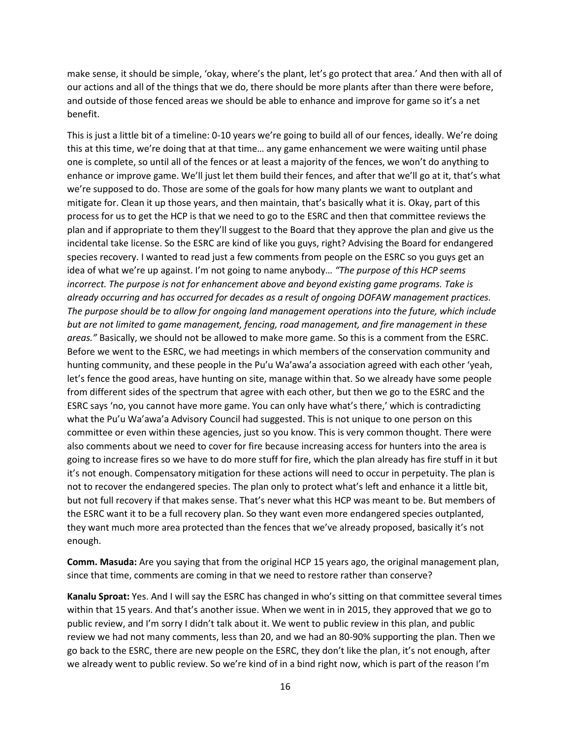make sense, it should be simple, 'okay, where's the plant, let's go protect that area.' And then with all of our actions and all of the things that we do, there should be more plants after than there were before, and outside of those fenced areas we should be able to enhance and improve for game so it's a net benefit.

This is just a little bit of a timeline: 0-10 years we're going to build all of our fences, ideally. We're doing this at this time, we're doing that at that time… any game enhancement we were waiting until phase one is complete, so until all of the fences or at least a majority of the fences, we won't do anything to enhance or improve game. We'll just let them build their fences, and after that we'll go at it, that's what we're supposed to do. Those are some of the goals for how many plants we want to outplant and mitigate for. Clean it up those years, and then maintain, that's basically what it is. Okay, part of this process for us to get the HCP is that we need to go to the ESRC and then that committee reviews the plan and if appropriate to them they'll suggest to the Board that they approve the plan and give us the incidental take license. So the ESRC are kind of like you guys, right? Advising the Board for endangered species recovery. I wanted to read just a few comments from people on the ESRC so you guys get an idea of what we're up against. I'm not going to name anybody… *"The purpose of this HCP seems incorrect. The purpose is not for enhancement above and beyond existing game programs. Take is already occurring and has occurred for decades as a result of ongoing DOFAW management practices. The purpose should be to allow for ongoing land management operations into the future, which include but are not limited to game management, fencing, road management, and fire management in these areas."* Basically, we should not be allowed to make more game. So this is a comment from the ESRC. Before we went to the ESRC, we had meetings in which members of the conservation community and hunting community, and these people in the Pu'u Wa'awa'a association agreed with each other 'yeah, let's fence the good areas, have hunting on site, manage within that. So we already have some people from different sides of the spectrum that agree with each other, but then we go to the ESRC and the ESRC says 'no, you cannot have more game. You can only have what's there,' which is contradicting what the Pu'u Wa'awa'a Advisory Council had suggested. This is not unique to one person on this committee or even within these agencies, just so you know. This is very common thought. There were also comments about we need to cover for fire because increasing access for hunters into the area is going to increase fires so we have to do more stuff for fire, which the plan already has fire stuff in it but it's not enough. Compensatory mitigation for these actions will need to occur in perpetuity. The plan is not to recover the endangered species. The plan only to protect what's left and enhance it a little bit, but not full recovery if that makes sense. That's never what this HCP was meant to be. But members of the ESRC want it to be a full recovery plan. So they want even more endangered species outplanted, they want much more area protected than the fences that we've already proposed, basically it's not enough.

**Comm. Masuda:** Are you saying that from the original HCP 15 years ago, the original management plan, since that time, comments are coming in that we need to restore rather than conserve?

**Kanalu Sproat:** Yes. And I will say the ESRC has changed in who's sitting on that committee several times within that 15 years. And that's another issue. When we went in in 2015, they approved that we go to public review, and I'm sorry I didn't talk about it. We went to public review in this plan, and public review we had not many comments, less than 20, and we had an 80-90% supporting the plan. Then we go back to the ESRC, there are new people on the ESRC, they don't like the plan, it's not enough, after we already went to public review. So we're kind of in a bind right now, which is part of the reason I'm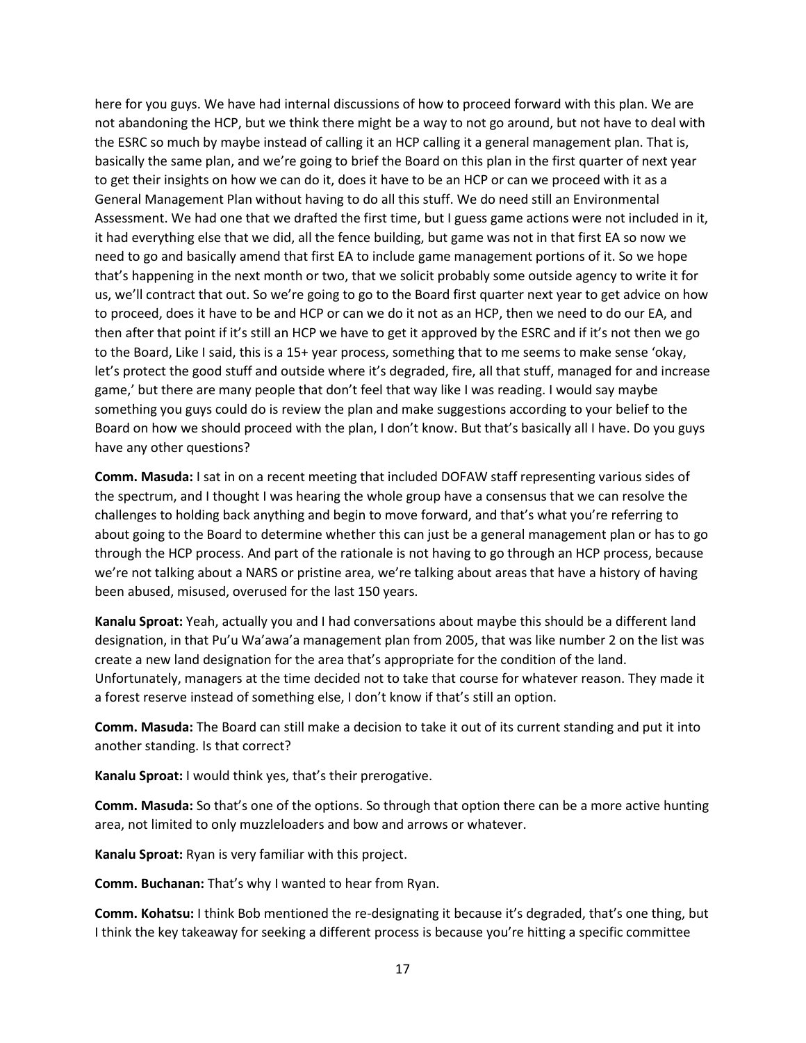here for you guys. We have had internal discussions of how to proceed forward with this plan. We are not abandoning the HCP, but we think there might be a way to not go around, but not have to deal with the ESRC so much by maybe instead of calling it an HCP calling it a general management plan. That is, basically the same plan, and we're going to brief the Board on this plan in the first quarter of next year to get their insights on how we can do it, does it have to be an HCP or can we proceed with it as a General Management Plan without having to do all this stuff. We do need still an Environmental Assessment. We had one that we drafted the first time, but I guess game actions were not included in it, it had everything else that we did, all the fence building, but game was not in that first EA so now we need to go and basically amend that first EA to include game management portions of it. So we hope that's happening in the next month or two, that we solicit probably some outside agency to write it for us, we'll contract that out. So we're going to go to the Board first quarter next year to get advice on how to proceed, does it have to be and HCP or can we do it not as an HCP, then we need to do our EA, and then after that point if it's still an HCP we have to get it approved by the ESRC and if it's not then we go to the Board, Like I said, this is a 15+ year process, something that to me seems to make sense 'okay, let's protect the good stuff and outside where it's degraded, fire, all that stuff, managed for and increase game,' but there are many people that don't feel that way like I was reading. I would say maybe something you guys could do is review the plan and make suggestions according to your belief to the Board on how we should proceed with the plan, I don't know. But that's basically all I have. Do you guys have any other questions?

**Comm. Masuda:** I sat in on a recent meeting that included DOFAW staff representing various sides of the spectrum, and I thought I was hearing the whole group have a consensus that we can resolve the challenges to holding back anything and begin to move forward, and that's what you're referring to about going to the Board to determine whether this can just be a general management plan or has to go through the HCP process. And part of the rationale is not having to go through an HCP process, because we're not talking about a NARS or pristine area, we're talking about areas that have a history of having been abused, misused, overused for the last 150 years.

**Kanalu Sproat:** Yeah, actually you and I had conversations about maybe this should be a different land designation, in that Pu'u Wa'awa'a management plan from 2005, that was like number 2 on the list was create a new land designation for the area that's appropriate for the condition of the land. Unfortunately, managers at the time decided not to take that course for whatever reason. They made it a forest reserve instead of something else, I don't know if that's still an option.

**Comm. Masuda:** The Board can still make a decision to take it out of its current standing and put it into another standing. Is that correct?

**Kanalu Sproat:** I would think yes, that's their prerogative.

**Comm. Masuda:** So that's one of the options. So through that option there can be a more active hunting area, not limited to only muzzleloaders and bow and arrows or whatever.

**Kanalu Sproat:** Ryan is very familiar with this project.

**Comm. Buchanan:** That's why I wanted to hear from Ryan.

**Comm. Kohatsu:** I think Bob mentioned the re-designating it because it's degraded, that's one thing, but I think the key takeaway for seeking a different process is because you're hitting a specific committee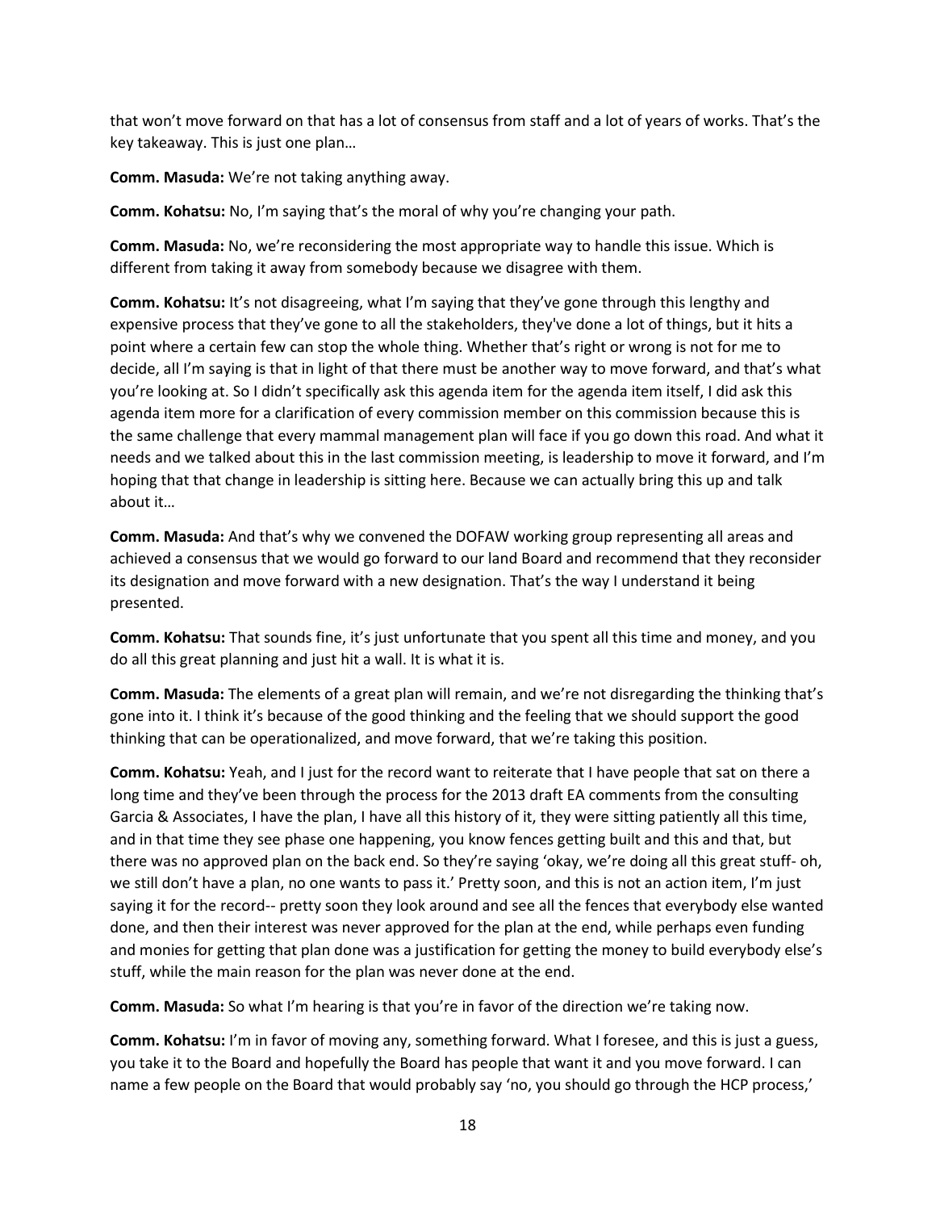that won't move forward on that has a lot of consensus from staff and a lot of years of works. That's the key takeaway. This is just one plan…

**Comm. Masuda:** We're not taking anything away.

**Comm. Kohatsu:** No, I'm saying that's the moral of why you're changing your path.

**Comm. Masuda:** No, we're reconsidering the most appropriate way to handle this issue. Which is different from taking it away from somebody because we disagree with them.

**Comm. Kohatsu:** It's not disagreeing, what I'm saying that they've gone through this lengthy and expensive process that they've gone to all the stakeholders, they've done a lot of things, but it hits a point where a certain few can stop the whole thing. Whether that's right or wrong is not for me to decide, all I'm saying is that in light of that there must be another way to move forward, and that's what you're looking at. So I didn't specifically ask this agenda item for the agenda item itself, I did ask this agenda item more for a clarification of every commission member on this commission because this is the same challenge that every mammal management plan will face if you go down this road. And what it needs and we talked about this in the last commission meeting, is leadership to move it forward, and I'm hoping that that change in leadership is sitting here. Because we can actually bring this up and talk about it…

**Comm. Masuda:** And that's why we convened the DOFAW working group representing all areas and achieved a consensus that we would go forward to our land Board and recommend that they reconsider its designation and move forward with a new designation. That's the way I understand it being presented.

**Comm. Kohatsu:** That sounds fine, it's just unfortunate that you spent all this time and money, and you do all this great planning and just hit a wall. It is what it is.

**Comm. Masuda:** The elements of a great plan will remain, and we're not disregarding the thinking that's gone into it. I think it's because of the good thinking and the feeling that we should support the good thinking that can be operationalized, and move forward, that we're taking this position.

**Comm. Kohatsu:** Yeah, and I just for the record want to reiterate that I have people that sat on there a long time and they've been through the process for the 2013 draft EA comments from the consulting Garcia & Associates, I have the plan, I have all this history of it, they were sitting patiently all this time, and in that time they see phase one happening, you know fences getting built and this and that, but there was no approved plan on the back end. So they're saying 'okay, we're doing all this great stuff- oh, we still don't have a plan, no one wants to pass it.' Pretty soon, and this is not an action item, I'm just saying it for the record-- pretty soon they look around and see all the fences that everybody else wanted done, and then their interest was never approved for the plan at the end, while perhaps even funding and monies for getting that plan done was a justification for getting the money to build everybody else's stuff, while the main reason for the plan was never done at the end.

**Comm. Masuda:** So what I'm hearing is that you're in favor of the direction we're taking now.

**Comm. Kohatsu:** I'm in favor of moving any, something forward. What I foresee, and this is just a guess, you take it to the Board and hopefully the Board has people that want it and you move forward. I can name a few people on the Board that would probably say 'no, you should go through the HCP process,'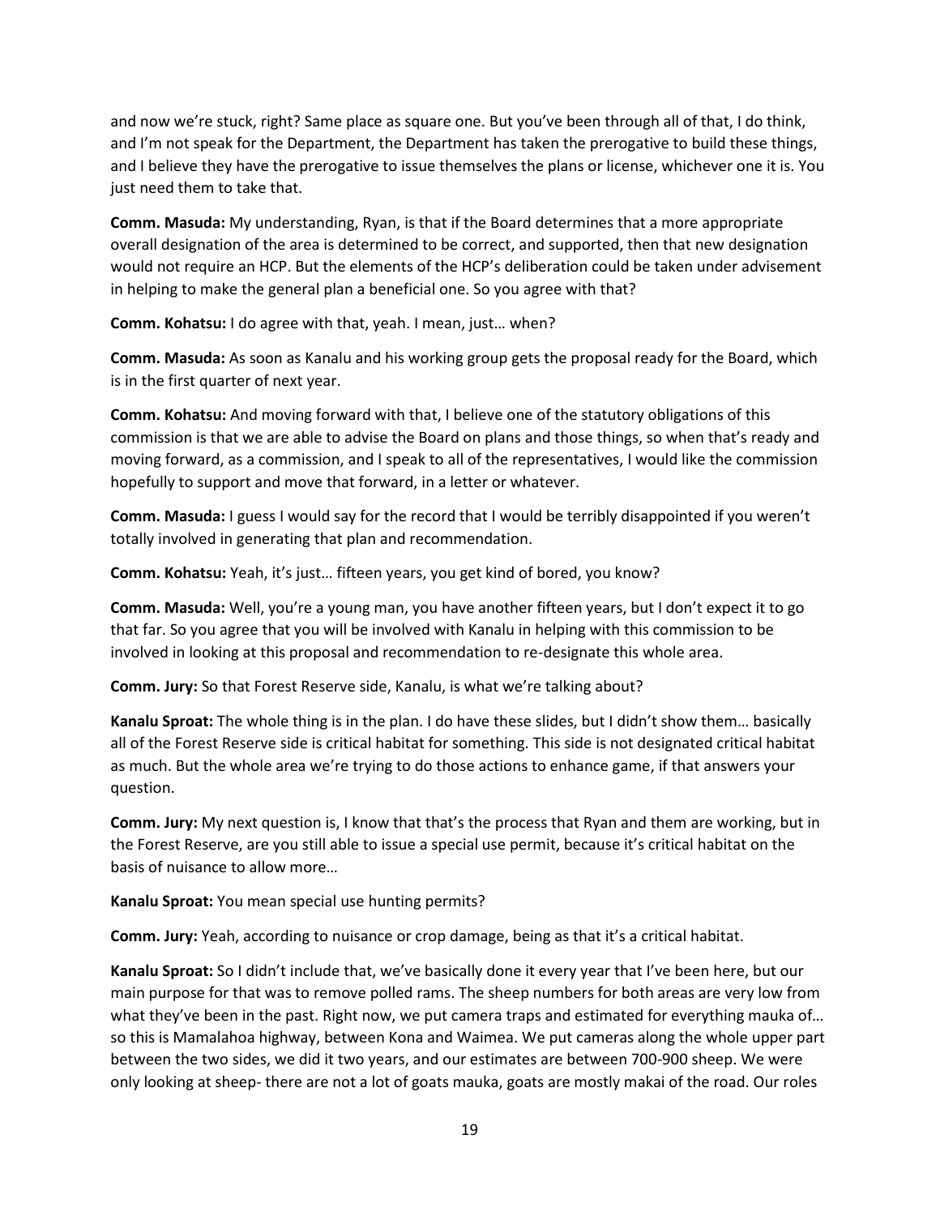and now we're stuck, right? Same place as square one. But you've been through all of that, I do think, and I'm not speak for the Department, the Department has taken the prerogative to build these things, and I believe they have the prerogative to issue themselves the plans or license, whichever one it is. You just need them to take that.

**Comm. Masuda:** My understanding, Ryan, is that if the Board determines that a more appropriate overall designation of the area is determined to be correct, and supported, then that new designation would not require an HCP. But the elements of the HCP's deliberation could be taken under advisement in helping to make the general plan a beneficial one. So you agree with that?

**Comm. Kohatsu:** I do agree with that, yeah. I mean, just… when?

**Comm. Masuda:** As soon as Kanalu and his working group gets the proposal ready for the Board, which is in the first quarter of next year.

**Comm. Kohatsu:** And moving forward with that, I believe one of the statutory obligations of this commission is that we are able to advise the Board on plans and those things, so when that's ready and moving forward, as a commission, and I speak to all of the representatives, I would like the commission hopefully to support and move that forward, in a letter or whatever.

**Comm. Masuda:** I guess I would say for the record that I would be terribly disappointed if you weren't totally involved in generating that plan and recommendation.

**Comm. Kohatsu:** Yeah, it's just… fifteen years, you get kind of bored, you know?

**Comm. Masuda:** Well, you're a young man, you have another fifteen years, but I don't expect it to go that far. So you agree that you will be involved with Kanalu in helping with this commission to be involved in looking at this proposal and recommendation to re-designate this whole area.

**Comm. Jury:** So that Forest Reserve side, Kanalu, is what we're talking about?

**Kanalu Sproat:** The whole thing is in the plan. I do have these slides, but I didn't show them… basically all of the Forest Reserve side is critical habitat for something. This side is not designated critical habitat as much. But the whole area we're trying to do those actions to enhance game, if that answers your question.

**Comm. Jury:** My next question is, I know that that's the process that Ryan and them are working, but in the Forest Reserve, are you still able to issue a special use permit, because it's critical habitat on the basis of nuisance to allow more…

**Kanalu Sproat:** You mean special use hunting permits?

**Comm. Jury:** Yeah, according to nuisance or crop damage, being as that it's a critical habitat.

**Kanalu Sproat:** So I didn't include that, we've basically done it every year that I've been here, but our main purpose for that was to remove polled rams. The sheep numbers for both areas are very low from what they've been in the past. Right now, we put camera traps and estimated for everything mauka of… so this is Mamalahoa highway, between Kona and Waimea. We put cameras along the whole upper part between the two sides, we did it two years, and our estimates are between 700-900 sheep. We were only looking at sheep- there are not a lot of goats mauka, goats are mostly makai of the road. Our roles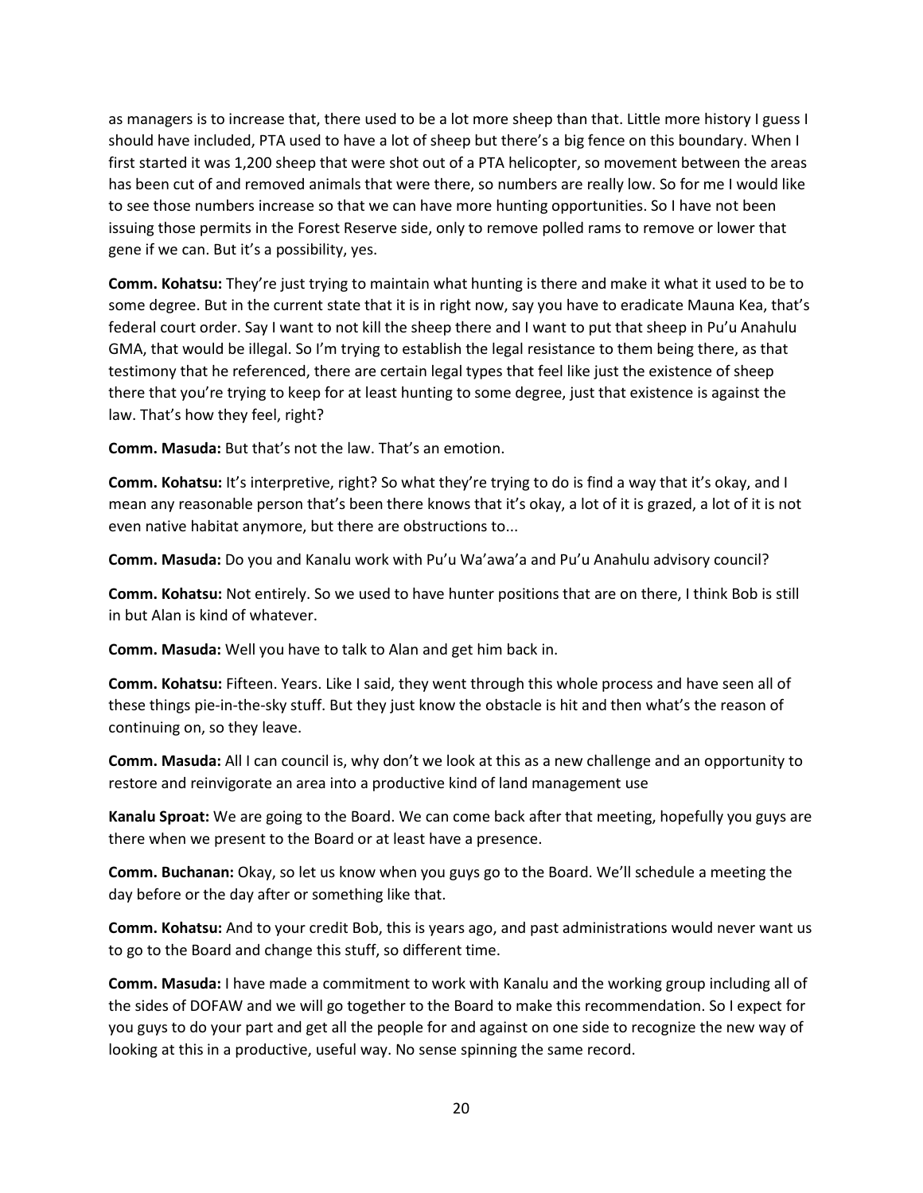as managers is to increase that, there used to be a lot more sheep than that. Little more history I guess I should have included, PTA used to have a lot of sheep but there's a big fence on this boundary. When I first started it was 1,200 sheep that were shot out of a PTA helicopter, so movement between the areas has been cut of and removed animals that were there, so numbers are really low. So for me I would like to see those numbers increase so that we can have more hunting opportunities. So I have not been issuing those permits in the Forest Reserve side, only to remove polled rams to remove or lower that gene if we can. But it's a possibility, yes.

**Comm. Kohatsu:** They're just trying to maintain what hunting is there and make it what it used to be to some degree. But in the current state that it is in right now, say you have to eradicate Mauna Kea, that's federal court order. Say I want to not kill the sheep there and I want to put that sheep in Pu'u Anahulu GMA, that would be illegal. So I'm trying to establish the legal resistance to them being there, as that testimony that he referenced, there are certain legal types that feel like just the existence of sheep there that you're trying to keep for at least hunting to some degree, just that existence is against the law. That's how they feel, right?

**Comm. Masuda:** But that's not the law. That's an emotion.

**Comm. Kohatsu:** It's interpretive, right? So what they're trying to do is find a way that it's okay, and I mean any reasonable person that's been there knows that it's okay, a lot of it is grazed, a lot of it is not even native habitat anymore, but there are obstructions to...

**Comm. Masuda:** Do you and Kanalu work with Pu'u Wa'awa'a and Pu'u Anahulu advisory council?

**Comm. Kohatsu:** Not entirely. So we used to have hunter positions that are on there, I think Bob is still in but Alan is kind of whatever.

**Comm. Masuda:** Well you have to talk to Alan and get him back in.

**Comm. Kohatsu:** Fifteen. Years. Like I said, they went through this whole process and have seen all of these things pie-in-the-sky stuff. But they just know the obstacle is hit and then what's the reason of continuing on, so they leave.

**Comm. Masuda:** All I can council is, why don't we look at this as a new challenge and an opportunity to restore and reinvigorate an area into a productive kind of land management use

**Kanalu Sproat:** We are going to the Board. We can come back after that meeting, hopefully you guys are there when we present to the Board or at least have a presence.

**Comm. Buchanan:** Okay, so let us know when you guys go to the Board. We'll schedule a meeting the day before or the day after or something like that.

**Comm. Kohatsu:** And to your credit Bob, this is years ago, and past administrations would never want us to go to the Board and change this stuff, so different time.

**Comm. Masuda:** I have made a commitment to work with Kanalu and the working group including all of the sides of DOFAW and we will go together to the Board to make this recommendation. So I expect for you guys to do your part and get all the people for and against on one side to recognize the new way of looking at this in a productive, useful way. No sense spinning the same record.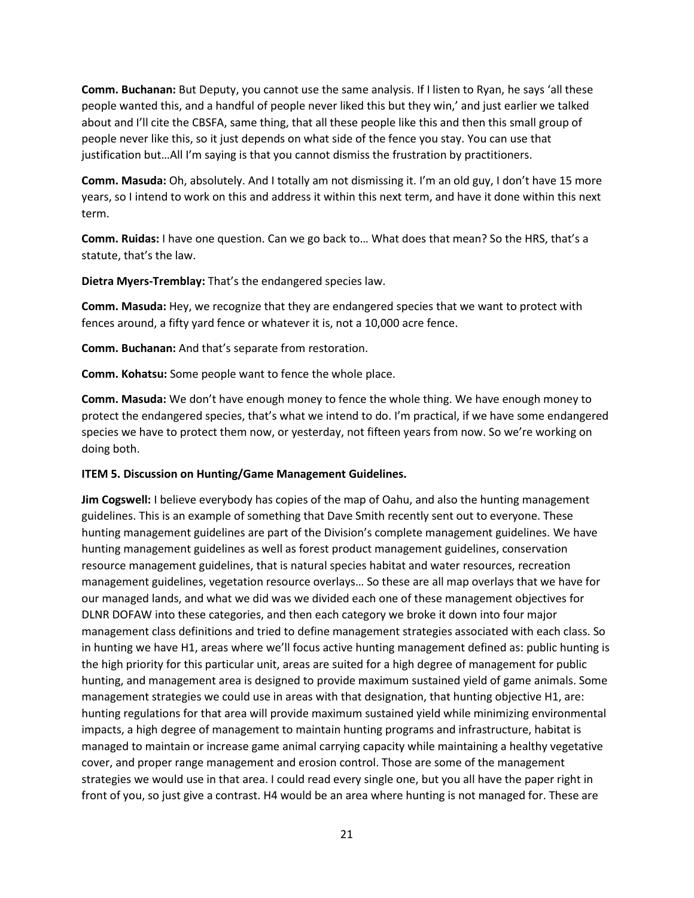**Comm. Buchanan:** But Deputy, you cannot use the same analysis. If I listen to Ryan, he says 'all these people wanted this, and a handful of people never liked this but they win,' and just earlier we talked about and I'll cite the CBSFA, same thing, that all these people like this and then this small group of people never like this, so it just depends on what side of the fence you stay. You can use that justification but…All I'm saying is that you cannot dismiss the frustration by practitioners.

**Comm. Masuda:** Oh, absolutely. And I totally am not dismissing it. I'm an old guy, I don't have 15 more years, so I intend to work on this and address it within this next term, and have it done within this next term.

**Comm. Ruidas:** I have one question. Can we go back to… What does that mean? So the HRS, that's a statute, that's the law.

**Dietra Myers-Tremblay:** That's the endangered species law.

**Comm. Masuda:** Hey, we recognize that they are endangered species that we want to protect with fences around, a fifty yard fence or whatever it is, not a 10,000 acre fence.

**Comm. Buchanan:** And that's separate from restoration.

**Comm. Kohatsu:** Some people want to fence the whole place.

**Comm. Masuda:** We don't have enough money to fence the whole thing. We have enough money to protect the endangered species, that's what we intend to do. I'm practical, if we have some endangered species we have to protect them now, or yesterday, not fifteen years from now. So we're working on doing both.

**ITEM 5. Discussion on Hunting/Game Management Guidelines.**

**Jim Cogswell:** I believe everybody has copies of the map of Oahu, and also the hunting management guidelines. This is an example of something that Dave Smith recently sent out to everyone. These hunting management guidelines are part of the Division's complete management guidelines. We have hunting management guidelines as well as forest product management guidelines, conservation resource management guidelines, that is natural species habitat and water resources, recreation management guidelines, vegetation resource overlays… So these are all map overlays that we have for our managed lands, and what we did was we divided each one of these management objectives for DLNR DOFAW into these categories, and then each category we broke it down into four major management class definitions and tried to define management strategies associated with each class. So in hunting we have H1, areas where we'll focus active hunting management defined as: public hunting is the high priority for this particular unit, areas are suited for a high degree of management for public hunting, and management area is designed to provide maximum sustained yield of game animals. Some management strategies we could use in areas with that designation, that hunting objective H1, are: hunting regulations for that area will provide maximum sustained yield while minimizing environmental impacts, a high degree of management to maintain hunting programs and infrastructure, habitat is managed to maintain or increase game animal carrying capacity while maintaining a healthy vegetative cover, and proper range management and erosion control. Those are some of the management strategies we would use in that area. I could read every single one, but you all have the paper right in front of you, so just give a contrast. H4 would be an area where hunting is not managed for. These are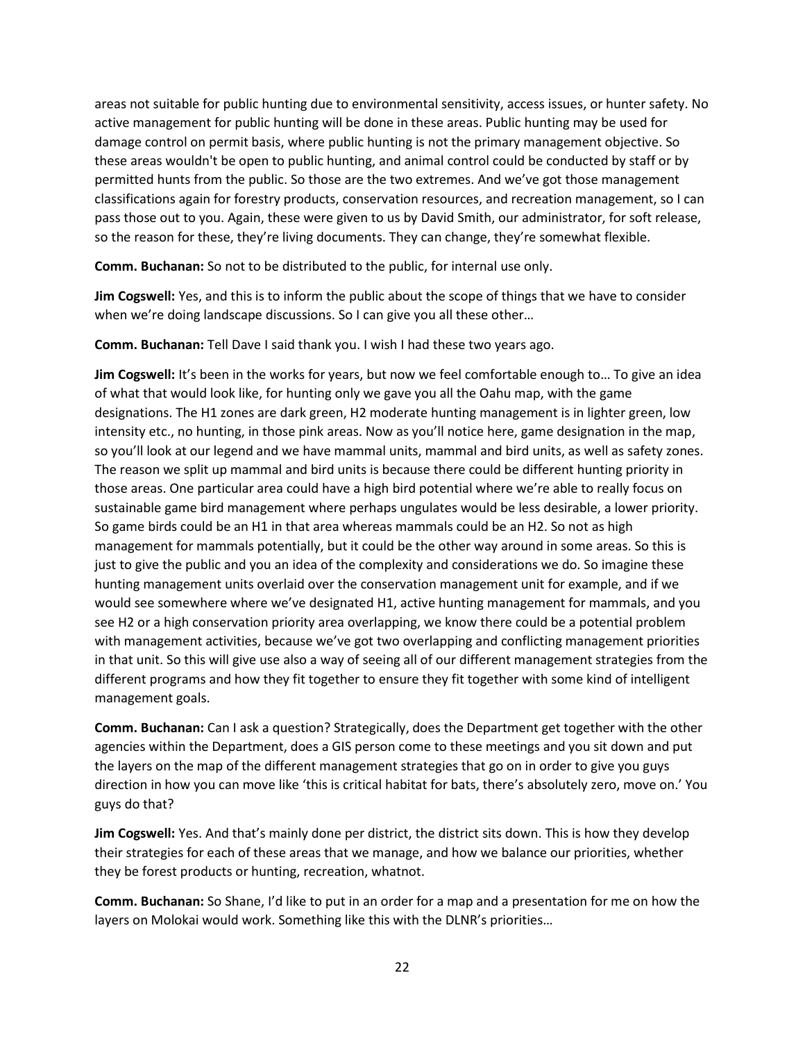areas not suitable for public hunting due to environmental sensitivity, access issues, or hunter safety. No active management for public hunting will be done in these areas. Public hunting may be used for damage control on permit basis, where public hunting is not the primary management objective. So these areas wouldn't be open to public hunting, and animal control could be conducted by staff or by permitted hunts from the public. So those are the two extremes. And we've got those management classifications again for forestry products, conservation resources, and recreation management, so I can pass those out to you. Again, these were given to us by David Smith, our administrator, for soft release, so the reason for these, they're living documents. They can change, they're somewhat flexible.

**Comm. Buchanan:** So not to be distributed to the public, for internal use only.

**Jim Cogswell:** Yes, and this is to inform the public about the scope of things that we have to consider when we're doing landscape discussions. So I can give you all these other…

**Comm. Buchanan:** Tell Dave I said thank you. I wish I had these two years ago.

**Jim Cogswell:** It's been in the works for years, but now we feel comfortable enough to… To give an idea of what that would look like, for hunting only we gave you all the Oahu map, with the game designations. The H1 zones are dark green, H2 moderate hunting management is in lighter green, low intensity etc., no hunting, in those pink areas. Now as you'll notice here, game designation in the map, so you'll look at our legend and we have mammal units, mammal and bird units, as well as safety zones. The reason we split up mammal and bird units is because there could be different hunting priority in those areas. One particular area could have a high bird potential where we're able to really focus on sustainable game bird management where perhaps ungulates would be less desirable, a lower priority. So game birds could be an H1 in that area whereas mammals could be an H2. So not as high management for mammals potentially, but it could be the other way around in some areas. So this is just to give the public and you an idea of the complexity and considerations we do. So imagine these hunting management units overlaid over the conservation management unit for example, and if we would see somewhere where we've designated H1, active hunting management for mammals, and you see H2 or a high conservation priority area overlapping, we know there could be a potential problem with management activities, because we've got two overlapping and conflicting management priorities in that unit. So this will give use also a way of seeing all of our different management strategies from the different programs and how they fit together to ensure they fit together with some kind of intelligent management goals.

**Comm. Buchanan:** Can I ask a question? Strategically, does the Department get together with the other agencies within the Department, does a GIS person come to these meetings and you sit down and put the layers on the map of the different management strategies that go on in order to give you guys direction in how you can move like 'this is critical habitat for bats, there's absolutely zero, move on.' You guys do that?

**Jim Cogswell:** Yes. And that's mainly done per district, the district sits down. This is how they develop their strategies for each of these areas that we manage, and how we balance our priorities, whether they be forest products or hunting, recreation, whatnot.

**Comm. Buchanan:** So Shane, I'd like to put in an order for a map and a presentation for me on how the layers on Molokai would work. Something like this with the DLNR's priorities…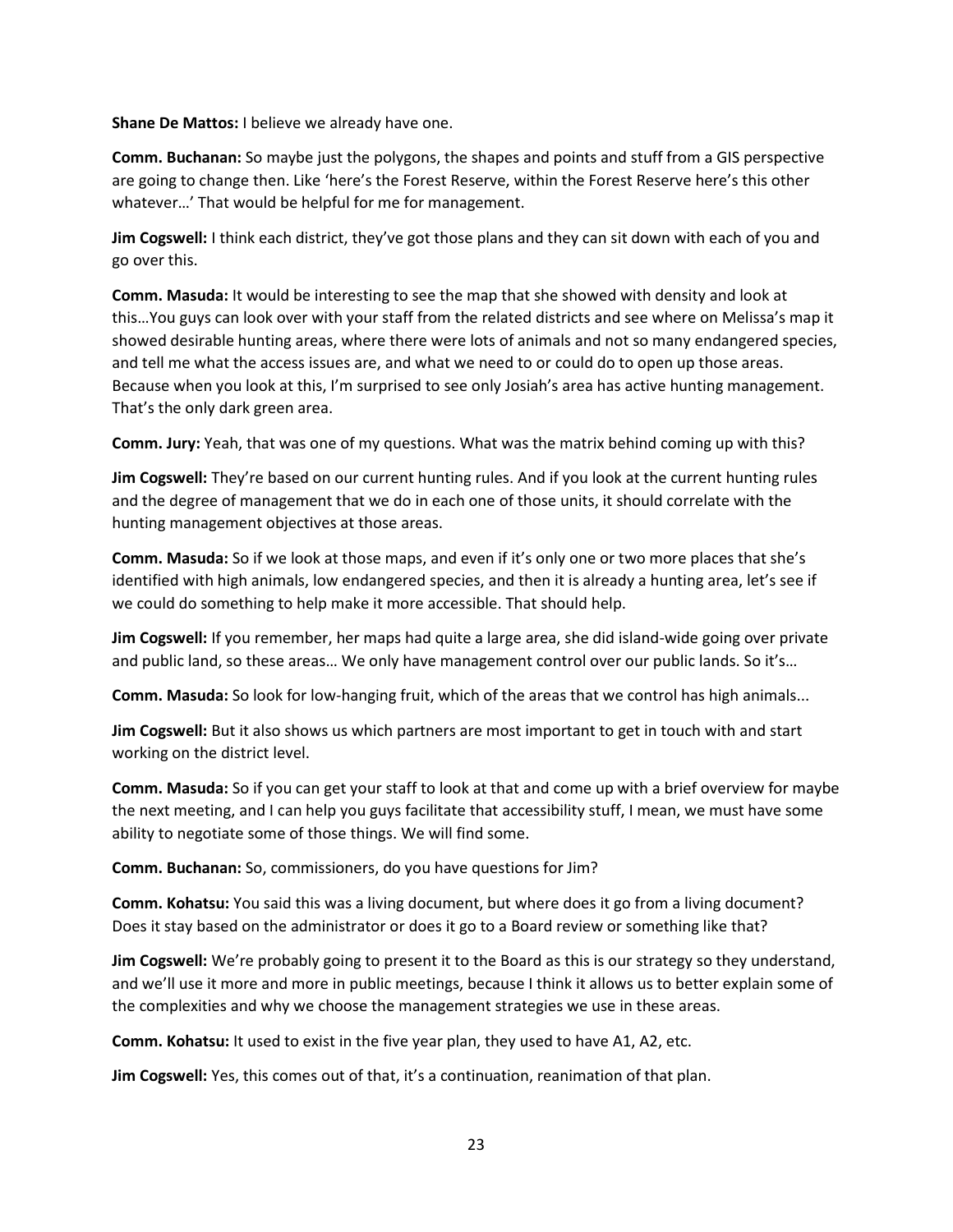**Shane De Mattos:** I believe we already have one.

**Comm. Buchanan:** So maybe just the polygons, the shapes and points and stuff from a GIS perspective are going to change then. Like 'here's the Forest Reserve, within the Forest Reserve here's this other whatever…' That would be helpful for me for management.

**Jim Cogswell:** I think each district, they've got those plans and they can sit down with each of you and go over this.

**Comm. Masuda:** It would be interesting to see the map that she showed with density and look at this…You guys can look over with your staff from the related districts and see where on Melissa's map it showed desirable hunting areas, where there were lots of animals and not so many endangered species, and tell me what the access issues are, and what we need to or could do to open up those areas. Because when you look at this, I'm surprised to see only Josiah's area has active hunting management. That's the only dark green area.

**Comm. Jury:** Yeah, that was one of my questions. What was the matrix behind coming up with this?

**Jim Cogswell:** They're based on our current hunting rules. And if you look at the current hunting rules and the degree of management that we do in each one of those units, it should correlate with the hunting management objectives at those areas.

**Comm. Masuda:** So if we look at those maps, and even if it's only one or two more places that she's identified with high animals, low endangered species, and then it is already a hunting area, let's see if we could do something to help make it more accessible. That should help.

**Jim Cogswell:** If you remember, her maps had quite a large area, she did island-wide going over private and public land, so these areas… We only have management control over our public lands. So it's…

**Comm. Masuda:** So look for low-hanging fruit, which of the areas that we control has high animals...

**Jim Cogswell:** But it also shows us which partners are most important to get in touch with and start working on the district level.

**Comm. Masuda:** So if you can get your staff to look at that and come up with a brief overview for maybe the next meeting, and I can help you guys facilitate that accessibility stuff, I mean, we must have some ability to negotiate some of those things. We will find some.

**Comm. Buchanan:** So, commissioners, do you have questions for Jim?

**Comm. Kohatsu:** You said this was a living document, but where does it go from a living document? Does it stay based on the administrator or does it go to a Board review or something like that?

**Jim Cogswell:** We're probably going to present it to the Board as this is our strategy so they understand, and we'll use it more and more in public meetings, because I think it allows us to better explain some of the complexities and why we choose the management strategies we use in these areas.

**Comm. Kohatsu:** It used to exist in the five year plan, they used to have A1, A2, etc.

**Jim Cogswell:** Yes, this comes out of that, it's a continuation, reanimation of that plan.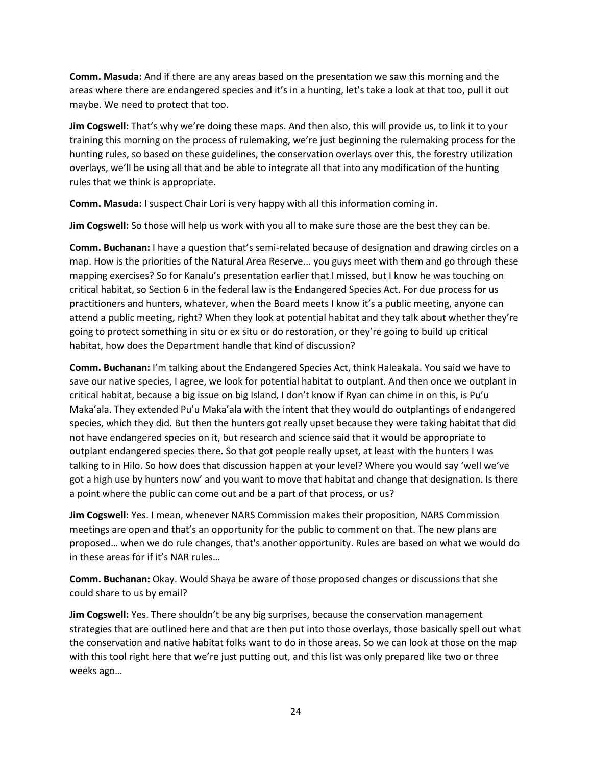**Comm. Masuda:** And if there are any areas based on the presentation we saw this morning and the areas where there are endangered species and it's in a hunting, let's take a look at that too, pull it out maybe. We need to protect that too.

**Jim Cogswell:** That's why we're doing these maps. And then also, this will provide us, to link it to your training this morning on the process of rulemaking, we're just beginning the rulemaking process for the hunting rules, so based on these guidelines, the conservation overlays over this, the forestry utilization overlays, we'll be using all that and be able to integrate all that into any modification of the hunting rules that we think is appropriate.

**Comm. Masuda:** I suspect Chair Lori is very happy with all this information coming in.

**Jim Cogswell:** So those will help us work with you all to make sure those are the best they can be.

**Comm. Buchanan:** I have a question that's semi-related because of designation and drawing circles on a map. How is the priorities of the Natural Area Reserve... you guys meet with them and go through these mapping exercises? So for Kanalu's presentation earlier that I missed, but I know he was touching on critical habitat, so Section 6 in the federal law is the Endangered Species Act. For due process for us practitioners and hunters, whatever, when the Board meets I know it's a public meeting, anyone can attend a public meeting, right? When they look at potential habitat and they talk about whether they're going to protect something in situ or ex situ or do restoration, or they're going to build up critical habitat, how does the Department handle that kind of discussion?

**Comm. Buchanan:** I'm talking about the Endangered Species Act, think Haleakala. You said we have to save our native species, I agree, we look for potential habitat to outplant. And then once we outplant in critical habitat, because a big issue on big Island, I don't know if Ryan can chime in on this, is Pu'u Maka'ala. They extended Pu'u Maka'ala with the intent that they would do outplantings of endangered species, which they did. But then the hunters got really upset because they were taking habitat that did not have endangered species on it, but research and science said that it would be appropriate to outplant endangered species there. So that got people really upset, at least with the hunters I was talking to in Hilo. So how does that discussion happen at your level? Where you would say 'well we've got a high use by hunters now' and you want to move that habitat and change that designation. Is there a point where the public can come out and be a part of that process, or us?

**Jim Cogswell:** Yes. I mean, whenever NARS Commission makes their proposition, NARS Commission meetings are open and that's an opportunity for the public to comment on that. The new plans are proposed… when we do rule changes, that's another opportunity. Rules are based on what we would do in these areas for if it's NAR rules…

**Comm. Buchanan:** Okay. Would Shaya be aware of those proposed changes or discussions that she could share to us by email?

**Jim Cogswell:** Yes. There shouldn't be any big surprises, because the conservation management strategies that are outlined here and that are then put into those overlays, those basically spell out what the conservation and native habitat folks want to do in those areas. So we can look at those on the map with this tool right here that we're just putting out, and this list was only prepared like two or three weeks ago…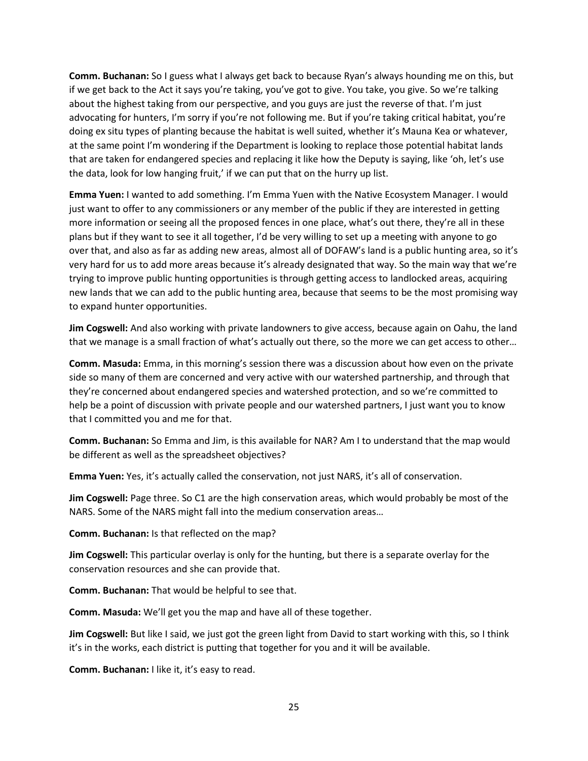**Comm. Buchanan:** So I guess what I always get back to because Ryan's always hounding me on this, but if we get back to the Act it says you're taking, you've got to give. You take, you give. So we're talking about the highest taking from our perspective, and you guys are just the reverse of that. I'm just advocating for hunters, I'm sorry if you're not following me. But if you're taking critical habitat, you're doing ex situ types of planting because the habitat is well suited, whether it's Mauna Kea or whatever, at the same point I'm wondering if the Department is looking to replace those potential habitat lands that are taken for endangered species and replacing it like how the Deputy is saying, like 'oh, let's use the data, look for low hanging fruit,' if we can put that on the hurry up list.

**Emma Yuen:** I wanted to add something. I'm Emma Yuen with the Native Ecosystem Manager. I would just want to offer to any commissioners or any member of the public if they are interested in getting more information or seeing all the proposed fences in one place, what's out there, they're all in these plans but if they want to see it all together, I'd be very willing to set up a meeting with anyone to go over that, and also as far as adding new areas, almost all of DOFAW's land is a public hunting area, so it's very hard for us to add more areas because it's already designated that way. So the main way that we're trying to improve public hunting opportunities is through getting access to landlocked areas, acquiring new lands that we can add to the public hunting area, because that seems to be the most promising way to expand hunter opportunities.

**Jim Cogswell:** And also working with private landowners to give access, because again on Oahu, the land that we manage is a small fraction of what's actually out there, so the more we can get access to other…

**Comm. Masuda:** Emma, in this morning's session there was a discussion about how even on the private side so many of them are concerned and very active with our watershed partnership, and through that they're concerned about endangered species and watershed protection, and so we're committed to help be a point of discussion with private people and our watershed partners, I just want you to know that I committed you and me for that.

**Comm. Buchanan:** So Emma and Jim, is this available for NAR? Am I to understand that the map would be different as well as the spreadsheet objectives?

**Emma Yuen:** Yes, it's actually called the conservation, not just NARS, it's all of conservation.

**Jim Cogswell:** Page three. So C1 are the high conservation areas, which would probably be most of the NARS. Some of the NARS might fall into the medium conservation areas…

**Comm. Buchanan:** Is that reflected on the map?

**Jim Cogswell:** This particular overlay is only for the hunting, but there is a separate overlay for the conservation resources and she can provide that.

**Comm. Buchanan:** That would be helpful to see that.

**Comm. Masuda:** We'll get you the map and have all of these together.

**Jim Cogswell:** But like I said, we just got the green light from David to start working with this, so I think it's in the works, each district is putting that together for you and it will be available.

**Comm. Buchanan:** I like it, it's easy to read.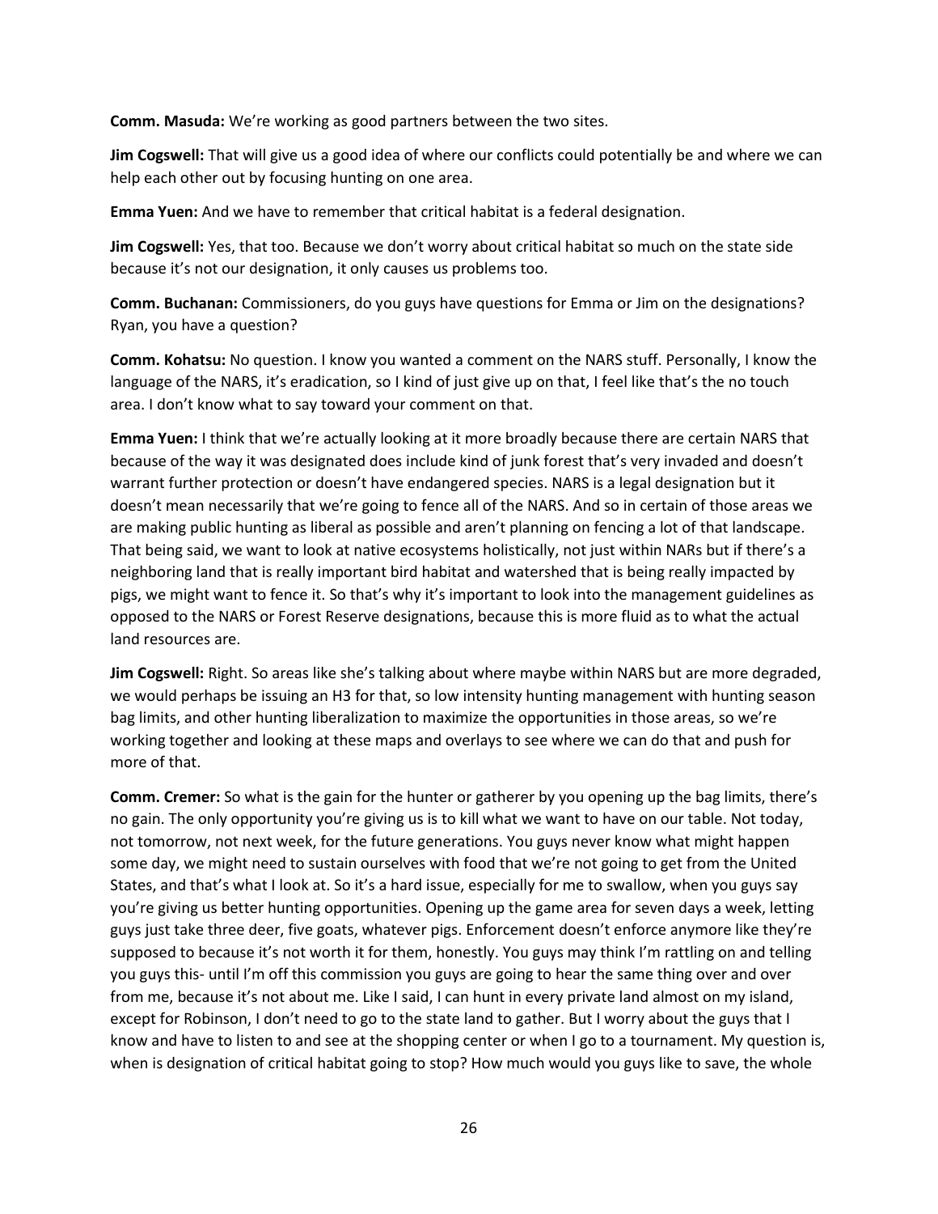**Comm. Masuda:** We're working as good partners between the two sites.

**Jim Cogswell:** That will give us a good idea of where our conflicts could potentially be and where we can help each other out by focusing hunting on one area.

**Emma Yuen:** And we have to remember that critical habitat is a federal designation.

**Jim Cogswell:** Yes, that too. Because we don't worry about critical habitat so much on the state side because it's not our designation, it only causes us problems too.

**Comm. Buchanan:** Commissioners, do you guys have questions for Emma or Jim on the designations? Ryan, you have a question?

**Comm. Kohatsu:** No question. I know you wanted a comment on the NARS stuff. Personally, I know the language of the NARS, it's eradication, so I kind of just give up on that, I feel like that's the no touch area. I don't know what to say toward your comment on that.

**Emma Yuen:** I think that we're actually looking at it more broadly because there are certain NARS that because of the way it was designated does include kind of junk forest that's very invaded and doesn't warrant further protection or doesn't have endangered species. NARS is a legal designation but it doesn't mean necessarily that we're going to fence all of the NARS. And so in certain of those areas we are making public hunting as liberal as possible and aren't planning on fencing a lot of that landscape. That being said, we want to look at native ecosystems holistically, not just within NARs but if there's a neighboring land that is really important bird habitat and watershed that is being really impacted by pigs, we might want to fence it. So that's why it's important to look into the management guidelines as opposed to the NARS or Forest Reserve designations, because this is more fluid as to what the actual land resources are.

**Jim Cogswell:** Right. So areas like she's talking about where maybe within NARS but are more degraded, we would perhaps be issuing an H3 for that, so low intensity hunting management with hunting season bag limits, and other hunting liberalization to maximize the opportunities in those areas, so we're working together and looking at these maps and overlays to see where we can do that and push for more of that.

**Comm. Cremer:** So what is the gain for the hunter or gatherer by you opening up the bag limits, there's no gain. The only opportunity you're giving us is to kill what we want to have on our table. Not today, not tomorrow, not next week, for the future generations. You guys never know what might happen some day, we might need to sustain ourselves with food that we're not going to get from the United States, and that's what I look at. So it's a hard issue, especially for me to swallow, when you guys say you're giving us better hunting opportunities. Opening up the game area for seven days a week, letting guys just take three deer, five goats, whatever pigs. Enforcement doesn't enforce anymore like they're supposed to because it's not worth it for them, honestly. You guys may think I'm rattling on and telling you guys this- until I'm off this commission you guys are going to hear the same thing over and over from me, because it's not about me. Like I said, I can hunt in every private land almost on my island, except for Robinson, I don't need to go to the state land to gather. But I worry about the guys that I know and have to listen to and see at the shopping center or when I go to a tournament. My question is, when is designation of critical habitat going to stop? How much would you guys like to save, the whole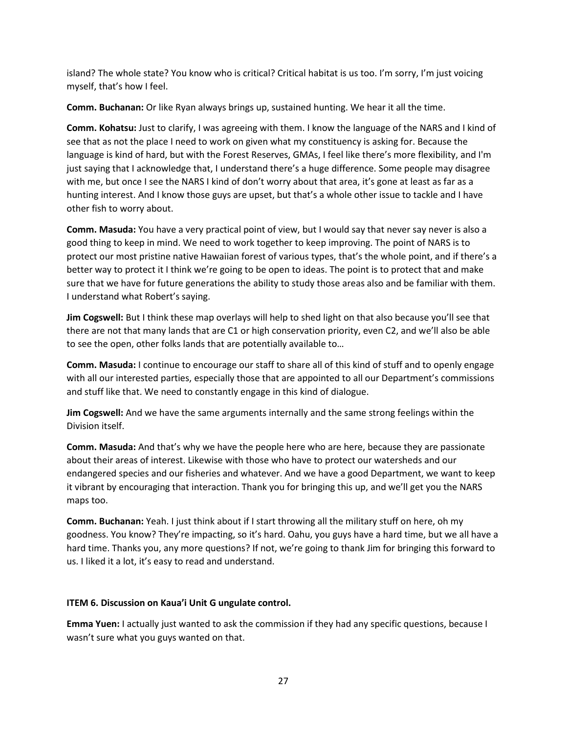island? The whole state? You know who is critical? Critical habitat is us too. I'm sorry, I'm just voicing myself, that's how I feel.

**Comm. Buchanan:** Or like Ryan always brings up, sustained hunting. We hear it all the time.

**Comm. Kohatsu:** Just to clarify, I was agreeing with them. I know the language of the NARS and I kind of see that as not the place I need to work on given what my constituency is asking for. Because the language is kind of hard, but with the Forest Reserves, GMAs, I feel like there's more flexibility, and I'm just saying that I acknowledge that, I understand there's a huge difference. Some people may disagree with me, but once I see the NARS I kind of don't worry about that area, it's gone at least as far as a hunting interest. And I know those guys are upset, but that's a whole other issue to tackle and I have other fish to worry about.

**Comm. Masuda:** You have a very practical point of view, but I would say that never say never is also a good thing to keep in mind. We need to work together to keep improving. The point of NARS is to protect our most pristine native Hawaiian forest of various types, that's the whole point, and if there's a better way to protect it I think we're going to be open to ideas. The point is to protect that and make sure that we have for future generations the ability to study those areas also and be familiar with them. I understand what Robert's saying.

**Jim Cogswell:** But I think these map overlays will help to shed light on that also because you'll see that there are not that many lands that are C1 or high conservation priority, even C2, and we'll also be able to see the open, other folks lands that are potentially available to…

**Comm. Masuda:** I continue to encourage our staff to share all of this kind of stuff and to openly engage with all our interested parties, especially those that are appointed to all our Department's commissions and stuff like that. We need to constantly engage in this kind of dialogue.

**Jim Cogswell:** And we have the same arguments internally and the same strong feelings within the Division itself.

**Comm. Masuda:** And that's why we have the people here who are here, because they are passionate about their areas of interest. Likewise with those who have to protect our watersheds and our endangered species and our fisheries and whatever. And we have a good Department, we want to keep it vibrant by encouraging that interaction. Thank you for bringing this up, and we'll get you the NARS maps too.

**Comm. Buchanan:** Yeah. I just think about if I start throwing all the military stuff on here, oh my goodness. You know? They're impacting, so it's hard. Oahu, you guys have a hard time, but we all have a hard time. Thanks you, any more questions? If not, we're going to thank Jim for bringing this forward to us. I liked it a lot, it's easy to read and understand.

**ITEM 6. Discussion on Kaua'i Unit G ungulate control.**

**Emma Yuen:** I actually just wanted to ask the commission if they had any specific questions, because I wasn't sure what you guys wanted on that.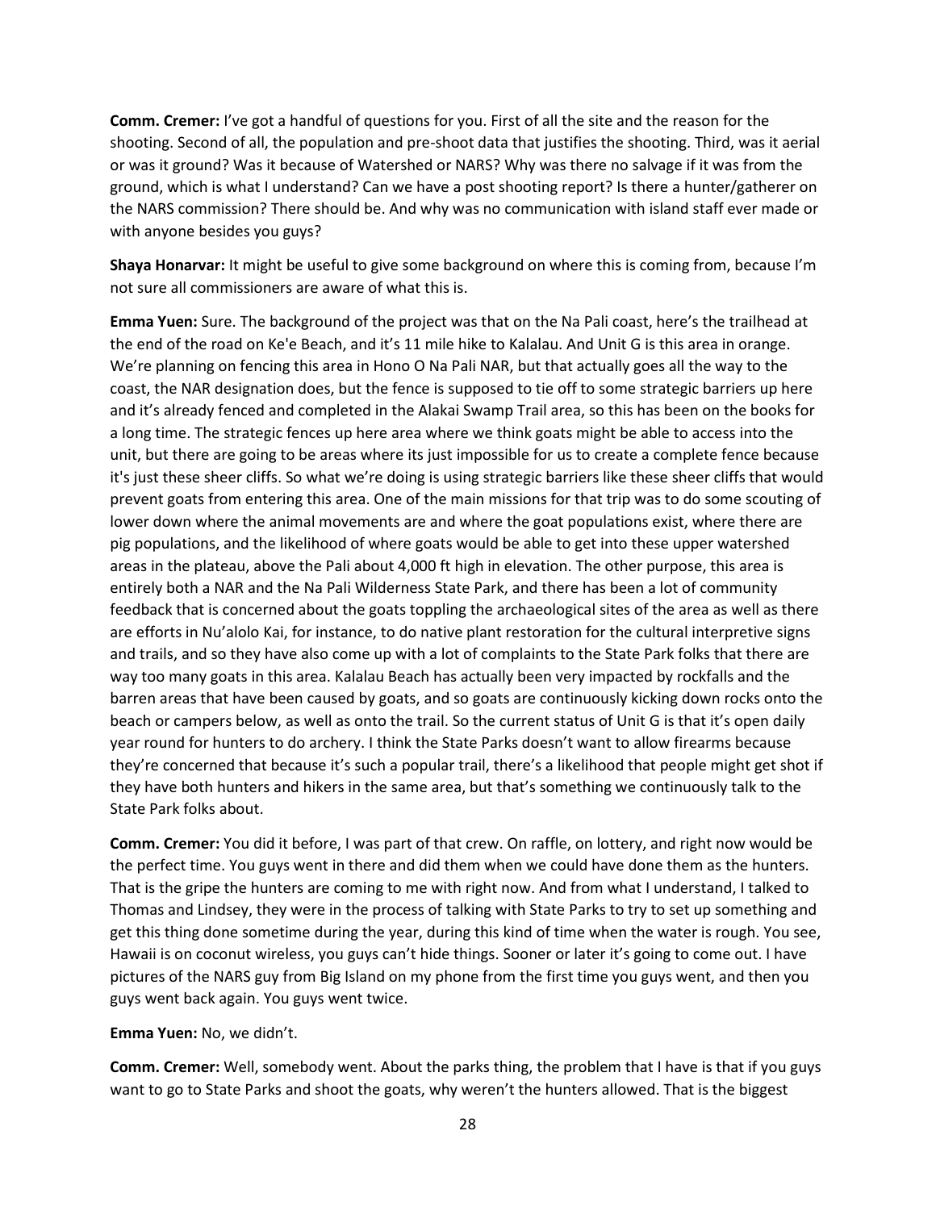**Comm. Cremer:** I've got a handful of questions for you. First of all the site and the reason for the shooting. Second of all, the population and pre-shoot data that justifies the shooting. Third, was it aerial or was it ground? Was it because of Watershed or NARS? Why was there no salvage if it was from the ground, which is what I understand? Can we have a post shooting report? Is there a hunter/gatherer on the NARS commission? There should be. And why was no communication with island staff ever made or with anyone besides you guys?

**Shaya Honarvar:** It might be useful to give some background on where this is coming from, because I'm not sure all commissioners are aware of what this is.

**Emma Yuen:** Sure. The background of the project was that on the Na Pali coast, here's the trailhead at the end of the road on Ke'e Beach, and it's 11 mile hike to Kalalau. And Unit G is this area in orange. We're planning on fencing this area in Hono O Na Pali NAR, but that actually goes all the way to the coast, the NAR designation does, but the fence is supposed to tie off to some strategic barriers up here and it's already fenced and completed in the Alakai Swamp Trail area, so this has been on the books for a long time. The strategic fences up here area where we think goats might be able to access into the unit, but there are going to be areas where its just impossible for us to create a complete fence because it's just these sheer cliffs. So what we're doing is using strategic barriers like these sheer cliffs that would prevent goats from entering this area. One of the main missions for that trip was to do some scouting of lower down where the animal movements are and where the goat populations exist, where there are pig populations, and the likelihood of where goats would be able to get into these upper watershed areas in the plateau, above the Pali about 4,000 ft high in elevation. The other purpose, this area is entirely both a NAR and the Na Pali Wilderness State Park, and there has been a lot of community feedback that is concerned about the goats toppling the archaeological sites of the area as well as there are efforts in Nu'alolo Kai, for instance, to do native plant restoration for the cultural interpretive signs and trails, and so they have also come up with a lot of complaints to the State Park folks that there are way too many goats in this area. Kalalau Beach has actually been very impacted by rockfalls and the barren areas that have been caused by goats, and so goats are continuously kicking down rocks onto the beach or campers below, as well as onto the trail. So the current status of Unit G is that it's open daily year round for hunters to do archery. I think the State Parks doesn't want to allow firearms because they're concerned that because it's such a popular trail, there's a likelihood that people might get shot if they have both hunters and hikers in the same area, but that's something we continuously talk to the State Park folks about.

**Comm. Cremer:** You did it before, I was part of that crew. On raffle, on lottery, and right now would be the perfect time. You guys went in there and did them when we could have done them as the hunters. That is the gripe the hunters are coming to me with right now. And from what I understand, I talked to Thomas and Lindsey, they were in the process of talking with State Parks to try to set up something and get this thing done sometime during the year, during this kind of time when the water is rough. You see, Hawaii is on coconut wireless, you guys can't hide things. Sooner or later it's going to come out. I have pictures of the NARS guy from Big Island on my phone from the first time you guys went, and then you guys went back again. You guys went twice.

**Emma Yuen:** No, we didn't.

**Comm. Cremer:** Well, somebody went. About the parks thing, the problem that I have is that if you guys want to go to State Parks and shoot the goats, why weren't the hunters allowed. That is the biggest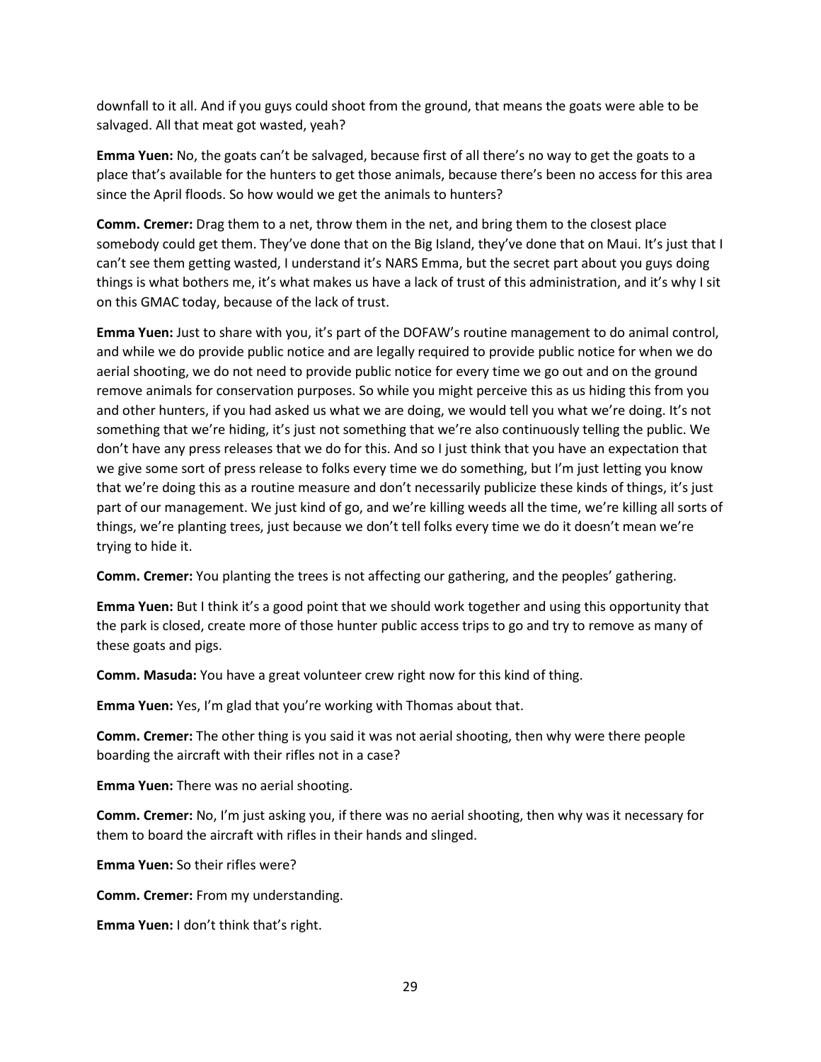downfall to it all. And if you guys could shoot from the ground, that means the goats were able to be salvaged. All that meat got wasted, yeah?

**Emma Yuen:** No, the goats can't be salvaged, because first of all there's no way to get the goats to a place that's available for the hunters to get those animals, because there's been no access for this area since the April floods. So how would we get the animals to hunters?

**Comm. Cremer:** Drag them to a net, throw them in the net, and bring them to the closest place somebody could get them. They've done that on the Big Island, they've done that on Maui. It's just that I can't see them getting wasted, I understand it's NARS Emma, but the secret part about you guys doing things is what bothers me, it's what makes us have a lack of trust of this administration, and it's why I sit on this GMAC today, because of the lack of trust.

**Emma Yuen:** Just to share with you, it's part of the DOFAW's routine management to do animal control, and while we do provide public notice and are legally required to provide public notice for when we do aerial shooting, we do not need to provide public notice for every time we go out and on the ground remove animals for conservation purposes. So while you might perceive this as us hiding this from you and other hunters, if you had asked us what we are doing, we would tell you what we're doing. It's not something that we're hiding, it's just not something that we're also continuously telling the public. We don't have any press releases that we do for this. And so I just think that you have an expectation that we give some sort of press release to folks every time we do something, but I'm just letting you know that we're doing this as a routine measure and don't necessarily publicize these kinds of things, it's just part of our management. We just kind of go, and we're killing weeds all the time, we're killing all sorts of things, we're planting trees, just because we don't tell folks every time we do it doesn't mean we're trying to hide it.

**Comm. Cremer:** You planting the trees is not affecting our gathering, and the peoples' gathering.

**Emma Yuen:** But I think it's a good point that we should work together and using this opportunity that the park is closed, create more of those hunter public access trips to go and try to remove as many of these goats and pigs.

**Comm. Masuda:** You have a great volunteer crew right now for this kind of thing.

**Emma Yuen:** Yes, I'm glad that you're working with Thomas about that.

**Comm. Cremer:** The other thing is you said it was not aerial shooting, then why were there people boarding the aircraft with their rifles not in a case?

**Emma Yuen:** There was no aerial shooting.

**Comm. Cremer:** No, I'm just asking you, if there was no aerial shooting, then why was it necessary for them to board the aircraft with rifles in their hands and slinged.

**Emma Yuen:** So their rifles were?

**Comm. Cremer:** From my understanding.

**Emma Yuen:** I don't think that's right.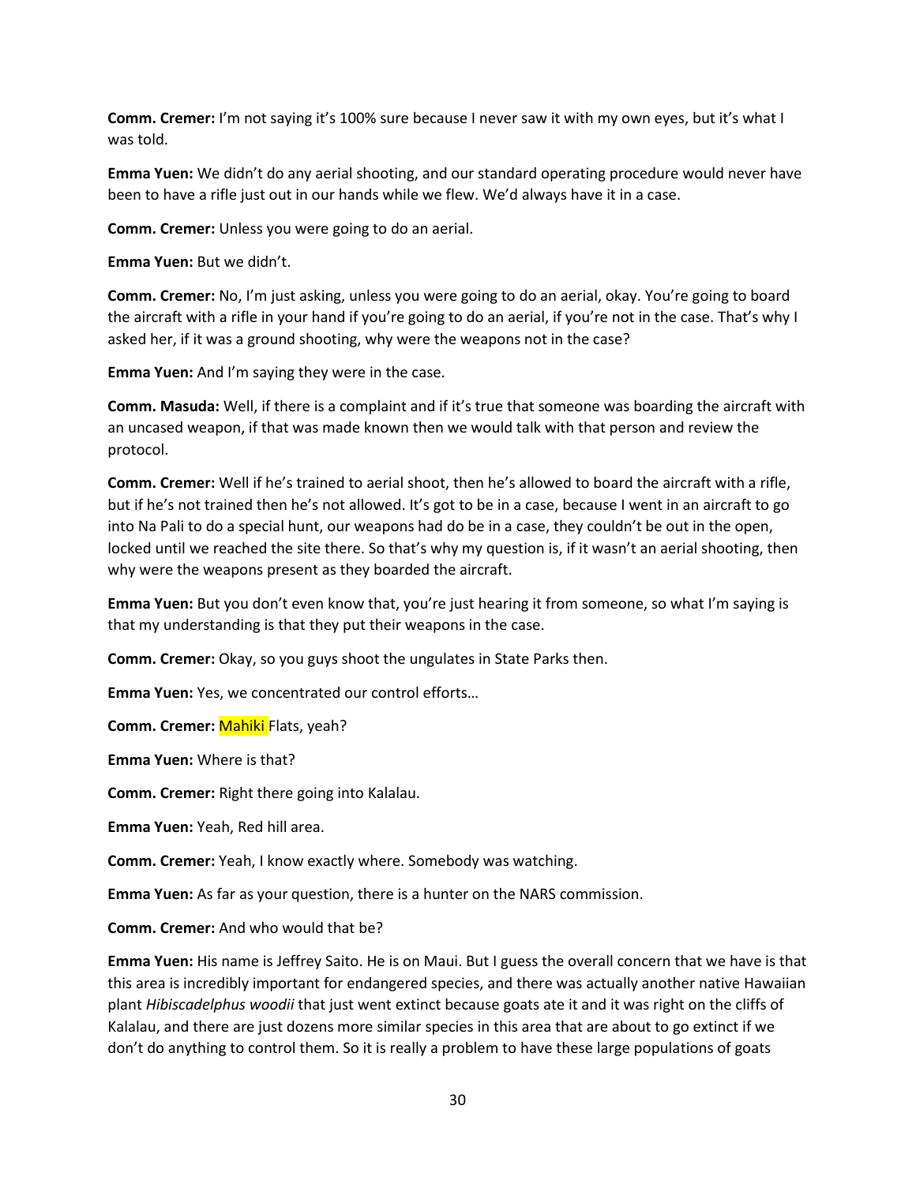**Comm. Cremer:** I'm not saying it's 100% sure because I never saw it with my own eyes, but it's what I was told.

**Emma Yuen:** We didn't do any aerial shooting, and our standard operating procedure would never have been to have a rifle just out in our hands while we flew. We'd always have it in a case.

**Comm. Cremer:** Unless you were going to do an aerial.

**Emma Yuen:** But we didn't.

**Comm. Cremer:** No, I'm just asking, unless you were going to do an aerial, okay. You're going to board the aircraft with a rifle in your hand if you're going to do an aerial, if you're not in the case. That's why I asked her, if it was a ground shooting, why were the weapons not in the case?

**Emma Yuen:** And I'm saying they were in the case.

**Comm. Masuda:** Well, if there is a complaint and if it's true that someone was boarding the aircraft with an uncased weapon, if that was made known then we would talk with that person and review the protocol.

**Comm. Cremer:** Well if he's trained to aerial shoot, then he's allowed to board the aircraft with a rifle, but if he's not trained then he's not allowed. It's got to be in a case, because I went in an aircraft to go into Na Pali to do a special hunt, our weapons had do be in a case, they couldn't be out in the open, locked until we reached the site there. So that's why my question is, if it wasn't an aerial shooting, then why were the weapons present as they boarded the aircraft.

**Emma Yuen:** But you don't even know that, you're just hearing it from someone, so what I'm saying is that my understanding is that they put their weapons in the case.

**Comm. Cremer:** Okay, so you guys shoot the ungulates in State Parks then.

**Emma Yuen:** Yes, we concentrated our control efforts…

**Comm. Cremer:** Mahiki Flats, yeah?

**Emma Yuen:** Where is that?

**Comm. Cremer:** Right there going into Kalalau.

**Emma Yuen:** Yeah, Red hill area.

**Comm. Cremer:** Yeah, I know exactly where. Somebody was watching.

**Emma Yuen:** As far as your question, there is a hunter on the NARS commission.

**Comm. Cremer:** And who would that be?

**Emma Yuen:** His name is Jeffrey Saito. He is on Maui. But I guess the overall concern that we have is that this area is incredibly important for endangered species, and there was actually another native Hawaiian plant *Hibiscadelphus woodii* that just went extinct because goats ate it and it was right on the cliffs of Kalalau, and there are just dozens more similar species in this area that are about to go extinct if we don't do anything to control them. So it is really a problem to have these large populations of goats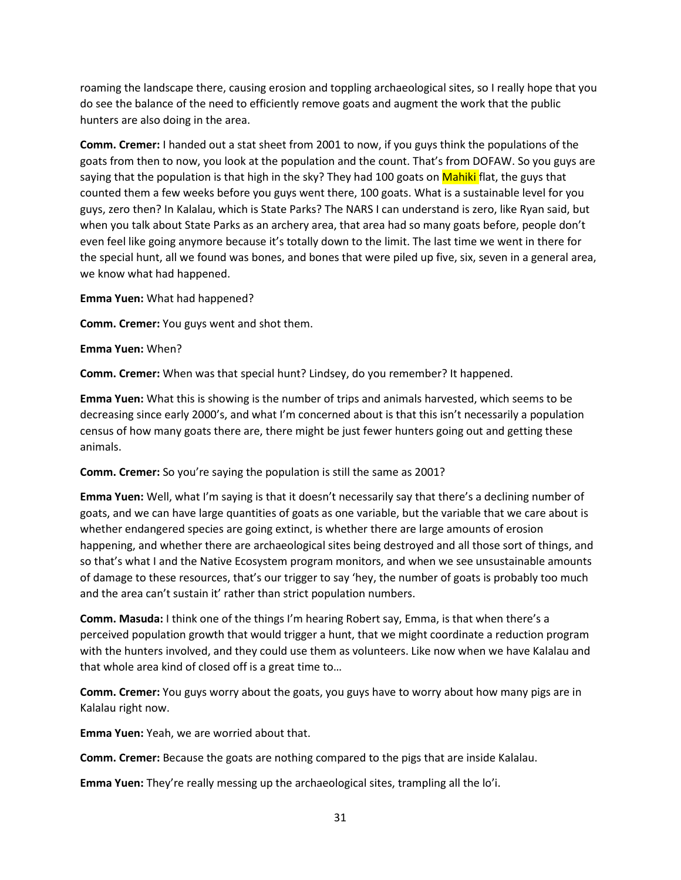roaming the landscape there, causing erosion and toppling archaeological sites, so I really hope that you do see the balance of the need to efficiently remove goats and augment the work that the public hunters are also doing in the area.

**Comm. Cremer:** I handed out a stat sheet from 2001 to now, if you guys think the populations of the goats from then to now, you look at the population and the count. That's from DOFAW. So you guys are saying that the population is that high in the sky? They had 100 goats on Mahiki flat, the guys that counted them a few weeks before you guys went there, 100 goats. What is a sustainable level for you guys, zero then? In Kalalau, which is State Parks? The NARS I can understand is zero, like Ryan said, but when you talk about State Parks as an archery area, that area had so many goats before, people don't even feel like going anymore because it's totally down to the limit. The last time we went in there for the special hunt, all we found was bones, and bones that were piled up five, six, seven in a general area, we know what had happened.

**Emma Yuen:** What had happened?

**Comm. Cremer:** You guys went and shot them.

**Emma Yuen:** When?

**Comm. Cremer:** When was that special hunt? Lindsey, do you remember? It happened.

**Emma Yuen:** What this is showing is the number of trips and animals harvested, which seems to be decreasing since early 2000's, and what I'm concerned about is that this isn't necessarily a population census of how many goats there are, there might be just fewer hunters going out and getting these animals.

**Comm. Cremer:** So you're saying the population is still the same as 2001?

**Emma Yuen:** Well, what I'm saying is that it doesn't necessarily say that there's a declining number of goats, and we can have large quantities of goats as one variable, but the variable that we care about is whether endangered species are going extinct, is whether there are large amounts of erosion happening, and whether there are archaeological sites being destroyed and all those sort of things, and so that's what I and the Native Ecosystem program monitors, and when we see unsustainable amounts of damage to these resources, that's our trigger to say 'hey, the number of goats is probably too much and the area can't sustain it' rather than strict population numbers.

**Comm. Masuda:** I think one of the things I'm hearing Robert say, Emma, is that when there's a perceived population growth that would trigger a hunt, that we might coordinate a reduction program with the hunters involved, and they could use them as volunteers. Like now when we have Kalalau and that whole area kind of closed off is a great time to…

**Comm. Cremer:** You guys worry about the goats, you guys have to worry about how many pigs are in Kalalau right now.

**Emma Yuen:** Yeah, we are worried about that.

**Comm. Cremer:** Because the goats are nothing compared to the pigs that are inside Kalalau.

**Emma Yuen:** They're really messing up the archaeological sites, trampling all the lo'i.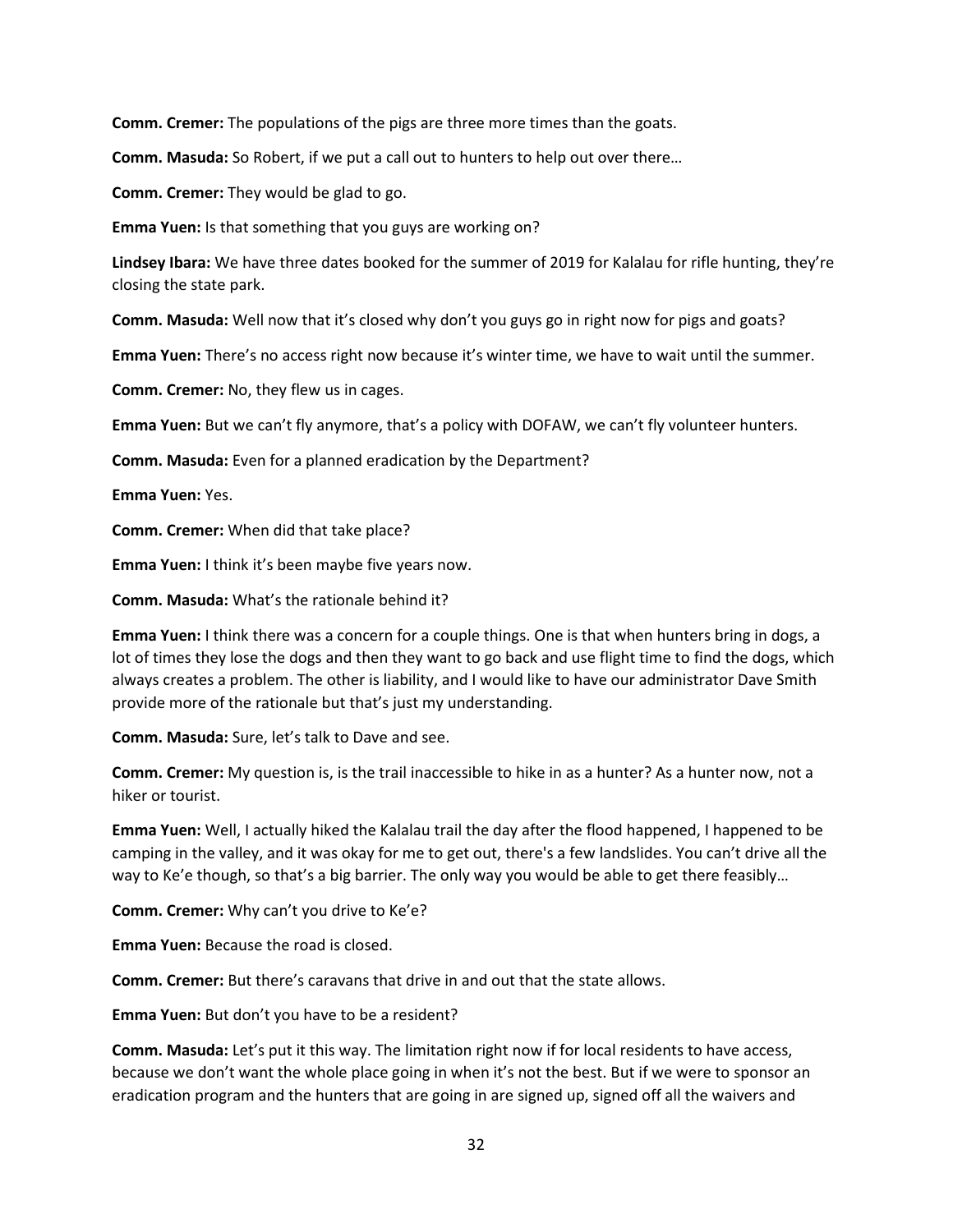**Comm. Cremer:** The populations of the pigs are three more times than the goats.

**Comm. Masuda:** So Robert, if we put a call out to hunters to help out over there…

**Comm. Cremer:** They would be glad to go.

**Emma Yuen:** Is that something that you guys are working on?

**Lindsey Ibara:** We have three dates booked for the summer of 2019 for Kalalau for rifle hunting, they're closing the state park.

**Comm. Masuda:** Well now that it's closed why don't you guys go in right now for pigs and goats?

**Emma Yuen:** There's no access right now because it's winter time, we have to wait until the summer.

**Comm. Cremer:** No, they flew us in cages.

**Emma Yuen:** But we can't fly anymore, that's a policy with DOFAW, we can't fly volunteer hunters.

**Comm. Masuda:** Even for a planned eradication by the Department?

**Emma Yuen:** Yes.

**Comm. Cremer:** When did that take place?

**Emma Yuen:** I think it's been maybe five years now.

**Comm. Masuda:** What's the rationale behind it?

**Emma Yuen:** I think there was a concern for a couple things. One is that when hunters bring in dogs, a lot of times they lose the dogs and then they want to go back and use flight time to find the dogs, which always creates a problem. The other is liability, and I would like to have our administrator Dave Smith provide more of the rationale but that's just my understanding.

**Comm. Masuda:** Sure, let's talk to Dave and see.

**Comm. Cremer:** My question is, is the trail inaccessible to hike in as a hunter? As a hunter now, not a hiker or tourist.

**Emma Yuen:** Well, I actually hiked the Kalalau trail the day after the flood happened, I happened to be camping in the valley, and it was okay for me to get out, there's a few landslides. You can't drive all the way to Ke'e though, so that's a big barrier. The only way you would be able to get there feasibly…

**Comm. Cremer:** Why can't you drive to Ke'e?

**Emma Yuen:** Because the road is closed.

**Comm. Cremer:** But there's caravans that drive in and out that the state allows.

**Emma Yuen:** But don't you have to be a resident?

**Comm. Masuda:** Let's put it this way. The limitation right now if for local residents to have access, because we don't want the whole place going in when it's not the best. But if we were to sponsor an eradication program and the hunters that are going in are signed up, signed off all the waivers and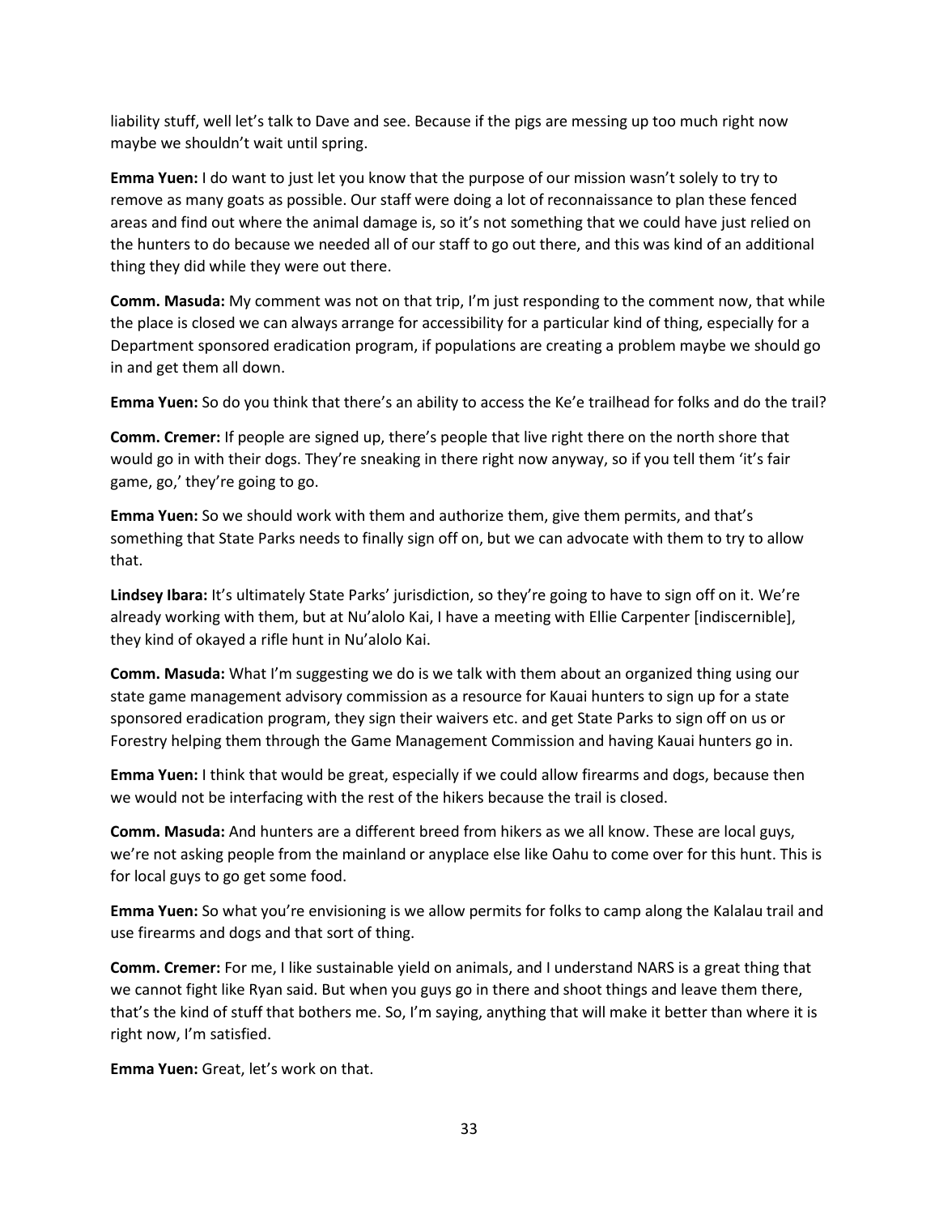liability stuff, well let's talk to Dave and see. Because if the pigs are messing up too much right now maybe we shouldn't wait until spring.

**Emma Yuen:** I do want to just let you know that the purpose of our mission wasn't solely to try to remove as many goats as possible. Our staff were doing a lot of reconnaissance to plan these fenced areas and find out where the animal damage is, so it's not something that we could have just relied on the hunters to do because we needed all of our staff to go out there, and this was kind of an additional thing they did while they were out there.

**Comm. Masuda:** My comment was not on that trip, I'm just responding to the comment now, that while the place is closed we can always arrange for accessibility for a particular kind of thing, especially for a Department sponsored eradication program, if populations are creating a problem maybe we should go in and get them all down.

**Emma Yuen:** So do you think that there's an ability to access the Ke'e trailhead for folks and do the trail?

**Comm. Cremer:** If people are signed up, there's people that live right there on the north shore that would go in with their dogs. They're sneaking in there right now anyway, so if you tell them 'it's fair game, go,' they're going to go.

**Emma Yuen:** So we should work with them and authorize them, give them permits, and that's something that State Parks needs to finally sign off on, but we can advocate with them to try to allow that.

**Lindsey Ibara:** It's ultimately State Parks' jurisdiction, so they're going to have to sign off on it. We're already working with them, but at Nu'alolo Kai, I have a meeting with Ellie Carpenter [indiscernible], they kind of okayed a rifle hunt in Nu'alolo Kai.

**Comm. Masuda:** What I'm suggesting we do is we talk with them about an organized thing using our state game management advisory commission as a resource for Kauai hunters to sign up for a state sponsored eradication program, they sign their waivers etc. and get State Parks to sign off on us or Forestry helping them through the Game Management Commission and having Kauai hunters go in.

**Emma Yuen:** I think that would be great, especially if we could allow firearms and dogs, because then we would not be interfacing with the rest of the hikers because the trail is closed.

**Comm. Masuda:** And hunters are a different breed from hikers as we all know. These are local guys, we're not asking people from the mainland or anyplace else like Oahu to come over for this hunt. This is for local guys to go get some food.

**Emma Yuen:** So what you're envisioning is we allow permits for folks to camp along the Kalalau trail and use firearms and dogs and that sort of thing.

**Comm. Cremer:** For me, I like sustainable yield on animals, and I understand NARS is a great thing that we cannot fight like Ryan said. But when you guys go in there and shoot things and leave them there, that's the kind of stuff that bothers me. So, I'm saying, anything that will make it better than where it is right now, I'm satisfied.

**Emma Yuen:** Great, let's work on that.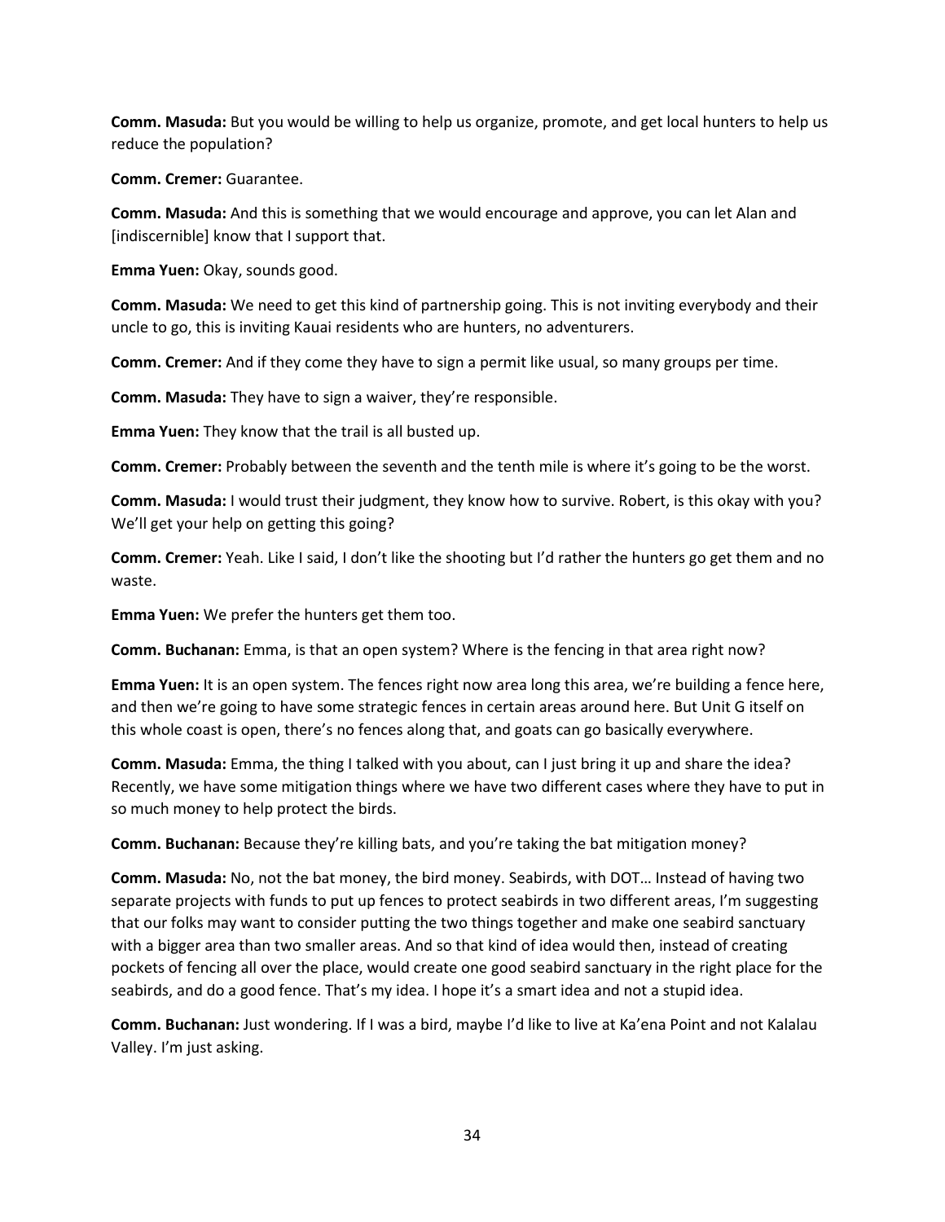**Comm. Masuda:** But you would be willing to help us organize, promote, and get local hunters to help us reduce the population?

**Comm. Cremer:** Guarantee.

**Comm. Masuda:** And this is something that we would encourage and approve, you can let Alan and [indiscernible] know that I support that.

**Emma Yuen:** Okay, sounds good.

**Comm. Masuda:** We need to get this kind of partnership going. This is not inviting everybody and their uncle to go, this is inviting Kauai residents who are hunters, no adventurers.

**Comm. Cremer:** And if they come they have to sign a permit like usual, so many groups per time.

**Comm. Masuda:** They have to sign a waiver, they're responsible.

**Emma Yuen:** They know that the trail is all busted up.

**Comm. Cremer:** Probably between the seventh and the tenth mile is where it's going to be the worst.

**Comm. Masuda:** I would trust their judgment, they know how to survive. Robert, is this okay with you? We'll get your help on getting this going?

**Comm. Cremer:** Yeah. Like I said, I don't like the shooting but I'd rather the hunters go get them and no waste.

**Emma Yuen:** We prefer the hunters get them too.

**Comm. Buchanan:** Emma, is that an open system? Where is the fencing in that area right now?

**Emma Yuen:** It is an open system. The fences right now area long this area, we're building a fence here, and then we're going to have some strategic fences in certain areas around here. But Unit G itself on this whole coast is open, there's no fences along that, and goats can go basically everywhere.

**Comm. Masuda:** Emma, the thing I talked with you about, can I just bring it up and share the idea? Recently, we have some mitigation things where we have two different cases where they have to put in so much money to help protect the birds.

**Comm. Buchanan:** Because they're killing bats, and you're taking the bat mitigation money?

**Comm. Masuda:** No, not the bat money, the bird money. Seabirds, with DOT… Instead of having two separate projects with funds to put up fences to protect seabirds in two different areas, I'm suggesting that our folks may want to consider putting the two things together and make one seabird sanctuary with a bigger area than two smaller areas. And so that kind of idea would then, instead of creating pockets of fencing all over the place, would create one good seabird sanctuary in the right place for the seabirds, and do a good fence. That's my idea. I hope it's a smart idea and not a stupid idea.

**Comm. Buchanan:** Just wondering. If I was a bird, maybe I'd like to live at Ka'ena Point and not Kalalau Valley. I'm just asking.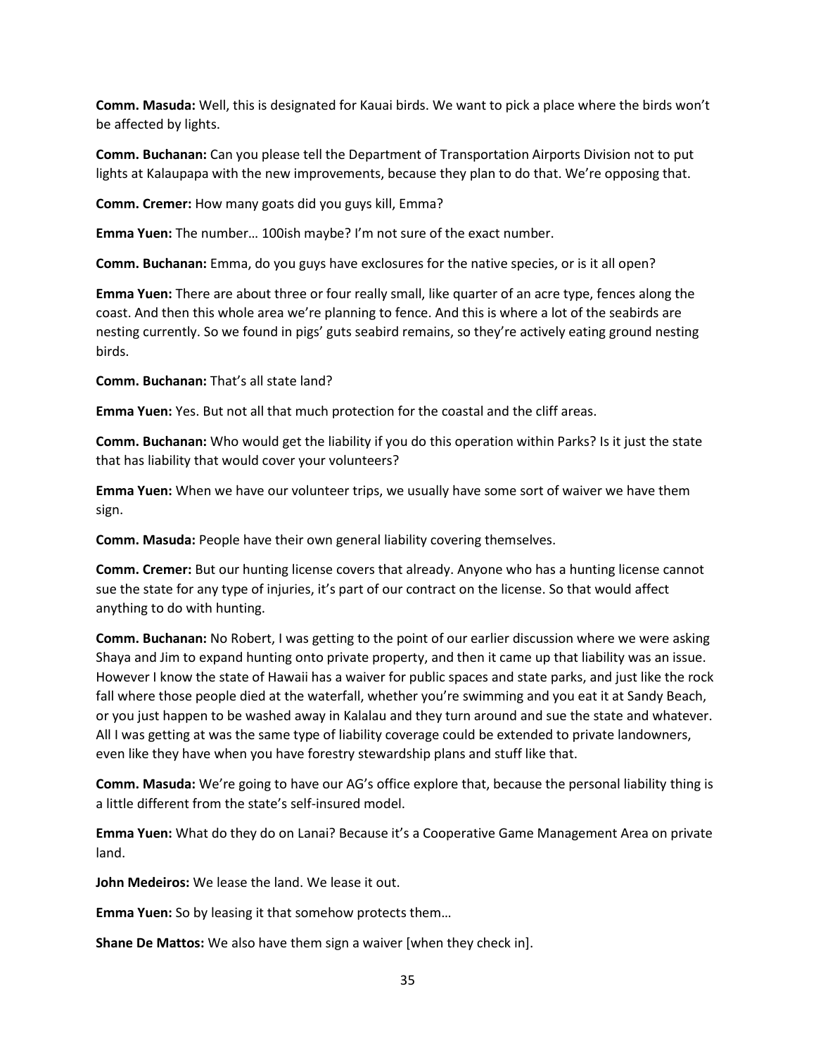**Comm. Masuda:** Well, this is designated for Kauai birds. We want to pick a place where the birds won't be affected by lights.

**Comm. Buchanan:** Can you please tell the Department of Transportation Airports Division not to put lights at Kalaupapa with the new improvements, because they plan to do that. We're opposing that.

**Comm. Cremer:** How many goats did you guys kill, Emma?

**Emma Yuen:** The number… 100ish maybe? I'm not sure of the exact number.

**Comm. Buchanan:** Emma, do you guys have exclosures for the native species, or is it all open?

**Emma Yuen:** There are about three or four really small, like quarter of an acre type, fences along the coast. And then this whole area we're planning to fence. And this is where a lot of the seabirds are nesting currently. So we found in pigs' guts seabird remains, so they're actively eating ground nesting birds.

**Comm. Buchanan:** That's all state land?

**Emma Yuen:** Yes. But not all that much protection for the coastal and the cliff areas.

**Comm. Buchanan:** Who would get the liability if you do this operation within Parks? Is it just the state that has liability that would cover your volunteers?

**Emma Yuen:** When we have our volunteer trips, we usually have some sort of waiver we have them sign.

**Comm. Masuda:** People have their own general liability covering themselves.

**Comm. Cremer:** But our hunting license covers that already. Anyone who has a hunting license cannot sue the state for any type of injuries, it's part of our contract on the license. So that would affect anything to do with hunting.

**Comm. Buchanan:** No Robert, I was getting to the point of our earlier discussion where we were asking Shaya and Jim to expand hunting onto private property, and then it came up that liability was an issue. However I know the state of Hawaii has a waiver for public spaces and state parks, and just like the rock fall where those people died at the waterfall, whether you're swimming and you eat it at Sandy Beach, or you just happen to be washed away in Kalalau and they turn around and sue the state and whatever. All I was getting at was the same type of liability coverage could be extended to private landowners, even like they have when you have forestry stewardship plans and stuff like that.

**Comm. Masuda:** We're going to have our AG's office explore that, because the personal liability thing is a little different from the state's self-insured model.

**Emma Yuen:** What do they do on Lanai? Because it's a Cooperative Game Management Area on private land.

**John Medeiros:** We lease the land. We lease it out.

**Emma Yuen:** So by leasing it that somehow protects them…

**Shane De Mattos:** We also have them sign a waiver [when they check in].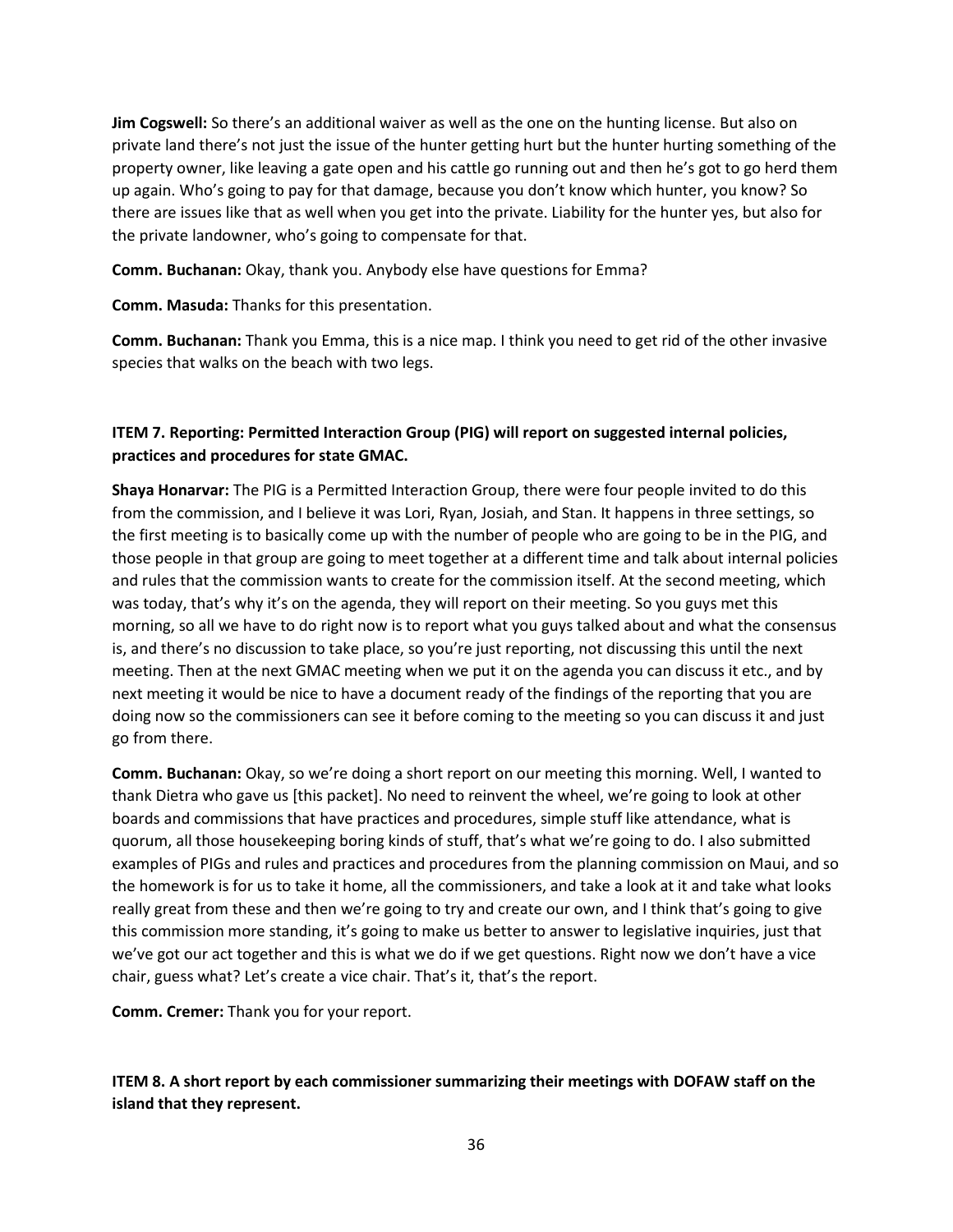**Jim Cogswell:** So there's an additional waiver as well as the one on the hunting license. But also on private land there's not just the issue of the hunter getting hurt but the hunter hurting something of the property owner, like leaving a gate open and his cattle go running out and then he's got to go herd them up again. Who's going to pay for that damage, because you don't know which hunter, you know? So there are issues like that as well when you get into the private. Liability for the hunter yes, but also for the private landowner, who's going to compensate for that.

**Comm. Buchanan:** Okay, thank you. Anybody else have questions for Emma?

**Comm. Masuda:** Thanks for this presentation.

**Comm. Buchanan:** Thank you Emma, this is a nice map. I think you need to get rid of the other invasive species that walks on the beach with two legs.

**ITEM 7. Reporting: Permitted Interaction Group (PIG) will report on suggested internal policies, practices and procedures for state GMAC.**

**Shaya Honarvar:** The PIG is a Permitted Interaction Group, there were four people invited to do this from the commission, and I believe it was Lori, Ryan, Josiah, and Stan. It happens in three settings, so the first meeting is to basically come up with the number of people who are going to be in the PIG, and those people in that group are going to meet together at a different time and talk about internal policies and rules that the commission wants to create for the commission itself. At the second meeting, which was today, that's why it's on the agenda, they will report on their meeting. So you guys met this morning, so all we have to do right now is to report what you guys talked about and what the consensus is, and there's no discussion to take place, so you're just reporting, not discussing this until the next meeting. Then at the next GMAC meeting when we put it on the agenda you can discuss it etc., and by next meeting it would be nice to have a document ready of the findings of the reporting that you are doing now so the commissioners can see it before coming to the meeting so you can discuss it and just go from there.

**Comm. Buchanan:** Okay, so we're doing a short report on our meeting this morning. Well, I wanted to thank Dietra who gave us [this packet]. No need to reinvent the wheel, we're going to look at other boards and commissions that have practices and procedures, simple stuff like attendance, what is quorum, all those housekeeping boring kinds of stuff, that's what we're going to do. I also submitted examples of PIGs and rules and practices and procedures from the planning commission on Maui, and so the homework is for us to take it home, all the commissioners, and take a look at it and take what looks really great from these and then we're going to try and create our own, and I think that's going to give this commission more standing, it's going to make us better to answer to legislative inquiries, just that we've got our act together and this is what we do if we get questions. Right now we don't have a vice chair, guess what? Let's create a vice chair. That's it, that's the report.

**Comm. Cremer:** Thank you for your report.

**ITEM 8. A short report by each commissioner summarizing their meetings with DOFAW staff on the island that they represent.**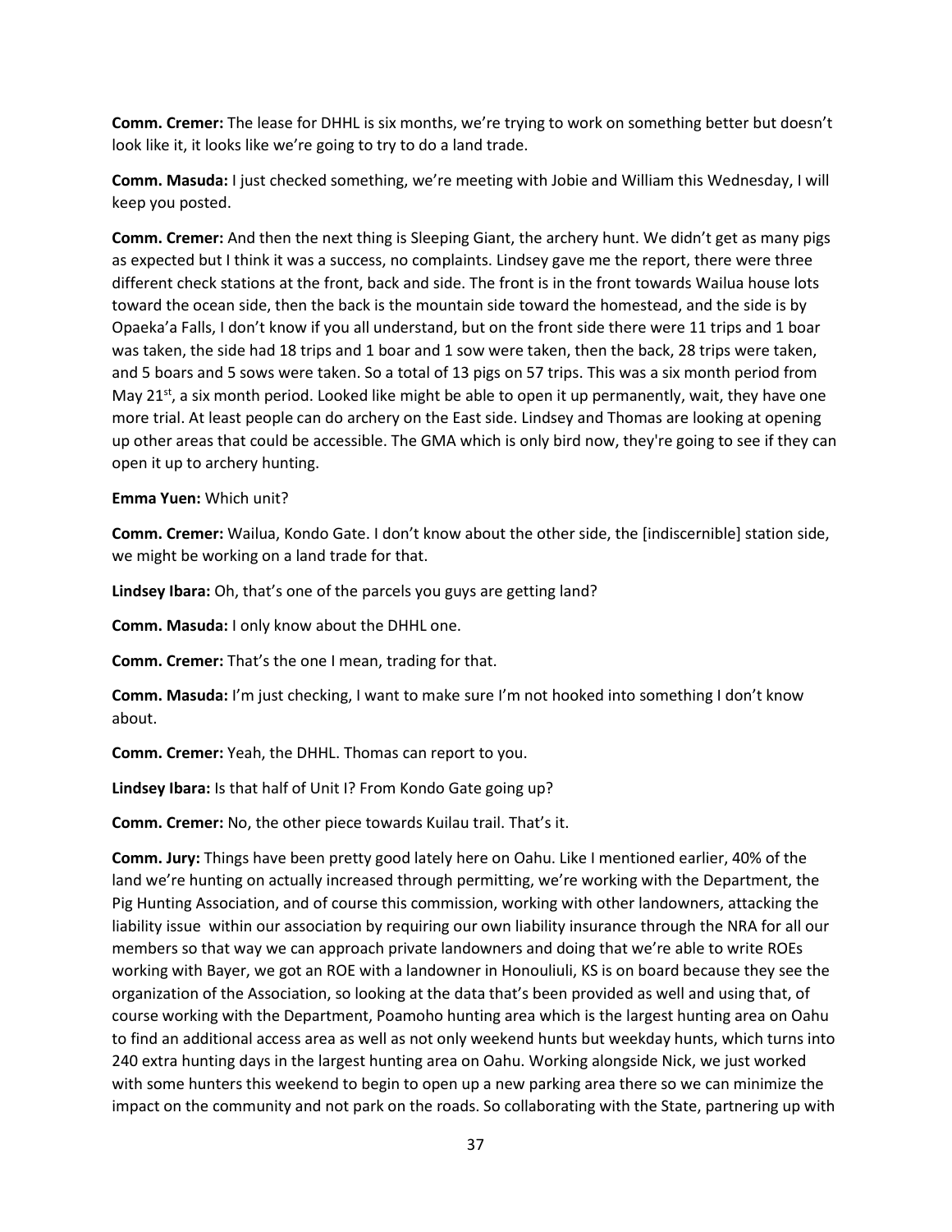**Comm. Cremer:** The lease for DHHL is six months, we're trying to work on something better but doesn't look like it, it looks like we're going to try to do a land trade.

**Comm. Masuda:** I just checked something, we're meeting with Jobie and William this Wednesday, I will keep you posted.

**Comm. Cremer:** And then the next thing is Sleeping Giant, the archery hunt. We didn't get as many pigs as expected but I think it was a success, no complaints. Lindsey gave me the report, there were three different check stations at the front, back and side. The front is in the front towards Wailua house lots toward the ocean side, then the back is the mountain side toward the homestead, and the side is by Opaeka'a Falls, I don't know if you all understand, but on the front side there were 11 trips and 1 boar was taken, the side had 18 trips and 1 boar and 1 sow were taken, then the back, 28 trips were taken, and 5 boars and 5 sows were taken. So a total of 13 pigs on 57 trips. This was a six month period from May 21st, a six month period. Looked like might be able to open it up permanently, wait, they have one more trial. At least people can do archery on the East side. Lindsey and Thomas are looking at opening up other areas that could be accessible. The GMA which is only bird now, they're going to see if they can open it up to archery hunting.

**Emma Yuen:** Which unit?

**Comm. Cremer:** Wailua, Kondo Gate. I don't know about the other side, the [indiscernible] station side, we might be working on a land trade for that.

**Lindsey Ibara:** Oh, that's one of the parcels you guys are getting land?

**Comm. Masuda:** I only know about the DHHL one.

**Comm. Cremer:** That's the one I mean, trading for that.

**Comm. Masuda:** I'm just checking, I want to make sure I'm not hooked into something I don't know about.

**Comm. Cremer:** Yeah, the DHHL. Thomas can report to you.

**Lindsey Ibara:** Is that half of Unit I? From Kondo Gate going up?

**Comm. Cremer:** No, the other piece towards Kuilau trail. That's it.

**Comm. Jury:** Things have been pretty good lately here on Oahu. Like I mentioned earlier, 40% of the land we're hunting on actually increased through permitting, we're working with the Department, the Pig Hunting Association, and of course this commission, working with other landowners, attacking the liability issue within our association by requiring our own liability insurance through the NRA for all our members so that way we can approach private landowners and doing that we're able to write ROEs working with Bayer, we got an ROE with a landowner in Honouliuli, KS is on board because they see the organization of the Association, so looking at the data that's been provided as well and using that, of course working with the Department, Poamoho hunting area which is the largest hunting area on Oahu to find an additional access area as well as not only weekend hunts but weekday hunts, which turns into 240 extra hunting days in the largest hunting area on Oahu. Working alongside Nick, we just worked with some hunters this weekend to begin to open up a new parking area there so we can minimize the impact on the community and not park on the roads. So collaborating with the State, partnering up with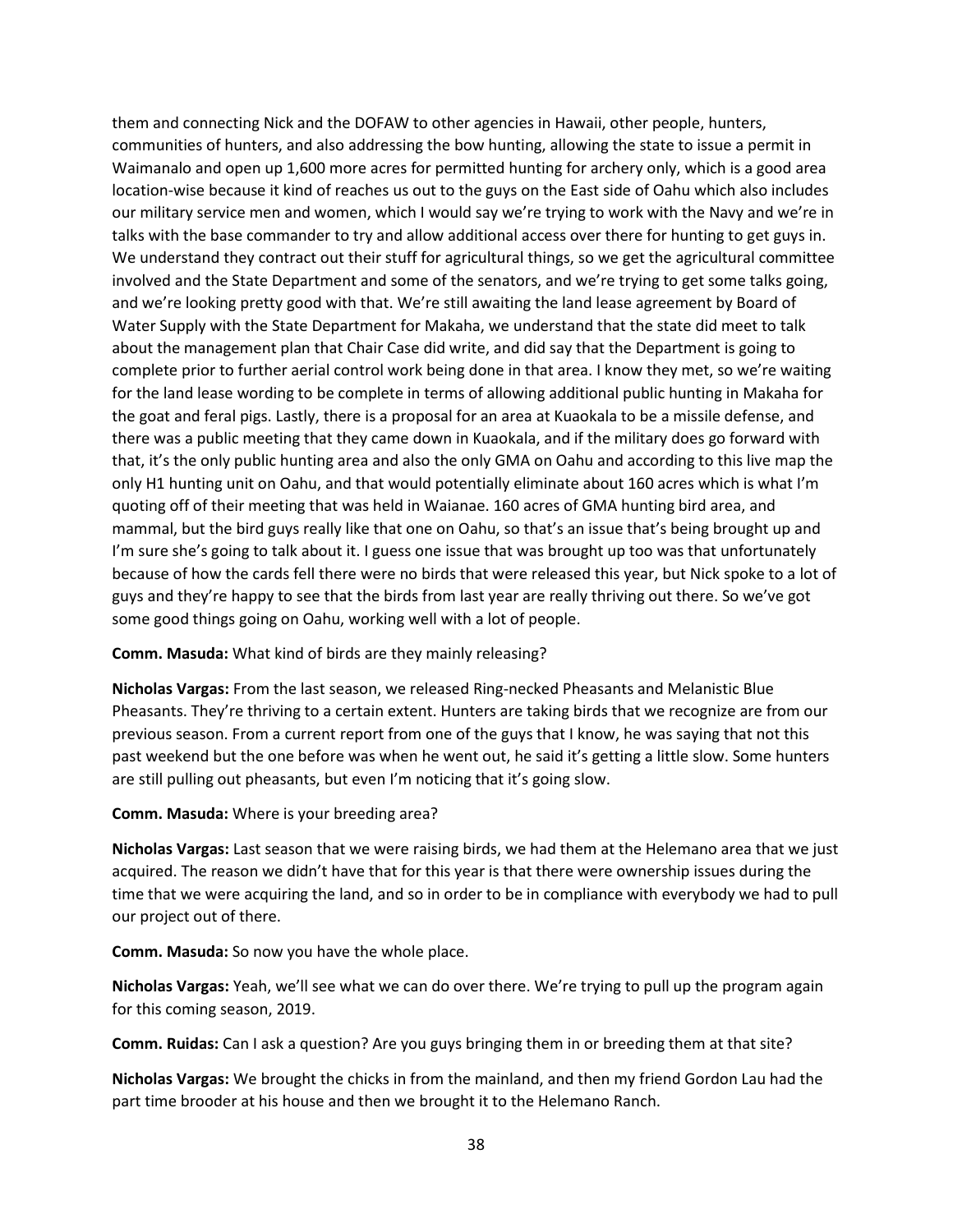them and connecting Nick and the DOFAW to other agencies in Hawaii, other people, hunters, communities of hunters, and also addressing the bow hunting, allowing the state to issue a permit in Waimanalo and open up 1,600 more acres for permitted hunting for archery only, which is a good area location-wise because it kind of reaches us out to the guys on the East side of Oahu which also includes our military service men and women, which I would say we're trying to work with the Navy and we're in talks with the base commander to try and allow additional access over there for hunting to get guys in. We understand they contract out their stuff for agricultural things, so we get the agricultural committee involved and the State Department and some of the senators, and we're trying to get some talks going, and we're looking pretty good with that. We're still awaiting the land lease agreement by Board of Water Supply with the State Department for Makaha, we understand that the state did meet to talk about the management plan that Chair Case did write, and did say that the Department is going to complete prior to further aerial control work being done in that area. I know they met, so we're waiting for the land lease wording to be complete in terms of allowing additional public hunting in Makaha for the goat and feral pigs. Lastly, there is a proposal for an area at Kuaokala to be a missile defense, and there was a public meeting that they came down in Kuaokala, and if the military does go forward with that, it's the only public hunting area and also the only GMA on Oahu and according to this live map the only H1 hunting unit on Oahu, and that would potentially eliminate about 160 acres which is what I'm quoting off of their meeting that was held in Waianae. 160 acres of GMA hunting bird area, and mammal, but the bird guys really like that one on Oahu, so that's an issue that's being brought up and I'm sure she's going to talk about it. I guess one issue that was brought up too was that unfortunately because of how the cards fell there were no birds that were released this year, but Nick spoke to a lot of guys and they're happy to see that the birds from last year are really thriving out there. So we've got some good things going on Oahu, working well with a lot of people.

**Comm. Masuda:** What kind of birds are they mainly releasing?

**Nicholas Vargas:** From the last season, we released Ring-necked Pheasants and Melanistic Blue Pheasants. They're thriving to a certain extent. Hunters are taking birds that we recognize are from our previous season. From a current report from one of the guys that I know, he was saying that not this past weekend but the one before was when he went out, he said it's getting a little slow. Some hunters are still pulling out pheasants, but even I'm noticing that it's going slow.

**Comm. Masuda:** Where is your breeding area?

**Nicholas Vargas:** Last season that we were raising birds, we had them at the Helemano area that we just acquired. The reason we didn't have that for this year is that there were ownership issues during the time that we were acquiring the land, and so in order to be in compliance with everybody we had to pull our project out of there.

**Comm. Masuda:** So now you have the whole place.

**Nicholas Vargas:** Yeah, we'll see what we can do over there. We're trying to pull up the program again for this coming season, 2019.

**Comm. Ruidas:** Can I ask a question? Are you guys bringing them in or breeding them at that site?

**Nicholas Vargas:** We brought the chicks in from the mainland, and then my friend Gordon Lau had the part time brooder at his house and then we brought it to the Helemano Ranch.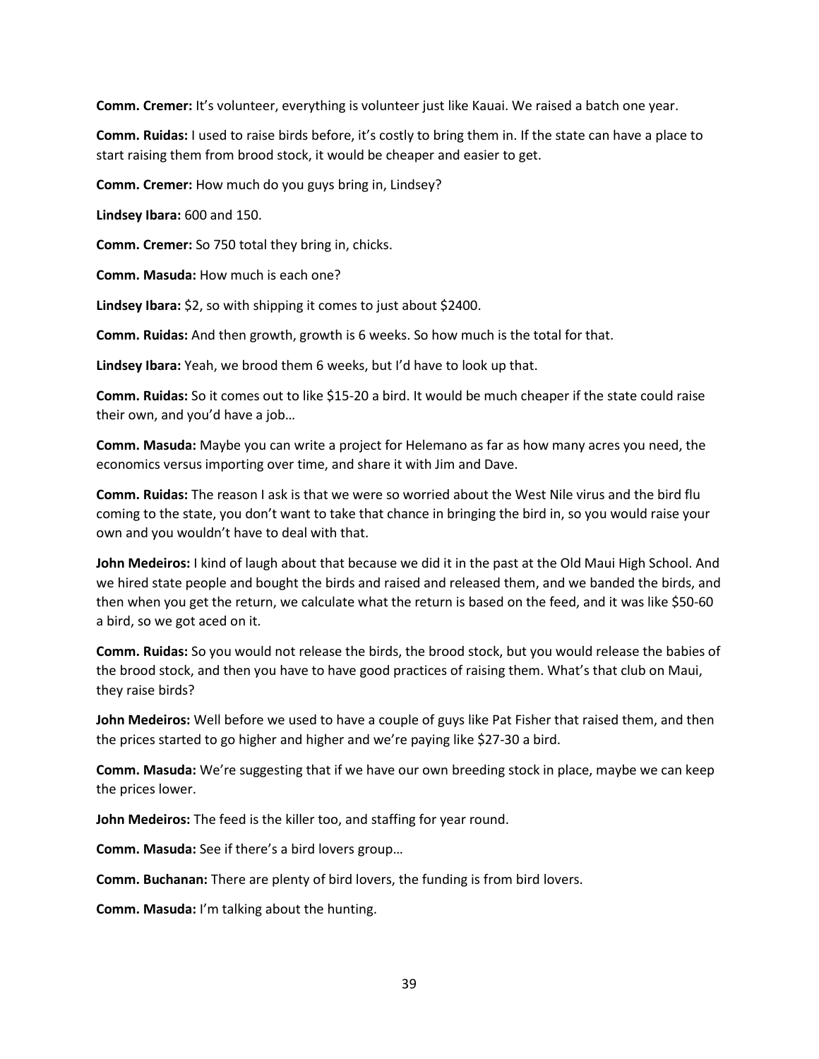**Comm. Cremer:** It's volunteer, everything is volunteer just like Kauai. We raised a batch one year.

**Comm. Ruidas:** I used to raise birds before, it's costly to bring them in. If the state can have a place to start raising them from brood stock, it would be cheaper and easier to get.

**Comm. Cremer:** How much do you guys bring in, Lindsey?

**Lindsey Ibara:** 600 and 150.

**Comm. Cremer:** So 750 total they bring in, chicks.

**Comm. Masuda:** How much is each one?

**Lindsey Ibara:** $2, so with shipping it comes to just about $2400.

**Comm. Ruidas:** And then growth, growth is 6 weeks. So how much is the total for that.

**Lindsey Ibara:** Yeah, we brood them 6 weeks, but I'd have to look up that.

**Comm. Ruidas:** So it comes out to like $15-20 a bird. It would be much cheaper if the state could raise their own, and you'd have a job…

**Comm. Masuda:** Maybe you can write a project for Helemano as far as how many acres you need, the economics versus importing over time, and share it with Jim and Dave.

**Comm. Ruidas:** The reason I ask is that we were so worried about the West Nile virus and the bird flu coming to the state, you don't want to take that chance in bringing the bird in, so you would raise your own and you wouldn't have to deal with that.

**John Medeiros:** I kind of laugh about that because we did it in the past at the Old Maui High School. And we hired state people and bought the birds and raised and released them, and we banded the birds, and then when you get the return, we calculate what the return is based on the feed, and it was like $50-60 a bird, so we got aced on it.

**Comm. Ruidas:** So you would not release the birds, the brood stock, but you would release the babies of the brood stock, and then you have to have good practices of raising them. What's that club on Maui, they raise birds?

**John Medeiros:** Well before we used to have a couple of guys like Pat Fisher that raised them, and then the prices started to go higher and higher and we're paying like $27-30 a bird.

**Comm. Masuda:** We're suggesting that if we have our own breeding stock in place, maybe we can keep the prices lower.

**John Medeiros:** The feed is the killer too, and staffing for year round.

**Comm. Masuda:** See if there's a bird lovers group…

**Comm. Buchanan:** There are plenty of bird lovers, the funding is from bird lovers.

**Comm. Masuda:** I'm talking about the hunting.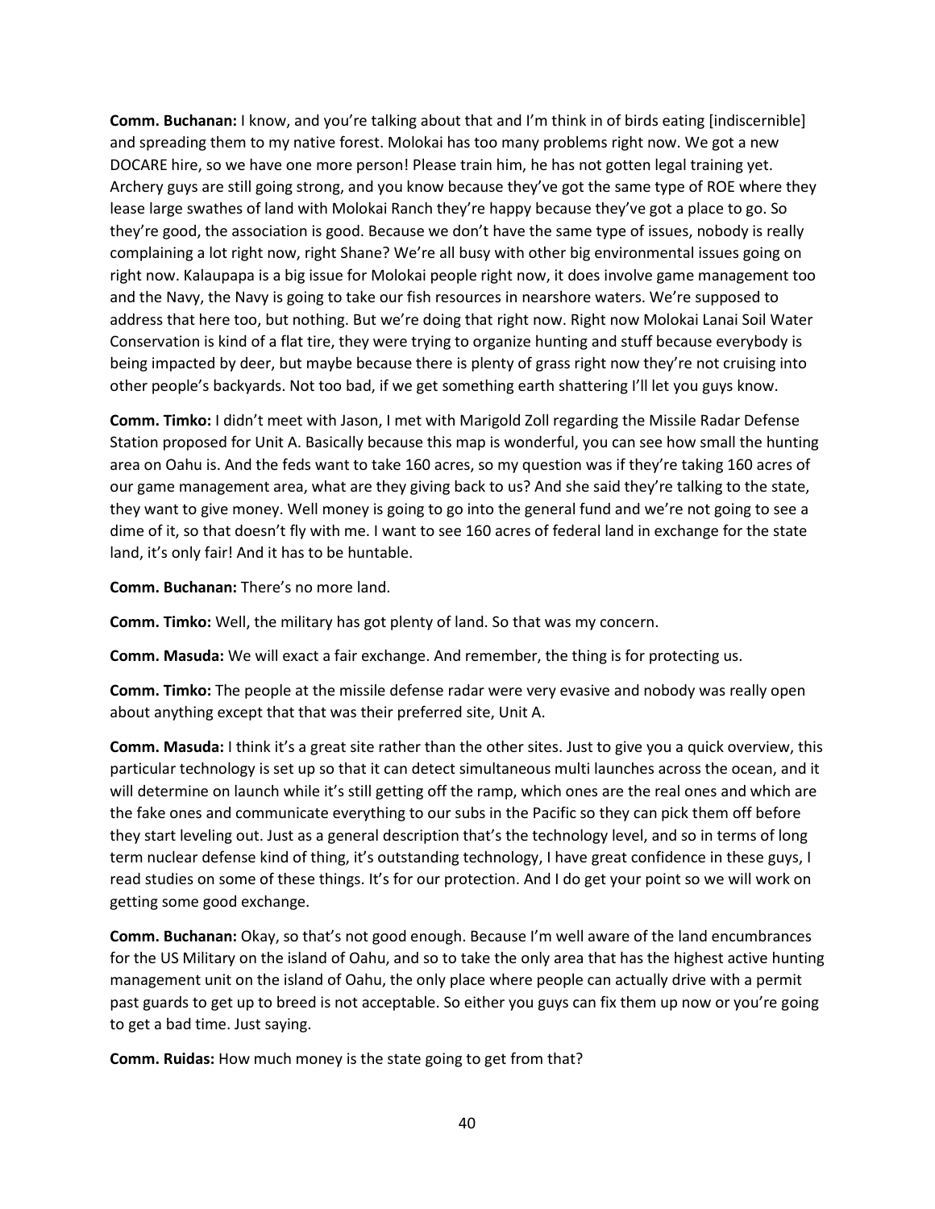**Comm. Buchanan:** I know, and you're talking about that and I'm think in of birds eating [indiscernible] and spreading them to my native forest. Molokai has too many problems right now. We got a new DOCARE hire, so we have one more person! Please train him, he has not gotten legal training yet. Archery guys are still going strong, and you know because they've got the same type of ROE where they lease large swathes of land with Molokai Ranch they're happy because they've got a place to go. So they're good, the association is good. Because we don't have the same type of issues, nobody is really complaining a lot right now, right Shane? We're all busy with other big environmental issues going on right now. Kalaupapa is a big issue for Molokai people right now, it does involve game management too and the Navy, the Navy is going to take our fish resources in nearshore waters. We're supposed to address that here too, but nothing. But we're doing that right now. Right now Molokai Lanai Soil Water Conservation is kind of a flat tire, they were trying to organize hunting and stuff because everybody is being impacted by deer, but maybe because there is plenty of grass right now they're not cruising into other people's backyards. Not too bad, if we get something earth shattering I'll let you guys know.

**Comm. Timko:** I didn't meet with Jason, I met with Marigold Zoll regarding the Missile Radar Defense Station proposed for Unit A. Basically because this map is wonderful, you can see how small the hunting area on Oahu is. And the feds want to take 160 acres, so my question was if they're taking 160 acres of our game management area, what are they giving back to us? And she said they're talking to the state, they want to give money. Well money is going to go into the general fund and we're not going to see a dime of it, so that doesn't fly with me. I want to see 160 acres of federal land in exchange for the state land, it's only fair! And it has to be huntable.

**Comm. Buchanan:** There's no more land.

**Comm. Timko:** Well, the military has got plenty of land. So that was my concern.

**Comm. Masuda:** We will exact a fair exchange. And remember, the thing is for protecting us.

**Comm. Timko:** The people at the missile defense radar were very evasive and nobody was really open about anything except that that was their preferred site, Unit A.

**Comm. Masuda:** I think it's a great site rather than the other sites. Just to give you a quick overview, this particular technology is set up so that it can detect simultaneous multi launches across the ocean, and it will determine on launch while it's still getting off the ramp, which ones are the real ones and which are the fake ones and communicate everything to our subs in the Pacific so they can pick them off before they start leveling out. Just as a general description that's the technology level, and so in terms of long term nuclear defense kind of thing, it's outstanding technology, I have great confidence in these guys, I read studies on some of these things. It's for our protection. And I do get your point so we will work on getting some good exchange.

**Comm. Buchanan:** Okay, so that's not good enough. Because I'm well aware of the land encumbrances for the US Military on the island of Oahu, and so to take the only area that has the highest active hunting management unit on the island of Oahu, the only place where people can actually drive with a permit past guards to get up to breed is not acceptable. So either you guys can fix them up now or you're going to get a bad time. Just saying.

**Comm. Ruidas:** How much money is the state going to get from that?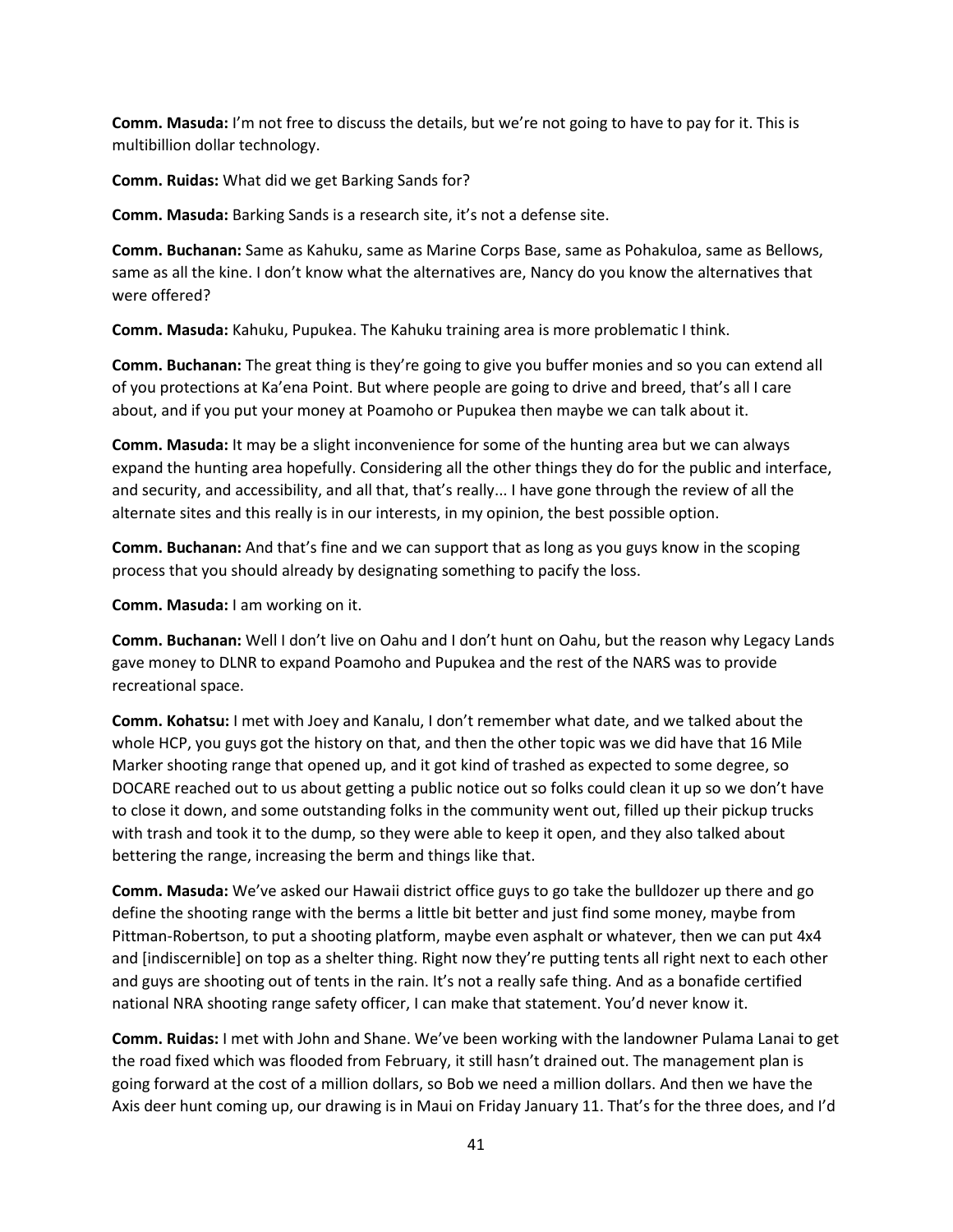**Comm. Masuda:** I'm not free to discuss the details, but we're not going to have to pay for it. This is multibillion dollar technology.

**Comm. Ruidas:** What did we get Barking Sands for?

**Comm. Masuda:** Barking Sands is a research site, it's not a defense site.

**Comm. Buchanan:** Same as Kahuku, same as Marine Corps Base, same as Pohakuloa, same as Bellows, same as all the kine. I don't know what the alternatives are, Nancy do you know the alternatives that were offered?

**Comm. Masuda:** Kahuku, Pupukea. The Kahuku training area is more problematic I think.

**Comm. Buchanan:** The great thing is they're going to give you buffer monies and so you can extend all of you protections at Ka'ena Point. But where people are going to drive and breed, that's all I care about, and if you put your money at Poamoho or Pupukea then maybe we can talk about it.

**Comm. Masuda:** It may be a slight inconvenience for some of the hunting area but we can always expand the hunting area hopefully. Considering all the other things they do for the public and interface, and security, and accessibility, and all that, that's really... I have gone through the review of all the alternate sites and this really is in our interests, in my opinion, the best possible option.

**Comm. Buchanan:** And that's fine and we can support that as long as you guys know in the scoping process that you should already by designating something to pacify the loss.

**Comm. Masuda:** I am working on it.

**Comm. Buchanan:** Well I don't live on Oahu and I don't hunt on Oahu, but the reason why Legacy Lands gave money to DLNR to expand Poamoho and Pupukea and the rest of the NARS was to provide recreational space.

**Comm. Kohatsu:** I met with Joey and Kanalu, I don't remember what date, and we talked about the whole HCP, you guys got the history on that, and then the other topic was we did have that 16 Mile Marker shooting range that opened up, and it got kind of trashed as expected to some degree, so DOCARE reached out to us about getting a public notice out so folks could clean it up so we don't have to close it down, and some outstanding folks in the community went out, filled up their pickup trucks with trash and took it to the dump, so they were able to keep it open, and they also talked about bettering the range, increasing the berm and things like that.

**Comm. Masuda:** We've asked our Hawaii district office guys to go take the bulldozer up there and go define the shooting range with the berms a little bit better and just find some money, maybe from Pittman-Robertson, to put a shooting platform, maybe even asphalt or whatever, then we can put 4x4 and [indiscernible] on top as a shelter thing. Right now they're putting tents all right next to each other and guys are shooting out of tents in the rain. It's not a really safe thing. And as a bonafide certified national NRA shooting range safety officer, I can make that statement. You'd never know it.

**Comm. Ruidas:** I met with John and Shane. We've been working with the landowner Pulama Lanai to get the road fixed which was flooded from February, it still hasn't drained out. The management plan is going forward at the cost of a million dollars, so Bob we need a million dollars. And then we have the Axis deer hunt coming up, our drawing is in Maui on Friday January 11. That's for the three does, and I'd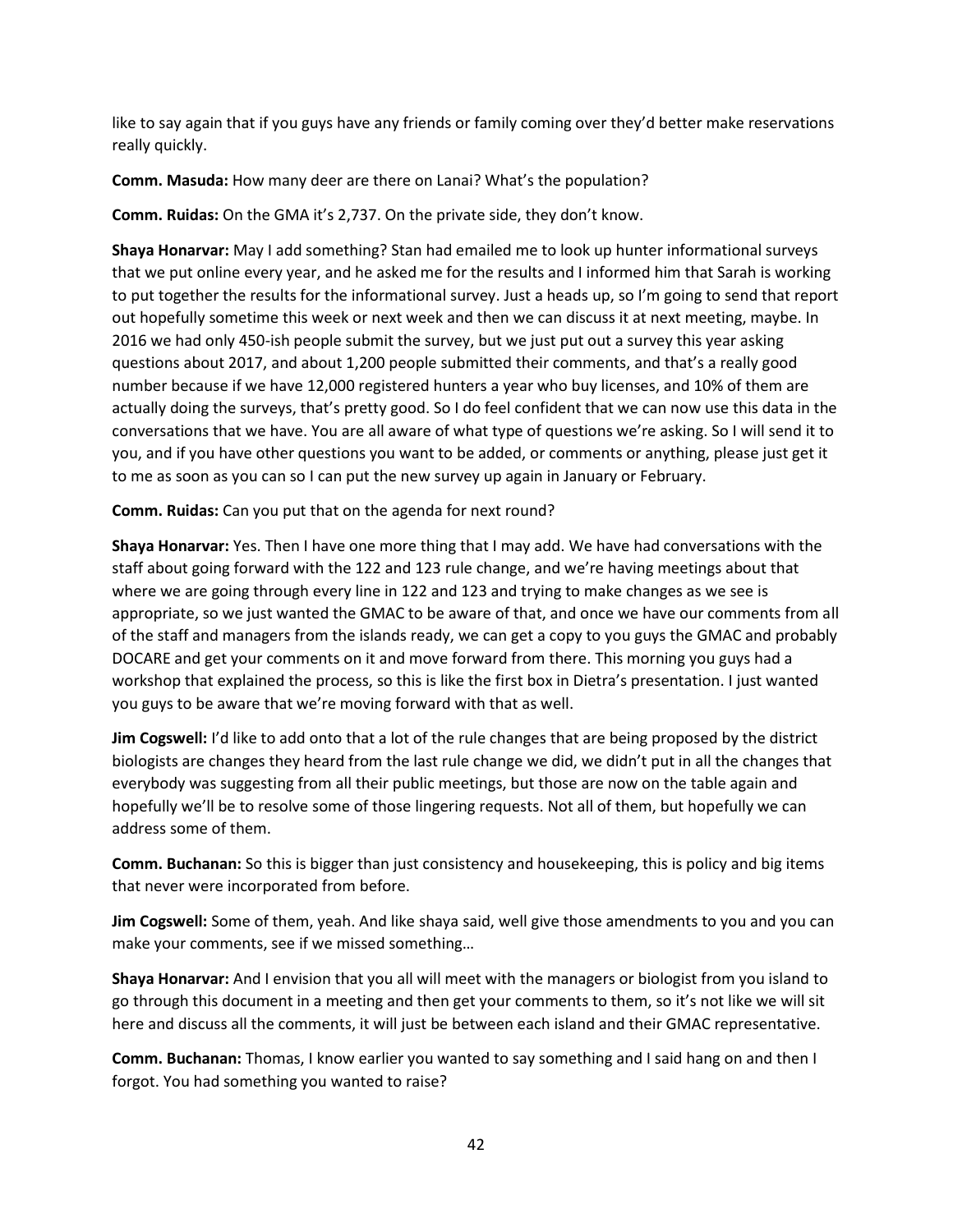like to say again that if you guys have any friends or family coming over they'd better make reservations really quickly.

**Comm. Masuda:** How many deer are there on Lanai? What's the population?

**Comm. Ruidas:** On the GMA it's 2,737. On the private side, they don't know.

**Shaya Honarvar:** May I add something? Stan had emailed me to look up hunter informational surveys that we put online every year, and he asked me for the results and I informed him that Sarah is working to put together the results for the informational survey. Just a heads up, so I'm going to send that report out hopefully sometime this week or next week and then we can discuss it at next meeting, maybe. In 2016 we had only 450-ish people submit the survey, but we just put out a survey this year asking questions about 2017, and about 1,200 people submitted their comments, and that's a really good number because if we have 12,000 registered hunters a year who buy licenses, and 10% of them are actually doing the surveys, that's pretty good. So I do feel confident that we can now use this data in the conversations that we have. You are all aware of what type of questions we're asking. So I will send it to you, and if you have other questions you want to be added, or comments or anything, please just get it to me as soon as you can so I can put the new survey up again in January or February.

**Comm. Ruidas:** Can you put that on the agenda for next round?

**Shaya Honarvar:** Yes. Then I have one more thing that I may add. We have had conversations with the staff about going forward with the 122 and 123 rule change, and we're having meetings about that where we are going through every line in 122 and 123 and trying to make changes as we see is appropriate, so we just wanted the GMAC to be aware of that, and once we have our comments from all of the staff and managers from the islands ready, we can get a copy to you guys the GMAC and probably DOCARE and get your comments on it and move forward from there. This morning you guys had a workshop that explained the process, so this is like the first box in Dietra's presentation. I just wanted you guys to be aware that we're moving forward with that as well.

**Jim Cogswell:** I'd like to add onto that a lot of the rule changes that are being proposed by the district biologists are changes they heard from the last rule change we did, we didn't put in all the changes that everybody was suggesting from all their public meetings, but those are now on the table again and hopefully we'll be to resolve some of those lingering requests. Not all of them, but hopefully we can address some of them.

**Comm. Buchanan:** So this is bigger than just consistency and housekeeping, this is policy and big items that never were incorporated from before.

**Jim Cogswell:** Some of them, yeah. And like shaya said, well give those amendments to you and you can make your comments, see if we missed something…

**Shaya Honarvar:** And I envision that you all will meet with the managers or biologist from you island to go through this document in a meeting and then get your comments to them, so it's not like we will sit here and discuss all the comments, it will just be between each island and their GMAC representative.

**Comm. Buchanan:** Thomas, I know earlier you wanted to say something and I said hang on and then I forgot. You had something you wanted to raise?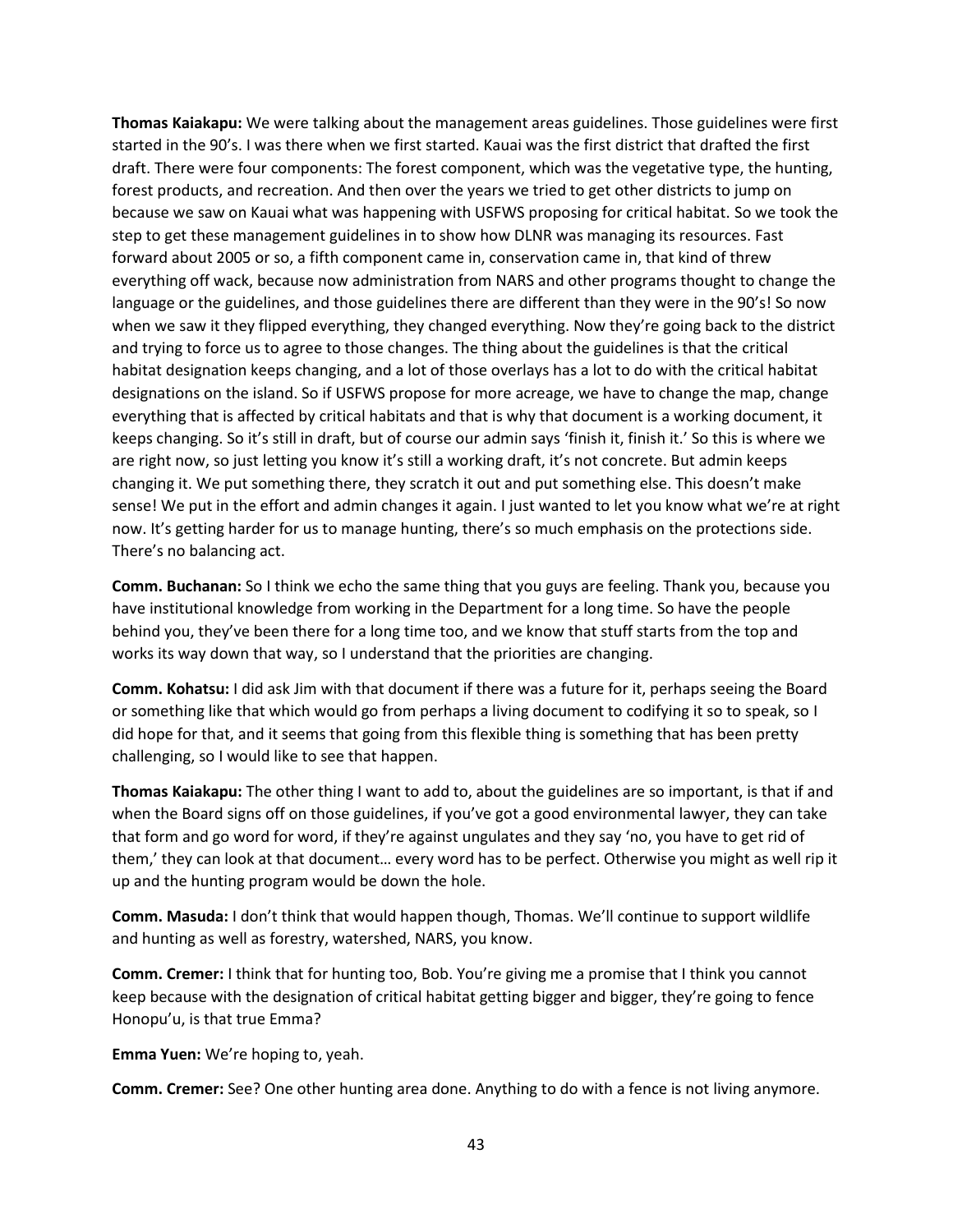**Thomas Kaiakapu:** We were talking about the management areas guidelines. Those guidelines were first started in the 90's. I was there when we first started. Kauai was the first district that drafted the first draft. There were four components: The forest component, which was the vegetative type, the hunting, forest products, and recreation. And then over the years we tried to get other districts to jump on because we saw on Kauai what was happening with USFWS proposing for critical habitat. So we took the step to get these management guidelines in to show how DLNR was managing its resources. Fast forward about 2005 or so, a fifth component came in, conservation came in, that kind of threw everything off wack, because now administration from NARS and other programs thought to change the language or the guidelines, and those guidelines there are different than they were in the 90's! So now when we saw it they flipped everything, they changed everything. Now they're going back to the district and trying to force us to agree to those changes. The thing about the guidelines is that the critical habitat designation keeps changing, and a lot of those overlays has a lot to do with the critical habitat designations on the island. So if USFWS propose for more acreage, we have to change the map, change everything that is affected by critical habitats and that is why that document is a working document, it keeps changing. So it's still in draft, but of course our admin says 'finish it, finish it.' So this is where we are right now, so just letting you know it's still a working draft, it's not concrete. But admin keeps changing it. We put something there, they scratch it out and put something else. This doesn't make sense! We put in the effort and admin changes it again. I just wanted to let you know what we're at right now. It's getting harder for us to manage hunting, there's so much emphasis on the protections side. There's no balancing act.

**Comm. Buchanan:** So I think we echo the same thing that you guys are feeling. Thank you, because you have institutional knowledge from working in the Department for a long time. So have the people behind you, they've been there for a long time too, and we know that stuff starts from the top and works its way down that way, so I understand that the priorities are changing.

**Comm. Kohatsu:** I did ask Jim with that document if there was a future for it, perhaps seeing the Board or something like that which would go from perhaps a living document to codifying it so to speak, so I did hope for that, and it seems that going from this flexible thing is something that has been pretty challenging, so I would like to see that happen.

**Thomas Kaiakapu:** The other thing I want to add to, about the guidelines are so important, is that if and when the Board signs off on those guidelines, if you've got a good environmental lawyer, they can take that form and go word for word, if they're against ungulates and they say 'no, you have to get rid of them,' they can look at that document… every word has to be perfect. Otherwise you might as well rip it up and the hunting program would be down the hole.

**Comm. Masuda:** I don't think that would happen though, Thomas. We'll continue to support wildlife and hunting as well as forestry, watershed, NARS, you know.

**Comm. Cremer:** I think that for hunting too, Bob. You're giving me a promise that I think you cannot keep because with the designation of critical habitat getting bigger and bigger, they're going to fence Honopu'u, is that true Emma?

**Emma Yuen:** We're hoping to, yeah.

**Comm. Cremer:** See? One other hunting area done. Anything to do with a fence is not living anymore.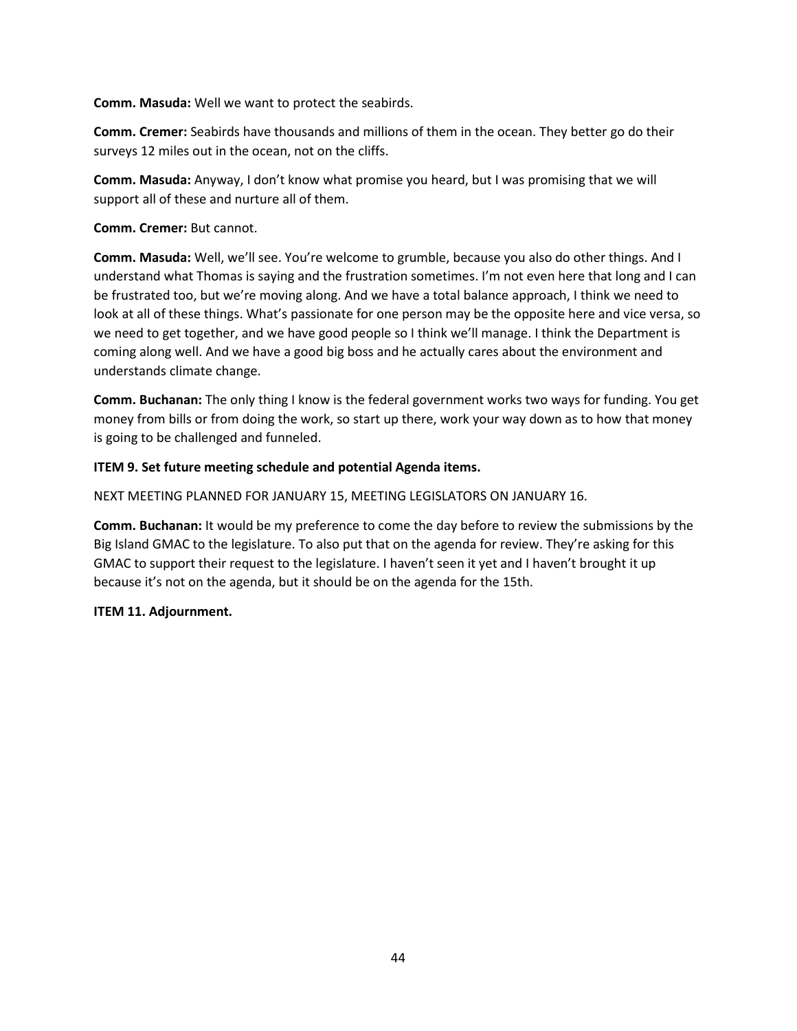**Comm. Masuda:** Well we want to protect the seabirds.

**Comm. Cremer:** Seabirds have thousands and millions of them in the ocean. They better go do their surveys 12 miles out in the ocean, not on the cliffs.

**Comm. Masuda:** Anyway, I don't know what promise you heard, but I was promising that we will support all of these and nurture all of them.

**Comm. Cremer:** But cannot.

**Comm. Masuda:** Well, we'll see. You're welcome to grumble, because you also do other things. And I understand what Thomas is saying and the frustration sometimes. I'm not even here that long and I can be frustrated too, but we're moving along. And we have a total balance approach, I think we need to look at all of these things. What's passionate for one person may be the opposite here and vice versa, so we need to get together, and we have good people so I think we'll manage. I think the Department is coming along well. And we have a good big boss and he actually cares about the environment and understands climate change.

**Comm. Buchanan:** The only thing I know is the federal government works two ways for funding. You get money from bills or from doing the work, so start up there, work your way down as to how that money is going to be challenged and funneled.

**ITEM 9. Set future meeting schedule and potential Agenda items.**

NEXT MEETING PLANNED FOR JANUARY 15, MEETING LEGISLATORS ON JANUARY 16.

**Comm. Buchanan:** It would be my preference to come the day before to review the submissions by the Big Island GMAC to the legislature. To also put that on the agenda for review. They're asking for this GMAC to support their request to the legislature. I haven't seen it yet and I haven't brought it up because it's not on the agenda, but it should be on the agenda for the 15th.

**ITEM 11. Adjournment.**